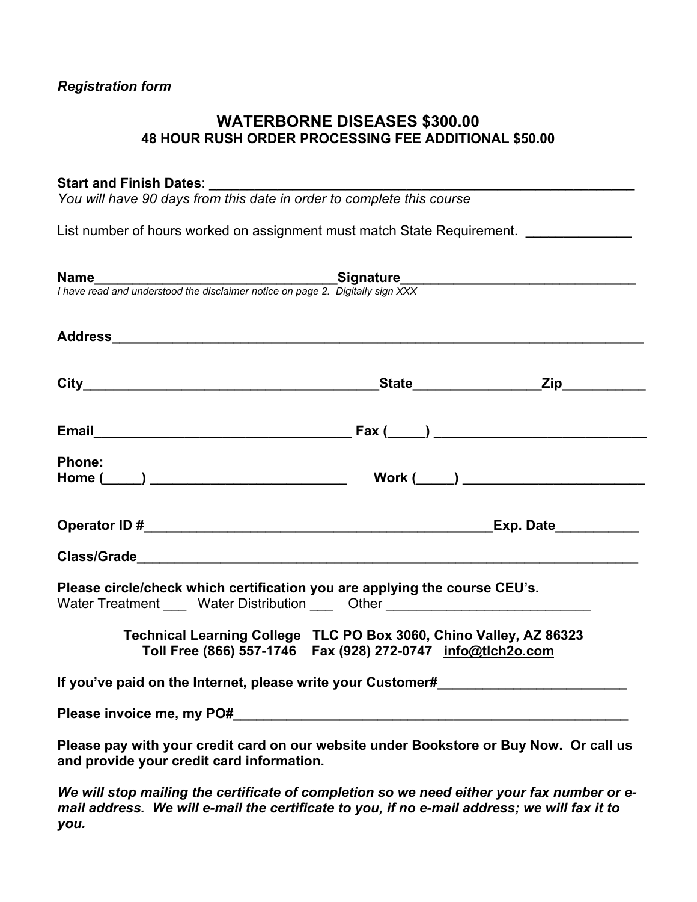*Registration form*

# WATERBORNE DISEASES $300.00

**48 HOUR RUSH ORDER PROCESSING FEE ADDITIONAL $50.00**

**Start and Finish Dates**: ________________________________________________

*You will have 90 days from this date in order to complete this course*

List number of hours worked on assignment must match State Requirement. ____________

**Name**______________________________**Signature**____________________________

*I have read and understood the disclaimer notice on page 2. Digitally sign XXX*

**Address**_________________________________________________________________

**City**____________________________________**State**_______________**Zip**__________

**Email**________________________________ **Fax (_____)** __________________________

**Phone:**

**Home (_____)** ________________________ **Work (_____)** ______________________

**Operator ID #**____________________________________________**Exp. Date**__________

**Class/Grade**______________________________________________________________

**Please circle/check which certification you are applying the course CEU's.**

Water Treatment ___ Water Distribution ___ Other __________________________

**Technical Learning College TLC PO Box 3060, Chino Valley, AZ 86323**
**Toll Free (866) 557-1746 Fax (928) 272-0747 info@tlch2o.com**

**If you've paid on the Internet, please write your Customer#**______________________

**Please invoice me, my PO#**__________________________________________________

**Please pay with your credit card on our website under Bookstore or Buy Now. Or call us and provide your credit card information.**

***We will stop mailing the certificate of completion so we need either your fax number or e-mail address. We will e-mail the certificate to you, if no e-mail address; we will fax it to you.***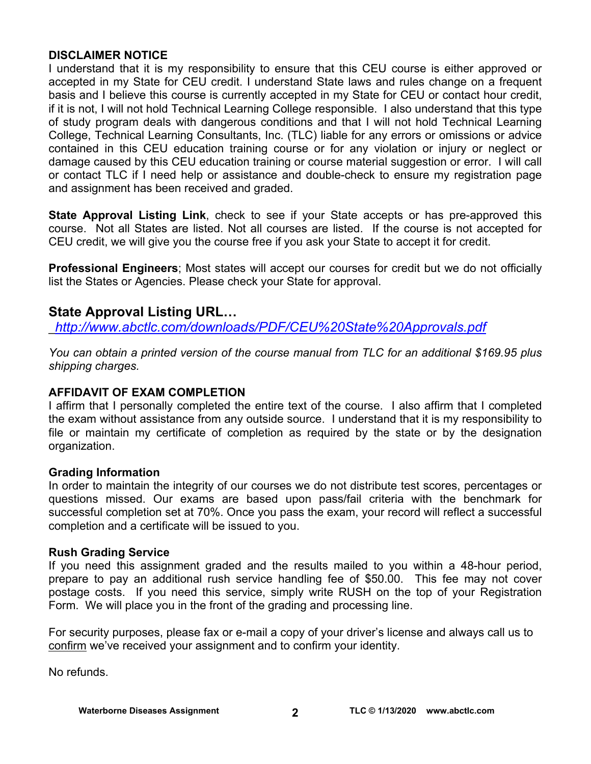**DISCLAIMER NOTICE**

I understand that it is my responsibility to ensure that this CEU course is either approved or accepted in my State for CEU credit. I understand State laws and rules change on a frequent basis and I believe this course is currently accepted in my State for CEU or contact hour credit, if it is not, I will not hold Technical Learning College responsible. I also understand that this type of study program deals with dangerous conditions and that I will not hold Technical Learning College, Technical Learning Consultants, Inc. (TLC) liable for any errors or omissions or advice contained in this CEU education training course or for any violation or injury or neglect or damage caused by this CEU education training or course material suggestion or error. I will call or contact TLC if I need help or assistance and double-check to ensure my registration page and assignment has been received and graded.

**State Approval Listing Link**, check to see if your State accepts or has pre-approved this course. Not all States are listed. Not all courses are listed. If the course is not accepted for CEU credit, we will give you the course free if you ask your State to accept it for credit.

**Professional Engineers**; Most states will accept our courses for credit but we do not officially list the States or Agencies. Please check your State for approval.

## State Approval Listing URL…

*http://www.abctlc.com/downloads/PDF/CEU%20State%20Approvals.pdf*

*You can obtain a printed version of the course manual from TLC for an additional $169.95 plus shipping charges.*

**AFFIDAVIT OF EXAM COMPLETION**

I affirm that I personally completed the entire text of the course. I also affirm that I completed the exam without assistance from any outside source. I understand that it is my responsibility to file or maintain my certificate of completion as required by the state or by the designation organization.

**Grading Information**

In order to maintain the integrity of our courses we do not distribute test scores, percentages or questions missed. Our exams are based upon pass/fail criteria with the benchmark for successful completion set at 70%. Once you pass the exam, your record will reflect a successful completion and a certificate will be issued to you.

**Rush Grading Service**

If you need this assignment graded and the results mailed to you within a 48-hour period, prepare to pay an additional rush service handling fee of $50.00. This fee may not cover postage costs. If you need this service, simply write RUSH on the top of your Registration Form. We will place you in the front of the grading and processing line.

For security purposes, please fax or e-mail a copy of your driver's license and always call us to confirm we've received your assignment and to confirm your identity.

No refunds.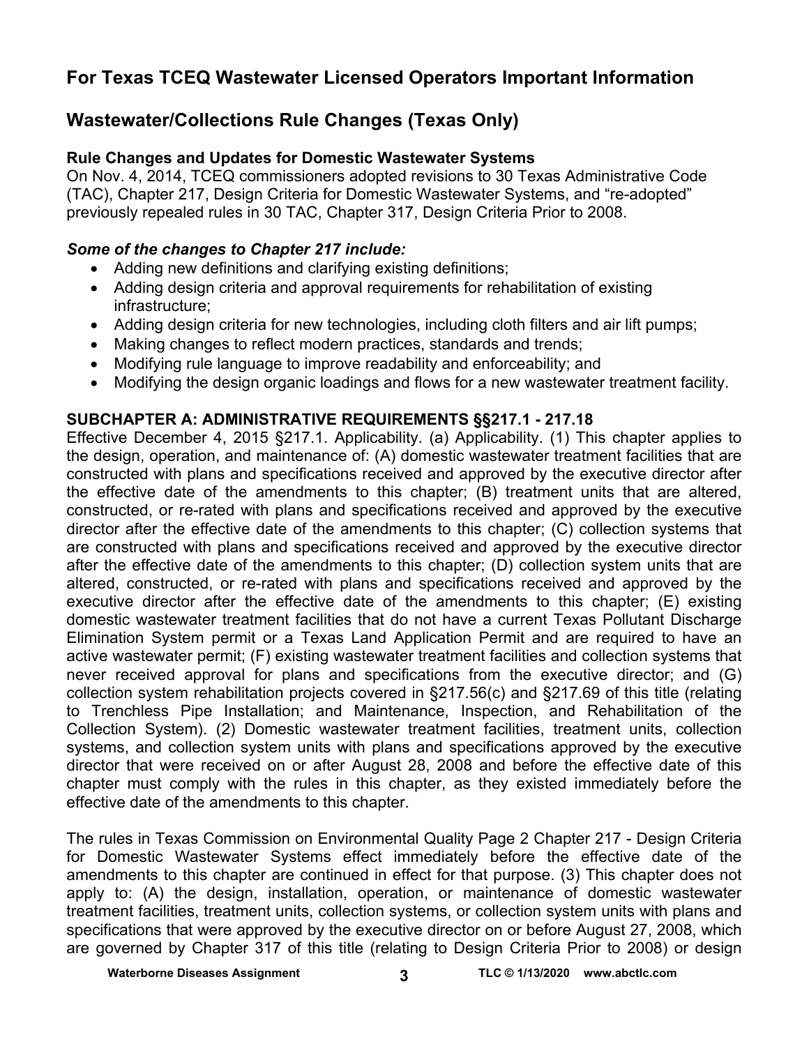## For Texas TCEQ Wastewater Licensed Operators Important Information

## Wastewater/Collections Rule Changes (Texas Only)

### Rule Changes and Updates for Domestic Wastewater Systems

On Nov. 4, 2014, TCEQ commissioners adopted revisions to 30 Texas Administrative Code (TAC), Chapter 217, Design Criteria for Domestic Wastewater Systems, and "re-adopted" previously repealed rules in 30 TAC, Chapter 317, Design Criteria Prior to 2008.

***Some of the changes to Chapter 217 include:***

- Adding new definitions and clarifying existing definitions;
- Adding design criteria and approval requirements for rehabilitation of existing infrastructure;
- Adding design criteria for new technologies, including cloth filters and air lift pumps;
- Making changes to reflect modern practices, standards and trends;
- Modifying rule language to improve readability and enforceability; and
- Modifying the design organic loadings and flows for a new wastewater treatment facility.

### SUBCHAPTER A: ADMINISTRATIVE REQUIREMENTS §§217.1 - 217.18

Effective December 4, 2015 §217.1. Applicability. (a) Applicability. (1) This chapter applies to the design, operation, and maintenance of: (A) domestic wastewater treatment facilities that are constructed with plans and specifications received and approved by the executive director after the effective date of the amendments to this chapter; (B) treatment units that are altered, constructed, or re-rated with plans and specifications received and approved by the executive director after the effective date of the amendments to this chapter; (C) collection systems that are constructed with plans and specifications received and approved by the executive director after the effective date of the amendments to this chapter; (D) collection system units that are altered, constructed, or re-rated with plans and specifications received and approved by the executive director after the effective date of the amendments to this chapter; (E) existing domestic wastewater treatment facilities that do not have a current Texas Pollutant Discharge Elimination System permit or a Texas Land Application Permit and are required to have an active wastewater permit; (F) existing wastewater treatment facilities and collection systems that never received approval for plans and specifications from the executive director; and (G) collection system rehabilitation projects covered in §217.56(c) and §217.69 of this title (relating to Trenchless Pipe Installation; and Maintenance, Inspection, and Rehabilitation of the Collection System). (2) Domestic wastewater treatment facilities, treatment units, collection systems, and collection system units with plans and specifications approved by the executive director that were received on or after August 28, 2008 and before the effective date of this chapter must comply with the rules in this chapter, as they existed immediately before the effective date of the amendments to this chapter.

The rules in Texas Commission on Environmental Quality Page 2 Chapter 217 - Design Criteria for Domestic Wastewater Systems effect immediately before the effective date of the amendments to this chapter are continued in effect for that purpose. (3) This chapter does not apply to: (A) the design, installation, operation, or maintenance of domestic wastewater treatment facilities, treatment units, collection systems, or collection system units with plans and specifications that were approved by the executive director on or before August 27, 2008, which are governed by Chapter 317 of this title (relating to Design Criteria Prior to 2008) or design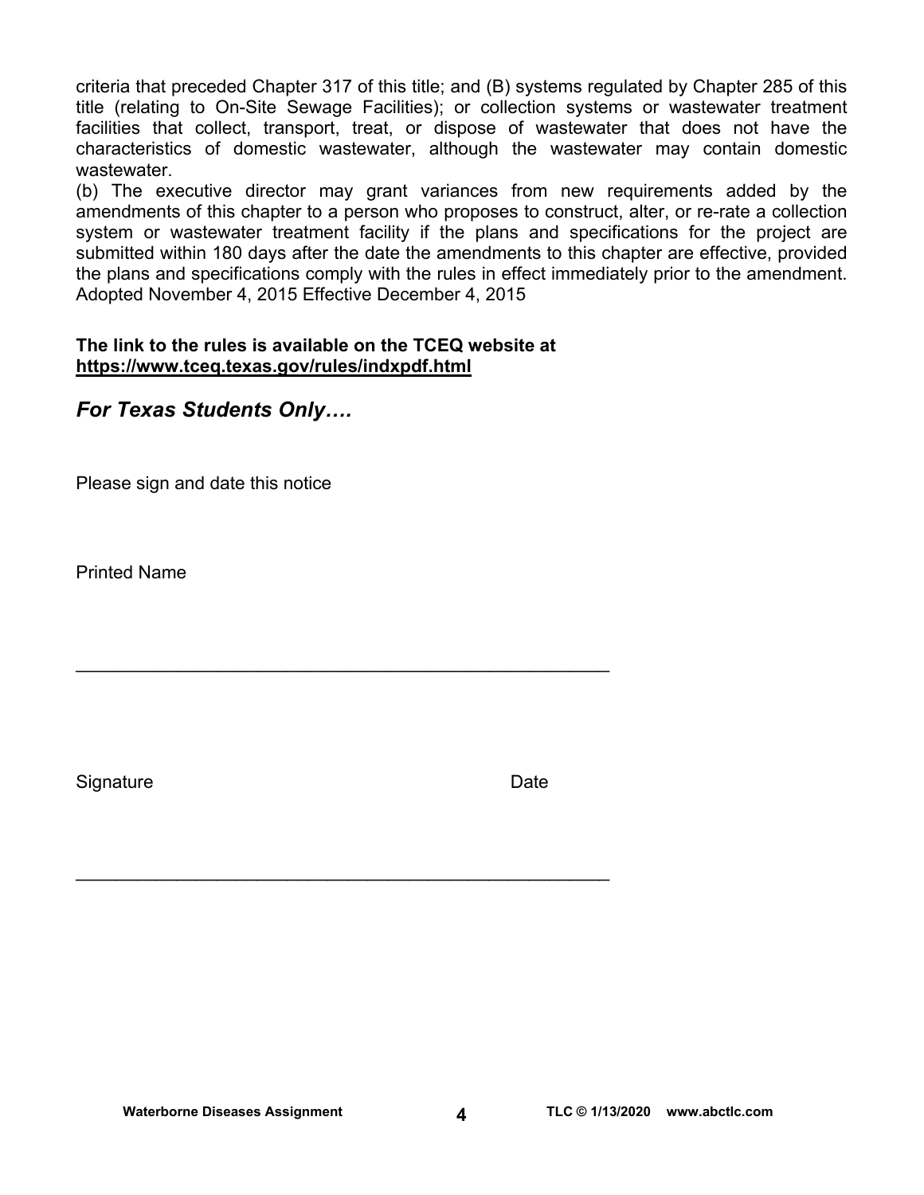criteria that preceded Chapter 317 of this title; and (B) systems regulated by Chapter 285 of this title (relating to On-Site Sewage Facilities); or collection systems or wastewater treatment facilities that collect, transport, treat, or dispose of wastewater that does not have the characteristics of domestic wastewater, although the wastewater may contain domestic wastewater.

(b) The executive director may grant variances from new requirements added by the amendments of this chapter to a person who proposes to construct, alter, or re-rate a collection system or wastewater treatment facility if the plans and specifications for the project are submitted within 180 days after the date the amendments to this chapter are effective, provided the plans and specifications comply with the rules in effect immediately prior to the amendment. Adopted November 4, 2015 Effective December 4, 2015

**The link to the rules is available on the TCEQ website at https://www.tceq.texas.gov/rules/indxpdf.html**

## *For Texas Students Only….*

Please sign and date this notice

Printed Name

\_\_\_\_\_\_\_\_\_\_\_\_\_\_\_\_\_\_\_\_\_\_\_\_\_\_\_\_\_\_\_\_\_\_\_\_\_\_\_\_\_\_\_\_\_\_\_\_\_\_\_\_

Signature                                                                 Date

\_\_\_\_\_\_\_\_\_\_\_\_\_\_\_\_\_\_\_\_\_\_\_\_\_\_\_\_\_\_\_\_\_\_\_\_\_\_\_\_\_\_\_\_\_\_\_\_\_\_\_\_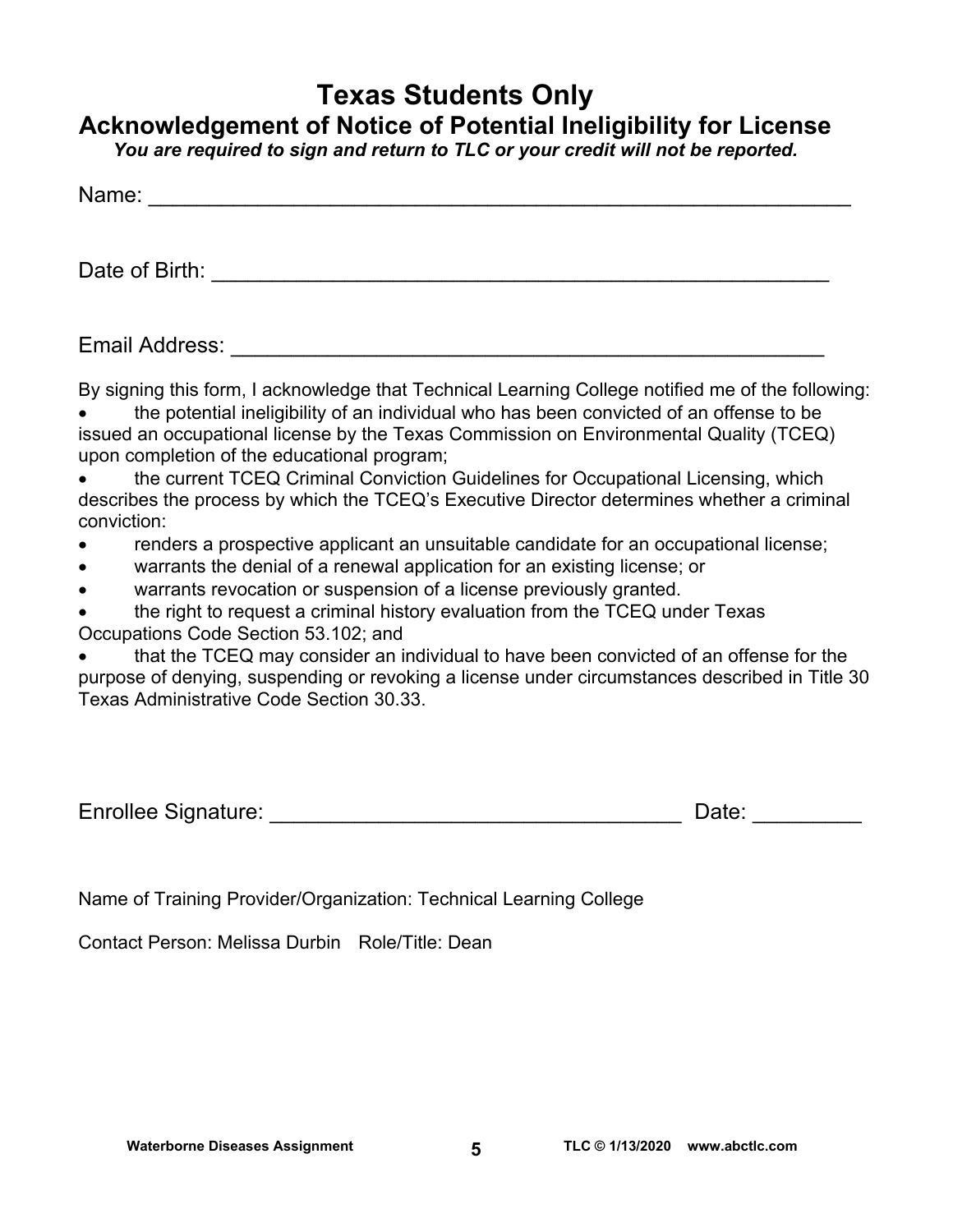# Texas Students Only

## Acknowledgement of Notice of Potential Ineligibility for License

***You are required to sign and return to TLC or your credit will not be reported.***

Name: ___________________________________________________________

Date of Birth: ____________________________________________________

Email Address: ___________________________________________________

By signing this form, I acknowledge that Technical Learning College notified me of the following:

- the potential ineligibility of an individual who has been convicted of an offense to be issued an occupational license by the Texas Commission on Environmental Quality (TCEQ) upon completion of the educational program;
- the current TCEQ Criminal Conviction Guidelines for Occupational Licensing, which describes the process by which the TCEQ's Executive Director determines whether a criminal conviction:
- renders a prospective applicant an unsuitable candidate for an occupational license;
- warrants the denial of a renewal application for an existing license; or
- warrants revocation or suspension of a license previously granted.
- the right to request a criminal history evaluation from the TCEQ under Texas Occupations Code Section 53.102; and
- that the TCEQ may consider an individual to have been convicted of an offense for the purpose of denying, suspending or revoking a license under circumstances described in Title 30 Texas Administrative Code Section 30.33.

Enrollee Signature: ___________________________________ Date: _________

Name of Training Provider/Organization: Technical Learning College

Contact Person: Melissa Durbin Role/Title: Dean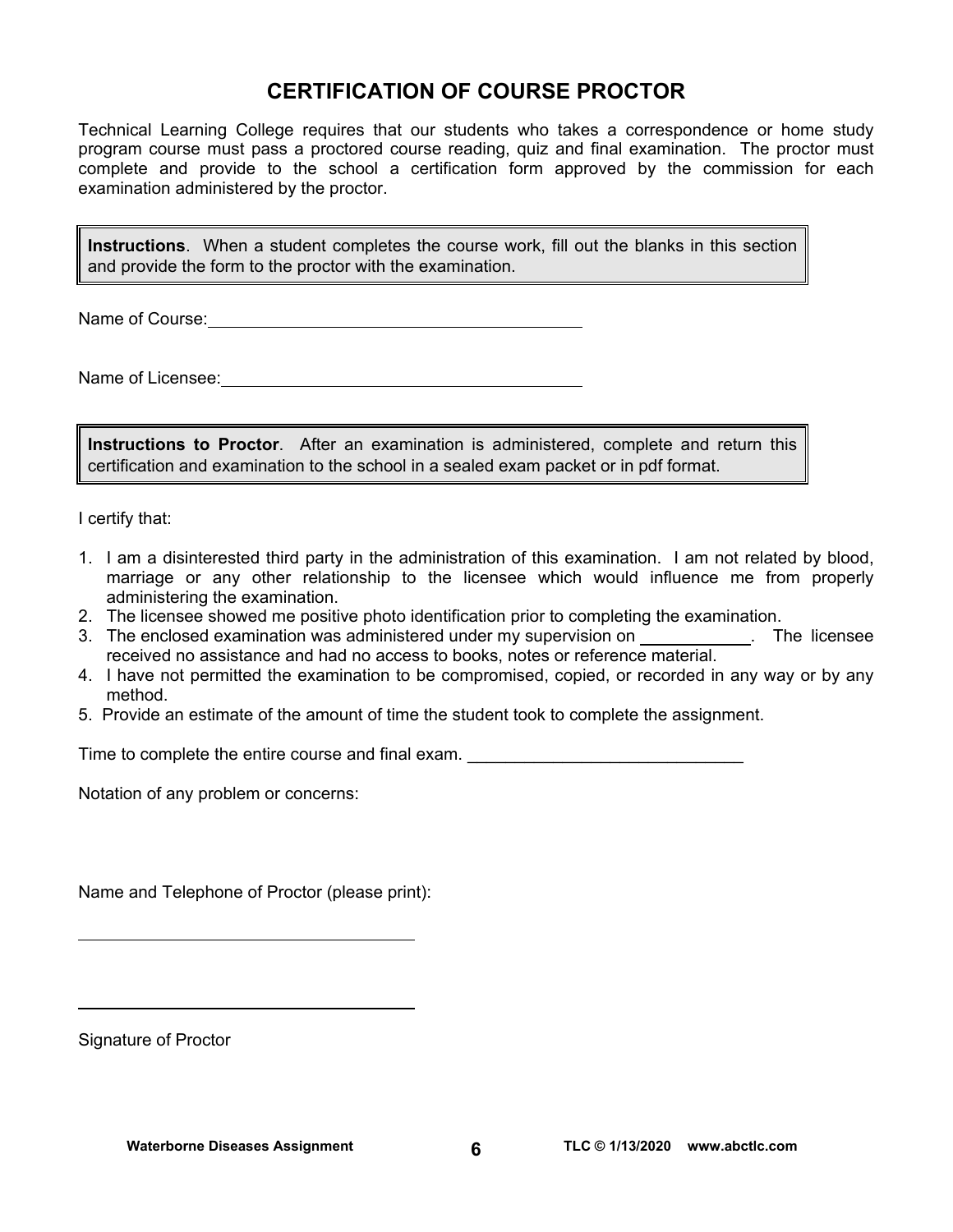# CERTIFICATION OF COURSE PROCTOR

Technical Learning College requires that our students who takes a correspondence or home study program course must pass a proctored course reading, quiz and final examination. The proctor must complete and provide to the school a certification form approved by the commission for each examination administered by the proctor.

> **Instructions**. When a student completes the course work, fill out the blanks in this section and provide the form to the proctor with the examination.

Name of Course: ____________________________________________

Name of Licensee: __________________________________________

> **Instructions to Proctor**. After an examination is administered, complete and return this certification and examination to the school in a sealed exam packet or in pdf format.

I certify that:

1. I am a disinterested third party in the administration of this examination. I am not related by blood, marriage or any other relationship to the licensee which would influence me from properly administering the examination.
2. The licensee showed me positive photo identification prior to completing the examination.
3. The enclosed examination was administered under my supervision on ____________. The licensee received no assistance and had no access to books, notes or reference material.
4. I have not permitted the examination to be compromised, copied, or recorded in any way or by any method.
5. Provide an estimate of the amount of time the student took to complete the assignment.

Time to complete the entire course and final exam. ______________________________

Notation of any problem or concerns:

Name and Telephone of Proctor (please print):

______________________________________

______________________________________

Signature of Proctor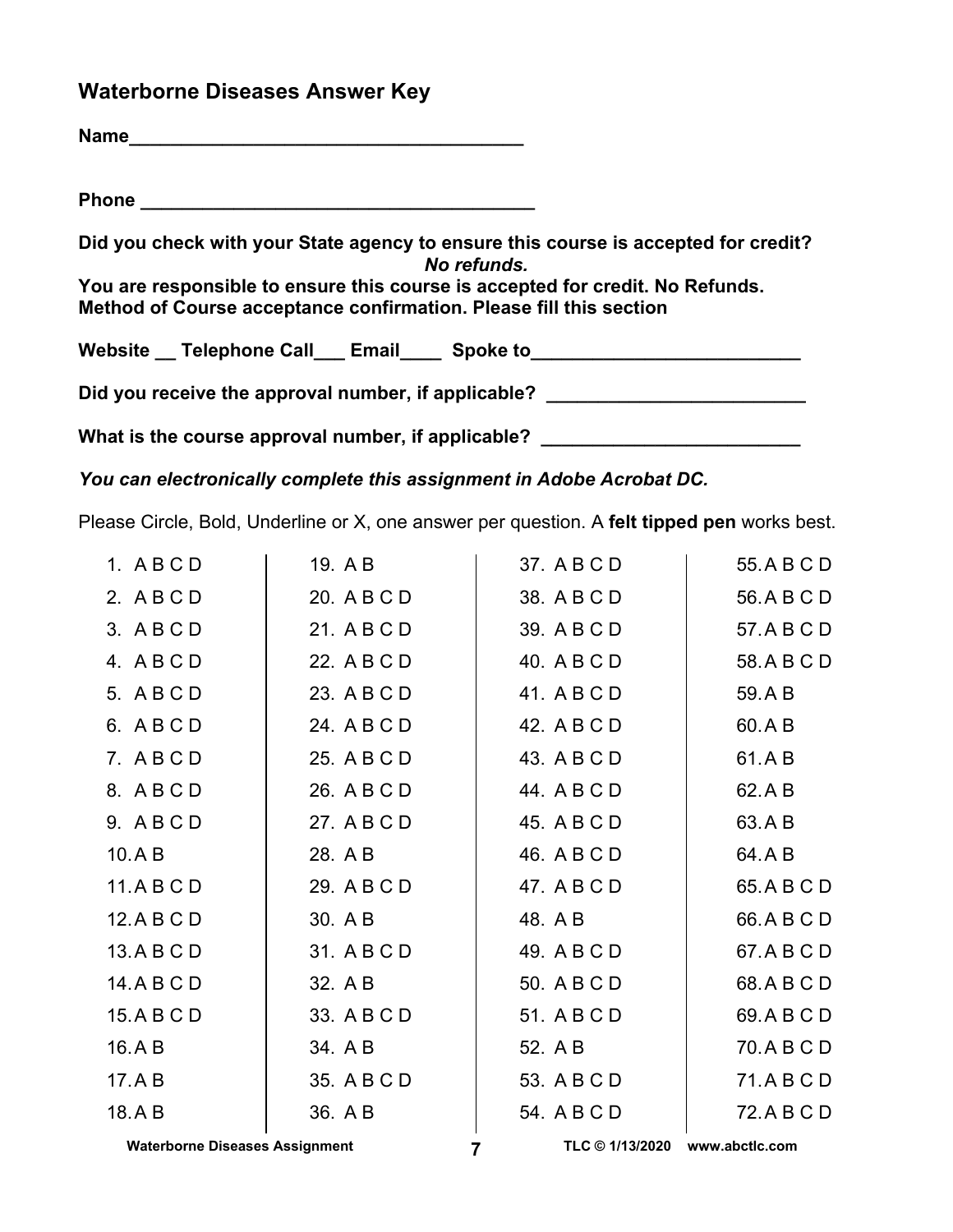## Waterborne Diseases Answer Key

**Name\_\_\_\_\_\_\_\_\_\_\_\_\_\_\_\_\_\_\_\_\_\_\_\_\_\_\_\_\_\_\_\_\_\_\_\_\_\_\_\_**

**Phone \_\_\_\_\_\_\_\_\_\_\_\_\_\_\_\_\_\_\_\_\_\_\_\_\_\_\_\_\_\_\_\_\_\_\_\_\_\_\_\_**

**Did you check with your State agency to ensure this course is accepted for credit?**
***No refunds.***
**You are responsible to ensure this course is accepted for credit. No Refunds.**
**Method of Course acceptance confirmation. Please fill this section**

**Website \_\_ Telephone Call\_\_\_ Email\_\_\_\_ Spoke to\_\_\_\_\_\_\_\_\_\_\_\_\_\_\_\_\_\_\_\_\_\_\_\_\_\_\_**

**Did you receive the approval number, if applicable? \_\_\_\_\_\_\_\_\_\_\_\_\_\_\_\_\_\_\_\_\_\_\_\_\_\_**

**What is the course approval number, if applicable? \_\_\_\_\_\_\_\_\_\_\_\_\_\_\_\_\_\_\_\_\_\_\_\_\_\_**

***You can electronically complete this assignment in Adobe Acrobat DC.***

Please Circle, Bold, Underline or X, one answer per question. A **felt tipped pen** works best.

| | | | |
|---|---|---|---|
| 1. A B C D | 19. A B | 37. A B C D | 55. A B C D |
| 2. A B C D | 20. A B C D | 38. A B C D | 56. A B C D |
| 3. A B C D | 21. A B C D | 39. A B C D | 57. A B C D |
| 4. A B C D | 22. A B C D | 40. A B C D | 58. A B C D |
| 5. A B C D | 23. A B C D | 41. A B C D | 59. A B |
| 6. A B C D | 24. A B C D | 42. A B C D | 60. A B |
| 7. A B C D | 25. A B C D | 43. A B C D | 61. A B |
| 8. A B C D | 26. A B C D | 44. A B C D | 62. A B |
| 9. A B C D | 27. A B C D | 45. A B C D | 63. A B |
| 10. A B | 28. A B | 46. A B C D | 64. A B |
| 11. A B C D | 29. A B C D | 47. A B C D | 65. A B C D |
| 12. A B C D | 30. A B | 48. A B | 66. A B C D |
| 13. A B C D | 31. A B C D | 49. A B C D | 67. A B C D |
| 14. A B C D | 32. A B | 50. A B C D | 68. A B C D |
| 15. A B C D | 33. A B C D | 51. A B C D | 69. A B C D |
| 16. A B | 34. A B | 52. A B | 70. A B C D |
| 17. A B | 35. A B C D | 53. A B C D | 71. A B C D |
| 18. A B | 36. A B | 54. A B C D | 72. A B C D |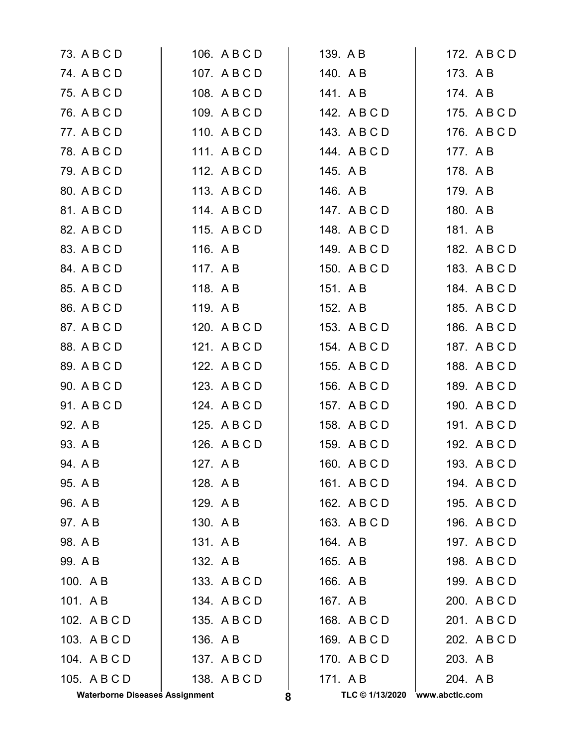73. A B C D
74. A B C D
75. A B C D
76. A B C D
77. A B C D
78. A B C D
79. A B C D
80. A B C D
81. A B C D
82. A B C D
83. A B C D
84. A B C D
85. A B C D
86. A B C D
87. A B C D
88. A B C D
89. A B C D
90. A B C D
91. A B C D
92. A B
93. A B
94. A B
95. A B
96. A B
97. A B
98. A B
99. A B
100. A B
101. A B
102. A B C D
103. A B C D
104. A B C D
105. A B C D
106. A B C D
107. A B C D
108. A B C D
109. A B C D
110. A B C D
111. A B C D
112. A B C D
113. A B C D
114. A B C D
115. A B C D
116. A B
117. A B
118. A B
119. A B
120. A B C D
121. A B C D
122. A B C D
123. A B C D
124. A B C D
125. A B C D
126. A B C D
127. A B
128. A B
129. A B
130. A B
131. A B
132. A B
133. A B C D
134. A B C D
135. A B C D
136. A B
137. A B C D
138. A B C D
139. A B
140. A B
141. A B
142. A B C D
143. A B C D
144. A B C D
145. A B
146. A B
147. A B C D
148. A B C D
149. A B C D
150. A B C D
151. A B
152. A B
153. A B C D
154. A B C D
155. A B C D
156. A B C D
157. A B C D
158. A B C D
159. A B C D
160. A B C D
161. A B C D
162. A B C D
163. A B C D
164. A B
165. A B
166. A B
167. A B
168. A B C D
169. A B C D
170. A B C D
171. A B
172. A B C D
173. A B
174. A B
175. A B C D
176. A B C D
177. A B
178. A B
179. A B
180. A B
181. A B
182. A B C D
183. A B C D
184. A B C D
185. A B C D
186. A B C D
187. A B C D
188. A B C D
189. A B C D
190. A B C D
191. A B C D
192. A B C D
193. A B C D
194. A B C D
195. A B C D
196. A B C D
197. A B C D
198. A B C D
199. A B C D
200. A B C D
201. A B C D
202. A B C D
203. A B
204. A B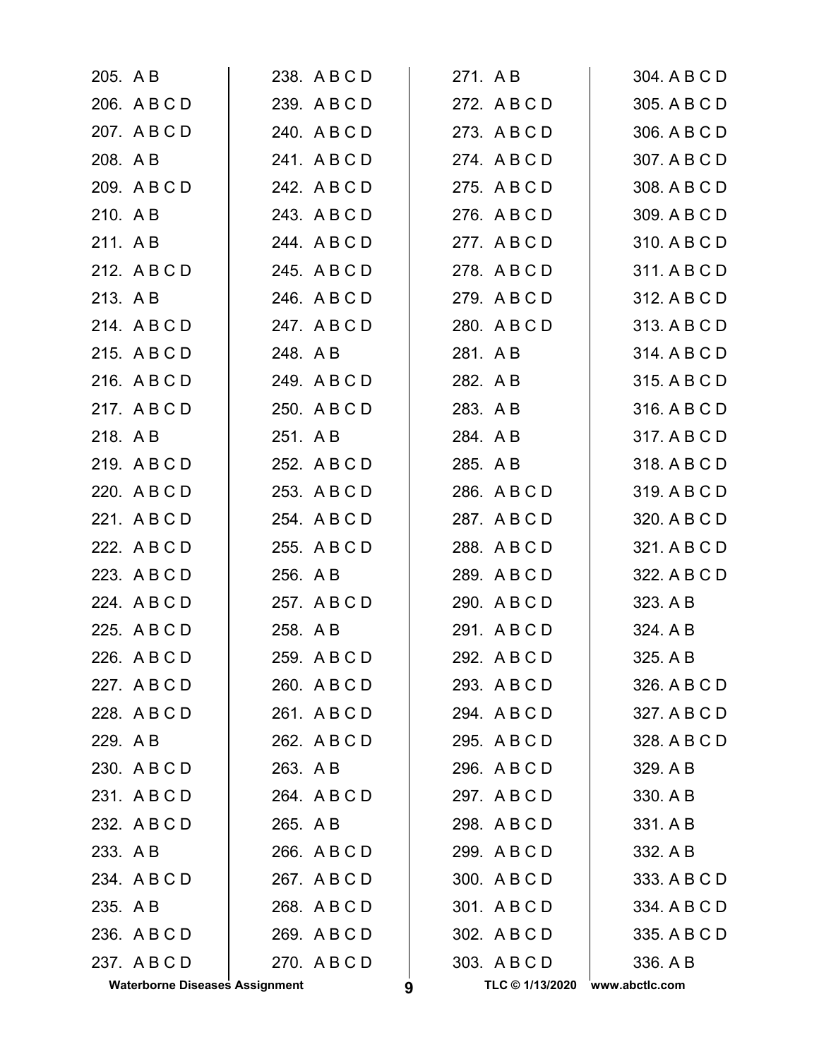205. A B
206. A B C D
207. A B C D
208. A B
209. A B C D
210. A B
211. A B
212. A B C D
213. A B
214. A B C D
215. A B C D
216. A B C D
217. A B C D
218. A B
219. A B C D
220. A B C D
221. A B C D
222. A B C D
223. A B C D
224. A B C D
225. A B C D
226. A B C D
227. A B C D
228. A B C D
229. A B
230. A B C D
231. A B C D
232. A B C D
233. A B
234. A B C D
235. A B
236. A B C D
237. A B C D
238. A B C D
239. A B C D
240. A B C D
241. A B C D
242. A B C D
243. A B C D
244. A B C D
245. A B C D
246. A B C D
247. A B C D
248. A B
249. A B C D
250. A B C D
251. A B
252. A B C D
253. A B C D
254. A B C D
255. A B C D
256. A B
257. A B C D
258. A B
259. A B C D
260. A B C D
261. A B C D
262. A B C D
263. A B
264. A B C D
265. A B
266. A B C D
267. A B C D
268. A B C D
269. A B C D
270. A B C D
271. A B
272. A B C D
273. A B C D
274. A B C D
275. A B C D
276. A B C D
277. A B C D
278. A B C D
279. A B C D
280. A B C D
281. A B
282. A B
283. A B
284. A B
285. A B
286. A B C D
287. A B C D
288. A B C D
289. A B C D
290. A B C D
291. A B C D
292. A B C D
293. A B C D
294. A B C D
295. A B C D
296. A B C D
297. A B C D
298. A B C D
299. A B C D
300. A B C D
301. A B C D
302. A B C D
303. A B C D
304. A B C D
305. A B C D
306. A B C D
307. A B C D
308. A B C D
309. A B C D
310. A B C D
311. A B C D
312. A B C D
313. A B C D
314. A B C D
315. A B C D
316. A B C D
317. A B C D
318. A B C D
319. A B C D
320. A B C D
321. A B C D
322. A B C D
323. A B
324. A B
325. A B
326. A B C D
327. A B C D
328. A B C D
329. A B
330. A B
331. A B
332. A B
333. A B C D
334. A B C D
335. A B C D
336. A B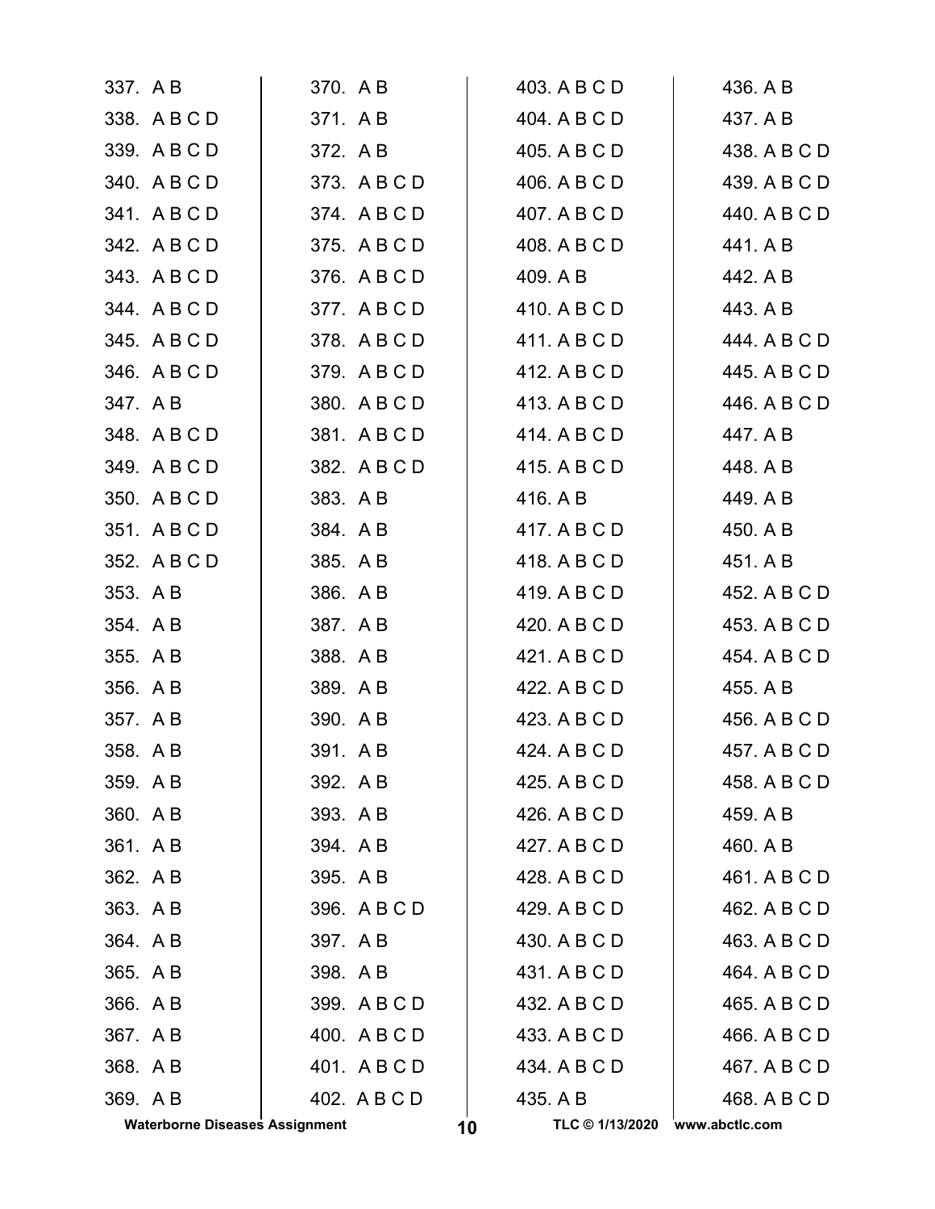337. A B
338. A B C D
339. A B C D
340. A B C D
341. A B C D
342. A B C D
343. A B C D
344. A B C D
345. A B C D
346. A B C D
347. A B
348. A B C D
349. A B C D
350. A B C D
351. A B C D
352. A B C D
353. A B
354. A B
355. A B
356. A B
357. A B
358. A B
359. A B
360. A B
361. A B
362. A B
363. A B
364. A B
365. A B
366. A B
367. A B
368. A B
369. A B
370. A B
371. A B
372. A B
373. A B C D
374. A B C D
375. A B C D
376. A B C D
377. A B C D
378. A B C D
379. A B C D
380. A B C D
381. A B C D
382. A B C D
383. A B
384. A B
385. A B
386. A B
387. A B
388. A B
389. A B
390. A B
391. A B
392. A B
393. A B
394. A B
395. A B
396. A B C D
397. A B
398. A B
399. A B C D
400. A B C D
401. A B C D
402. A B C D
403. A B C D
404. A B C D
405. A B C D
406. A B C D
407. A B C D
408. A B C D
409. A B
410. A B C D
411. A B C D
412. A B C D
413. A B C D
414. A B C D
415. A B C D
416. A B
417. A B C D
418. A B C D
419. A B C D
420. A B C D
421. A B C D
422. A B C D
423. A B C D
424. A B C D
425. A B C D
426. A B C D
427. A B C D
428. A B C D
429. A B C D
430. A B C D
431. A B C D
432. A B C D
433. A B C D
434. A B C D
435. A B
436. A B
437. A B
438. A B C D
439. A B C D
440. A B C D
441. A B
442. A B
443. A B
444. A B C D
445. A B C D
446. A B C D
447. A B
448. A B
449. A B
450. A B
451. A B
452. A B C D
453. A B C D
454. A B C D
455. A B
456. A B C D
457. A B C D
458. A B C D
459. A B
460. A B
461. A B C D
462. A B C D
463. A B C D
464. A B C D
465. A B C D
466. A B C D
467. A B C D
468. A B C D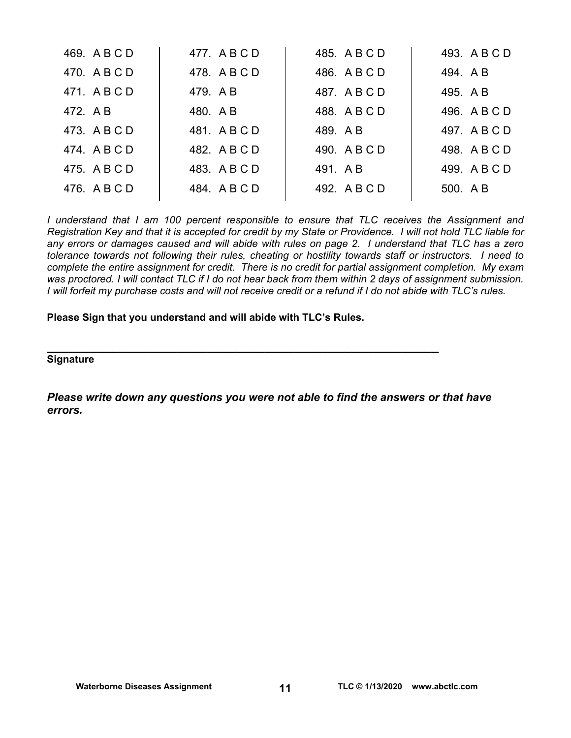| | | | |
|---|---|---|---|
| 469. A B C D | 477. A B C D | 485. A B C D | 493. A B C D |
| 470. A B C D | 478. A B C D | 486. A B C D | 494. A B |
| 471. A B C D | 479. A B | 487. A B C D | 495. A B |
| 472. A B | 480. A B | 488. A B C D | 496. A B C D |
| 473. A B C D | 481. A B C D | 489. A B | 497. A B C D |
| 474. A B C D | 482. A B C D | 490. A B C D | 498. A B C D |
| 475. A B C D | 483. A B C D | 491. A B | 499. A B C D |
| 476. A B C D | 484. A B C D | 492. A B C D | 500. A B |

*I understand that I am 100 percent responsible to ensure that TLC receives the Assignment and Registration Key and that it is accepted for credit by my State or Providence. I will not hold TLC liable for any errors or damages caused and will abide with rules on page 2. I understand that TLC has a zero tolerance towards not following their rules, cheating or hostility towards staff or instructors. I need to complete the entire assignment for credit. There is no credit for partial assignment completion. My exam was proctored. I will contact TLC if I do not hear back from them within 2 days of assignment submission. I will forfeit my purchase costs and will not receive credit or a refund if I do not abide with TLC's rules.*

**Please Sign that you understand and will abide with TLC's Rules.**

_________________________________________________________________

**Signature**

***Please write down any questions you were not able to find the answers or that have errors.***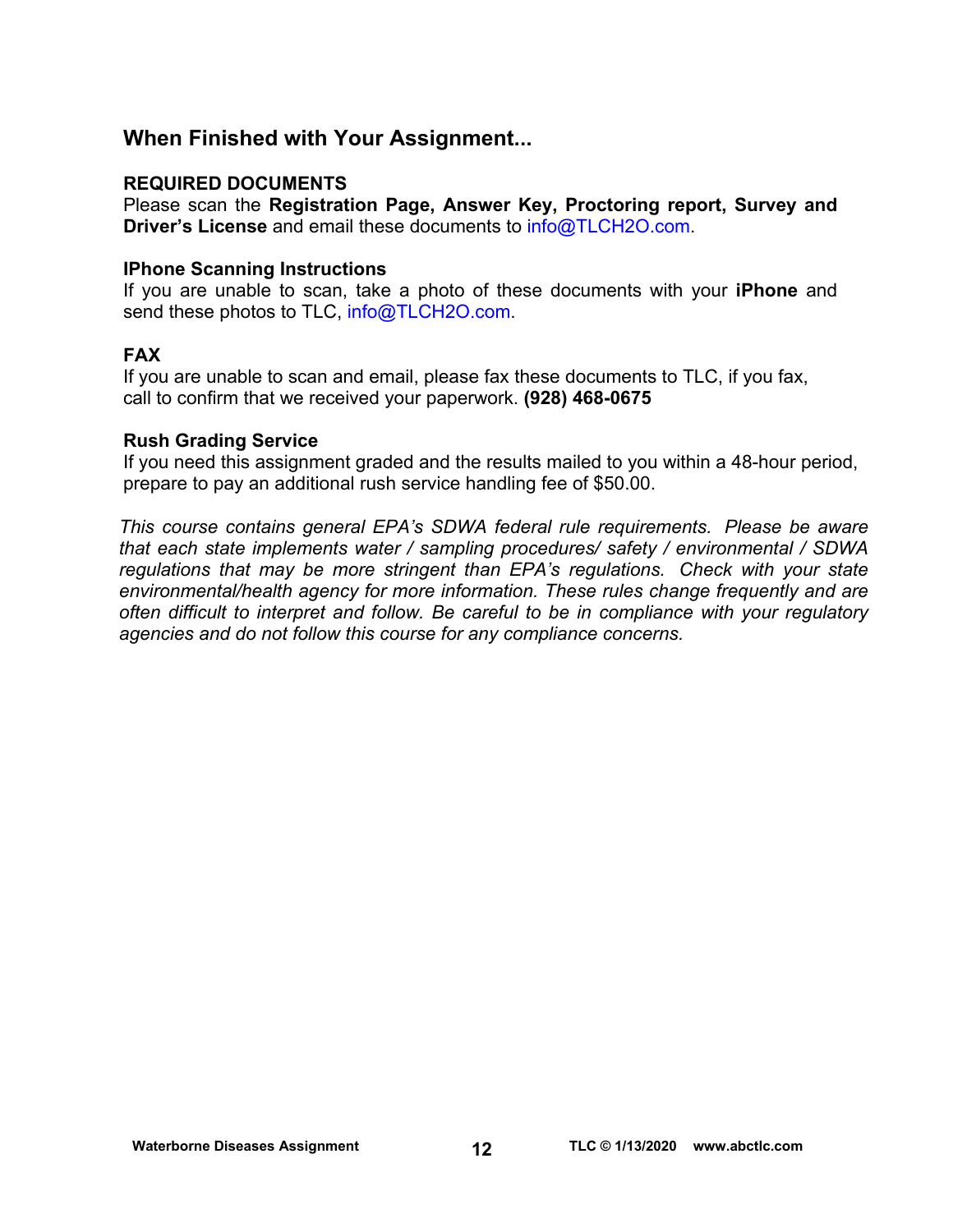## When Finished with Your Assignment...

### REQUIRED DOCUMENTS

Please scan the **Registration Page, Answer Key, Proctoring report, Survey and Driver's License** and email these documents to info@TLCH2O.com.

### IPhone Scanning Instructions

If you are unable to scan, take a photo of these documents with your **iPhone** and send these photos to TLC, info@TLCH2O.com.

### FAX

If you are unable to scan and email, please fax these documents to TLC, if you fax, call to confirm that we received your paperwork. **(928) 468-0675**

### Rush Grading Service

If you need this assignment graded and the results mailed to you within a 48-hour period, prepare to pay an additional rush service handling fee of $50.00.

*This course contains general EPA's SDWA federal rule requirements. Please be aware that each state implements water / sampling procedures/ safety / environmental / SDWA regulations that may be more stringent than EPA's regulations. Check with your state environmental/health agency for more information. These rules change frequently and are often difficult to interpret and follow. Be careful to be in compliance with your regulatory agencies and do not follow this course for any compliance concerns.*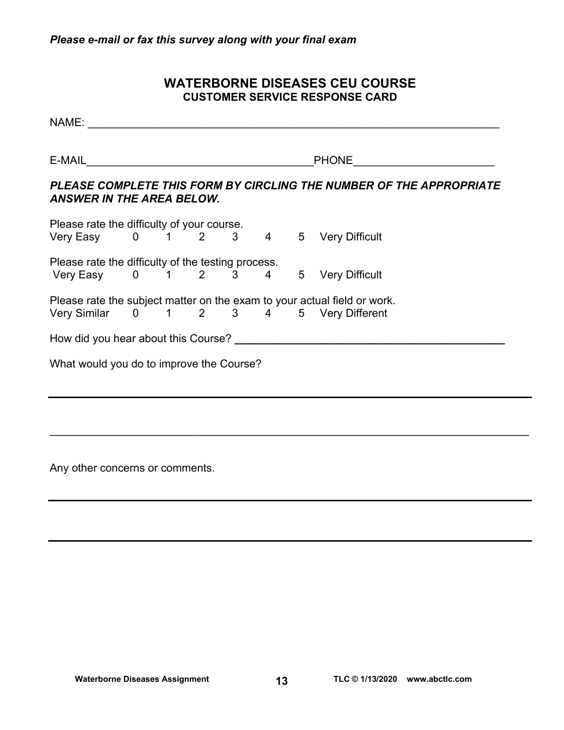*Please e-mail or fax this survey along with your final exam*

## WATERBORNE DISEASES CEU COURSE
### CUSTOMER SERVICE RESPONSE CARD

NAME: ___________________________________________________________________

E-MAIL____________________________________PHONE______________________

***PLEASE COMPLETE THIS FORM BY CIRCLING THE NUMBER OF THE APPROPRIATE ANSWER IN THE AREA BELOW.***

Please rate the difficulty of your course.
Very Easy 0 1 2 3 4 5 Very Difficult

Please rate the difficulty of the testing process.
Very Easy 0 1 2 3 4 5 Very Difficult

Please rate the subject matter on the exam to your actual field or work.
Very Similar 0 1 2 3 4 5 Very Different

How did you hear about this Course? ________________________________________

What would you do to improve the Course?

_____________________________________________________________________________

_____________________________________________________________________________

Any other concerns or comments.

_____________________________________________________________________________

_____________________________________________________________________________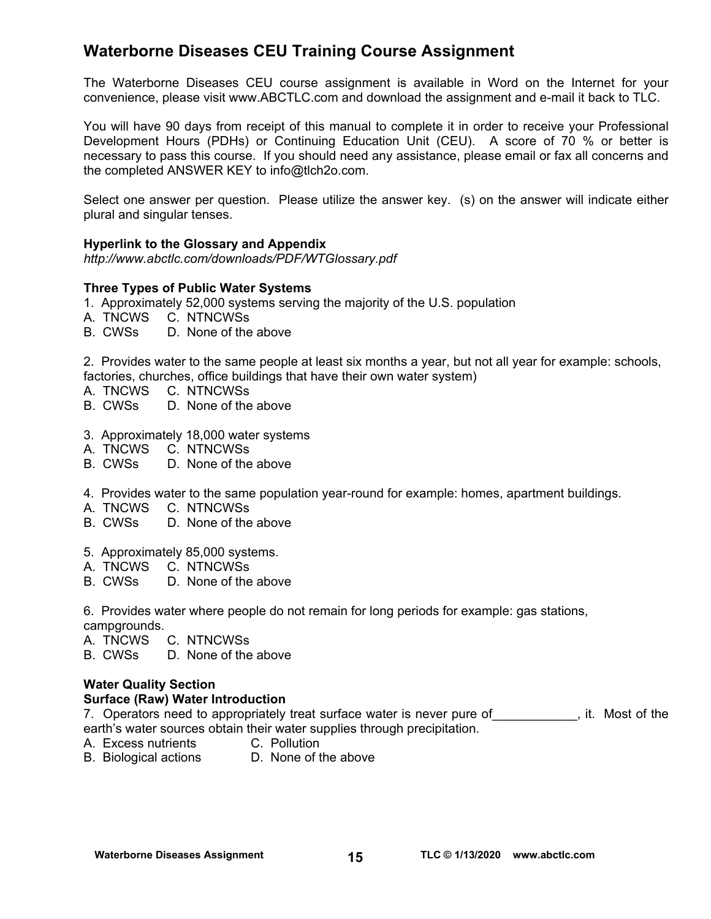## Waterborne Diseases CEU Training Course Assignment

The Waterborne Diseases CEU course assignment is available in Word on the Internet for your convenience, please visit www.ABCTLC.com and download the assignment and e-mail it back to TLC.

You will have 90 days from receipt of this manual to complete it in order to receive your Professional Development Hours (PDHs) or Continuing Education Unit (CEU). A score of 70 % or better is necessary to pass this course. If you should need any assistance, please email or fax all concerns and the completed ANSWER KEY to info@tlch2o.com.

Select one answer per question. Please utilize the answer key. (s) on the answer will indicate either plural and singular tenses.

**Hyperlink to the Glossary and Appendix**
*http://www.abctlc.com/downloads/PDF/WTGlossary.pdf*

**Three Types of Public Water Systems**

1. Approximately 52,000 systems serving the majority of the U.S. population
A. TNCWS C. NTNCWSs
B. CWSs D. None of the above

2. Provides water to the same people at least six months a year, but not all year for example: schools, factories, churches, office buildings that have their own water system)
A. TNCWS C. NTNCWSs
B. CWSs D. None of the above

3. Approximately 18,000 water systems
A. TNCWS C. NTNCWSs
B. CWSs D. None of the above

4. Provides water to the same population year-round for example: homes, apartment buildings.
A. TNCWS C. NTNCWSs
B. CWSs D. None of the above

5. Approximately 85,000 systems.
A. TNCWS C. NTNCWSs
B. CWSs D. None of the above

6. Provides water where people do not remain for long periods for example: gas stations, campgrounds.
A. TNCWS C. NTNCWSs
B. CWSs D. None of the above

**Water Quality Section**
**Surface (Raw) Water Introduction**

7. Operators need to appropriately treat surface water is never pure of____________, it. Most of the earth's water sources obtain their water supplies through precipitation.
A. Excess nutrients C. Pollution
B. Biological actions D. None of the above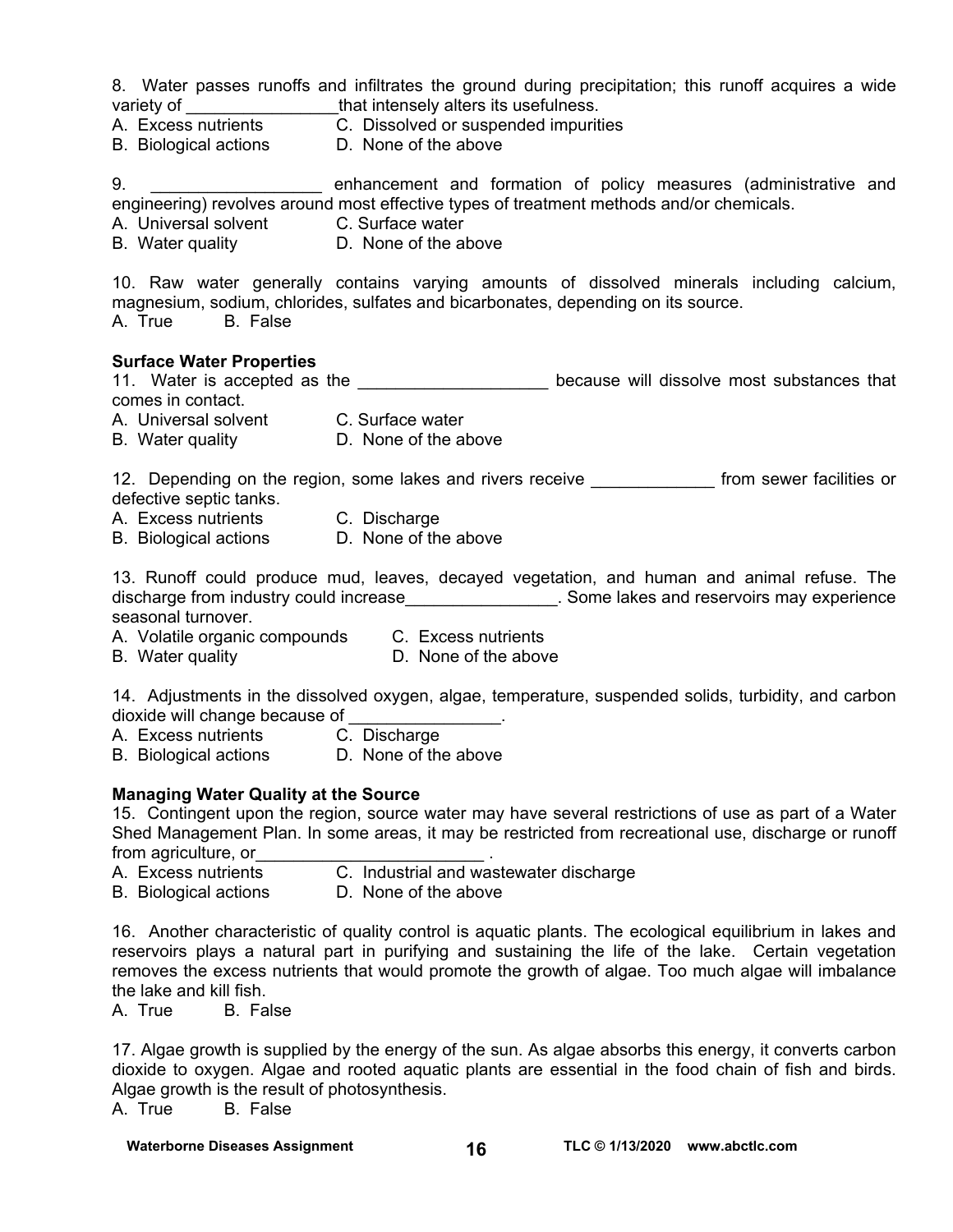8. Water passes runoffs and infiltrates the ground during precipitation; this runoff acquires a wide variety of ________________that intensely alters its usefulness.

A. Excess nutrients  
B. Biological actions  
C. Dissolved or suspended impurities  
D. None of the above

9. __________________ enhancement and formation of policy measures (administrative and engineering) revolves around most effective types of treatment methods and/or chemicals.

A. Universal solvent  
B. Water quality  
C. Surface water  
D. None of the above

10. Raw water generally contains varying amounts of dissolved minerals including calcium, magnesium, sodium, chlorides, sulfates and bicarbonates, depending on its source.

A. True  B. False

**Surface Water Properties**

11. Water is accepted as the ____________________ because will dissolve most substances that comes in contact.

A. Universal solvent  
B. Water quality  
C. Surface water  
D. None of the above

12. Depending on the region, some lakes and rivers receive _____________ from sewer facilities or defective septic tanks.

A. Excess nutrients  
B. Biological actions  
C. Discharge  
D. None of the above

13. Runoff could produce mud, leaves, decayed vegetation, and human and animal refuse. The discharge from industry could increase________________. Some lakes and reservoirs may experience seasonal turnover.

A. Volatile organic compounds  
B. Water quality  
C. Excess nutrients  
D. None of the above

14. Adjustments in the dissolved oxygen, algae, temperature, suspended solids, turbidity, and carbon dioxide will change because of ________________.

A. Excess nutrients  
B. Biological actions  
C. Discharge  
D. None of the above

**Managing Water Quality at the Source**

15. Contingent upon the region, source water may have several restrictions of use as part of a Water Shed Management Plan. In some areas, it may be restricted from recreational use, discharge or runoff from agriculture, or________________________ .

A. Excess nutrients  
B. Biological actions  
C. Industrial and wastewater discharge  
D. None of the above

16. Another characteristic of quality control is aquatic plants. The ecological equilibrium in lakes and reservoirs plays a natural part in purifying and sustaining the life of the lake. Certain vegetation removes the excess nutrients that would promote the growth of algae. Too much algae will imbalance the lake and kill fish.

A. True  B. False

17. Algae growth is supplied by the energy of the sun. As algae absorbs this energy, it converts carbon dioxide to oxygen. Algae and rooted aquatic plants are essential in the food chain of fish and birds. Algae growth is the result of photosynthesis.

A. True  B. False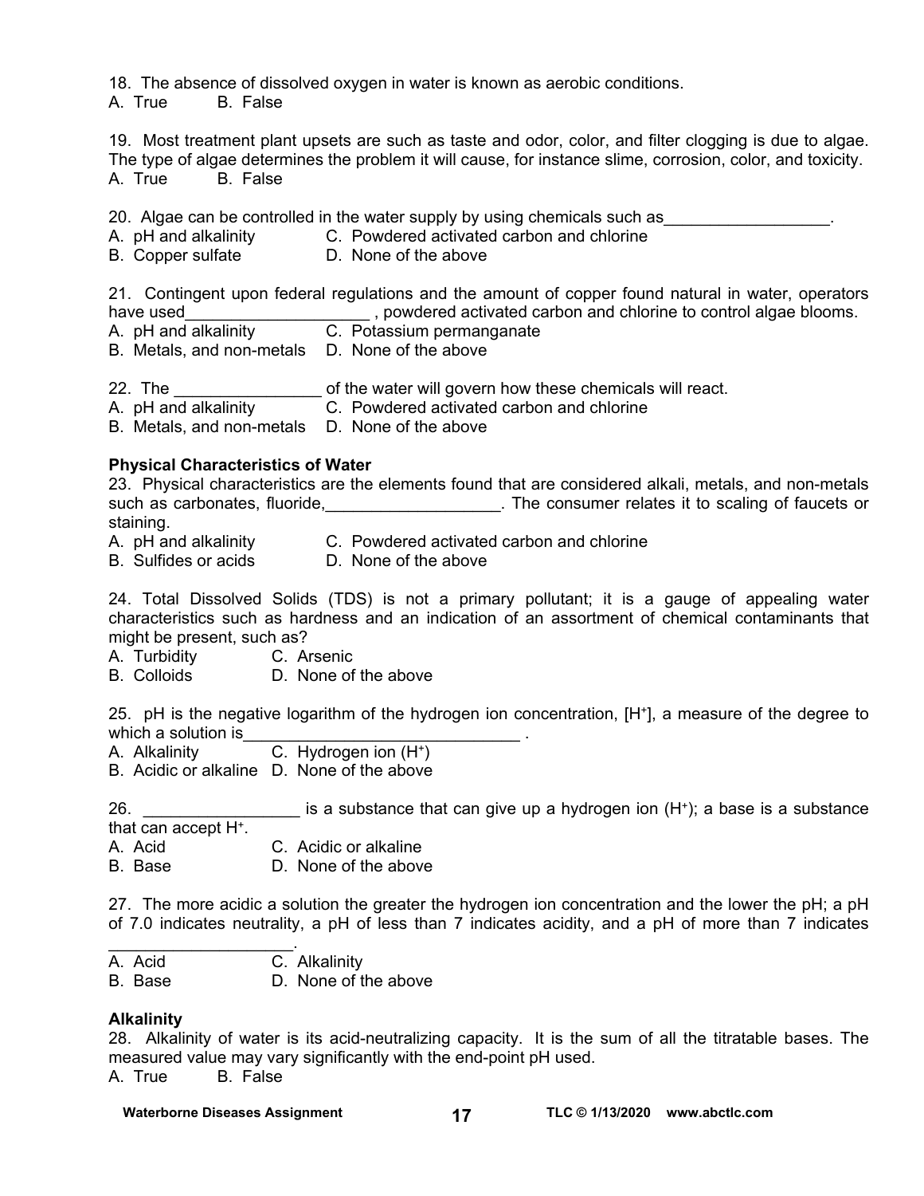18. The absence of dissolved oxygen in water is known as aerobic conditions.

A. True B. False

19. Most treatment plant upsets are such as taste and odor, color, and filter clogging is due to algae. The type of algae determines the problem it will cause, for instance slime, corrosion, color, and toxicity.

A. True B. False

20. Algae can be controlled in the water supply by using chemicals such as__________________.

A. pH and alkalinity C. Powdered activated carbon and chlorine
B. Copper sulfate D. None of the above

21. Contingent upon federal regulations and the amount of copper found natural in water, operators have used____________________ , powdered activated carbon and chlorine to control algae blooms.

A. pH and alkalinity C. Potassium permanganate
B. Metals, and non-metals D. None of the above

22. The ________________ of the water will govern how these chemicals will react.

A. pH and alkalinity C. Powdered activated carbon and chlorine
B. Metals, and non-metals D. None of the above

**Physical Characteristics of Water**

23. Physical characteristics are the elements found that are considered alkali, metals, and non-metals such as carbonates, fluoride,___________________. The consumer relates it to scaling of faucets or staining.

A. pH and alkalinity C. Powdered activated carbon and chlorine
B. Sulfides or acids D. None of the above

24. Total Dissolved Solids (TDS) is not a primary pollutant; it is a gauge of appealing water characteristics such as hardness and an indication of an assortment of chemical contaminants that might be present, such as?

A. Turbidity C. Arsenic
B. Colloids D. None of the above

25. pH is the negative logarithm of the hydrogen ion concentration, $[H^+]$, a measure of the degree to which a solution is______________________________ .

A. Alkalinity C. Hydrogen ion ($H^+$)
B. Acidic or alkaline D. None of the above

26. _________________ is a substance that can give up a hydrogen ion ($H^+$); a base is a substance that can accept $H^+$.

A. Acid C. Acidic or alkaline
B. Base D. None of the above

27. The more acidic a solution the greater the hydrogen ion concentration and the lower the pH; a pH of 7.0 indicates neutrality, a pH of less than 7 indicates acidity, and a pH of more than 7 indicates ____________________.

A. Acid C. Alkalinity
B. Base D. None of the above

**Alkalinity**

28. Alkalinity of water is its acid-neutralizing capacity. It is the sum of all the titratable bases. The measured value may vary significantly with the end-point pH used.

A. True B. False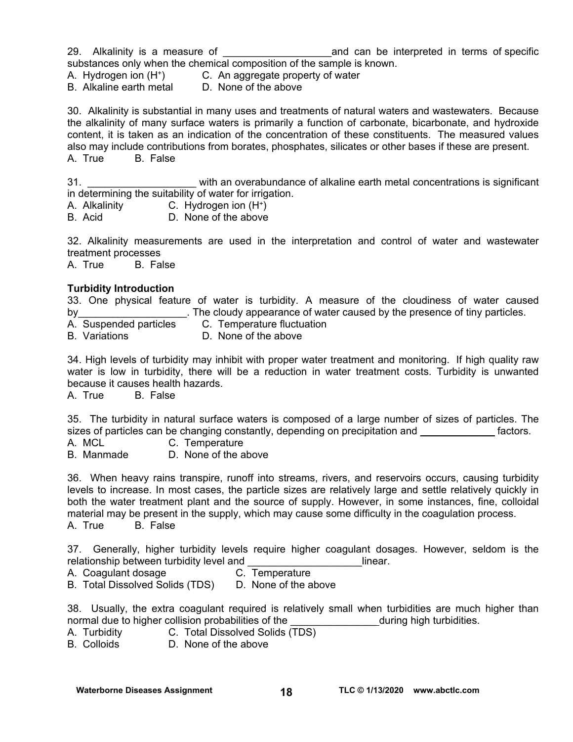29. Alkalinity is a measure of ___________________and can be interpreted in terms of specific substances only when the chemical composition of the sample is known.
A. Hydrogen ion ($H^+$) C. An aggregate property of water
B. Alkaline earth metal D. None of the above

30. Alkalinity is substantial in many uses and treatments of natural waters and wastewaters. Because the alkalinity of many surface waters is primarily a function of carbonate, bicarbonate, and hydroxide content, it is taken as an indication of the concentration of these constituents. The measured values also may include contributions from borates, phosphates, silicates or other bases if these are present.
A. True B. False

31. ___________________ with an overabundance of alkaline earth metal concentrations is significant in determining the suitability of water for irrigation.
A. Alkalinity C. Hydrogen ion ($H^+$)
B. Acid D. None of the above

32. Alkalinity measurements are used in the interpretation and control of water and wastewater treatment processes
A. True B. False

**Turbidity Introduction**

33. One physical feature of water is turbidity. A measure of the cloudiness of water caused by___________________. The cloudy appearance of water caused by the presence of tiny particles.
A. Suspended particles C. Temperature fluctuation
B. Variations D. None of the above

34. High levels of turbidity may inhibit with proper water treatment and monitoring. If high quality raw water is low in turbidity, there will be a reduction in water treatment costs. Turbidity is unwanted because it causes health hazards.
A. True B. False

35. The turbidity in natural surface waters is composed of a large number of sizes of particles. The sizes of particles can be changing constantly, depending on precipitation and _____________ factors.
A. MCL C. Temperature
B. Manmade D. None of the above

36. When heavy rains transpire, runoff into streams, rivers, and reservoirs occurs, causing turbidity levels to increase. In most cases, the particle sizes are relatively large and settle relatively quickly in both the water treatment plant and the source of supply. However, in some instances, fine, colloidal material may be present in the supply, which may cause some difficulty in the coagulation process.
A. True B. False

37. Generally, higher turbidity levels require higher coagulant dosages. However, seldom is the relationship between turbidity level and ___________________linear.
A. Coagulant dosage C. Temperature
B. Total Dissolved Solids (TDS) D. None of the above

38. Usually, the extra coagulant required is relatively small when turbidities are much higher than normal due to higher collision probabilities of the _______________during high turbidities.
A. Turbidity C. Total Dissolved Solids (TDS)
B. Colloids D. None of the above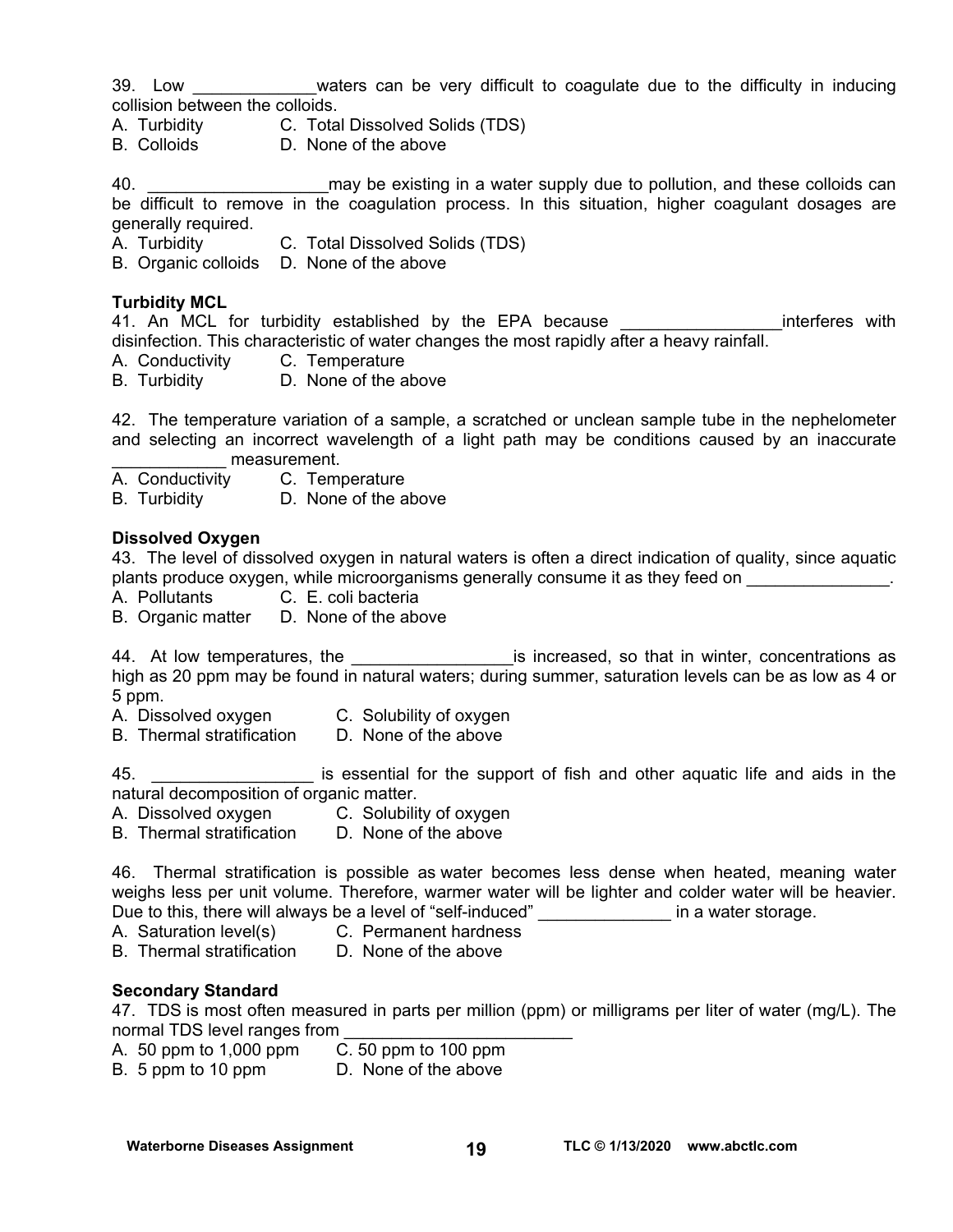39. Low _____________waters can be very difficult to coagulate due to the difficulty in inducing collision between the colloids.
A. Turbidity C. Total Dissolved Solids (TDS)
B. Colloids D. None of the above

40. ___________________may be existing in a water supply due to pollution, and these colloids can be difficult to remove in the coagulation process. In this situation, higher coagulant dosages are generally required.
A. Turbidity C. Total Dissolved Solids (TDS)
B. Organic colloids D. None of the above

**Turbidity MCL**

41. An MCL for turbidity established by the EPA because _________________interferes with disinfection. This characteristic of water changes the most rapidly after a heavy rainfall.
A. Conductivity C. Temperature
B. Turbidity D. None of the above

42. The temperature variation of a sample, a scratched or unclean sample tube in the nephelometer and selecting an incorrect wavelength of a light path may be conditions caused by an inaccurate ____________ measurement.
A. Conductivity C. Temperature
B. Turbidity D. None of the above

**Dissolved Oxygen**

43. The level of dissolved oxygen in natural waters is often a direct indication of quality, since aquatic plants produce oxygen, while microorganisms generally consume it as they feed on _______________.
A. Pollutants C. E. coli bacteria
B. Organic matter D. None of the above

44. At low temperatures, the _________________is increased, so that in winter, concentrations as high as 20 ppm may be found in natural waters; during summer, saturation levels can be as low as 4 or 5 ppm.
A. Dissolved oxygen C. Solubility of oxygen
B. Thermal stratification D. None of the above

45. _________________ is essential for the support of fish and other aquatic life and aids in the natural decomposition of organic matter.
A. Dissolved oxygen C. Solubility of oxygen
B. Thermal stratification D. None of the above

46. Thermal stratification is possible as water becomes less dense when heated, meaning water weighs less per unit volume. Therefore, warmer water will be lighter and colder water will be heavier. Due to this, there will always be a level of "self-induced" ______________ in a water storage.
A. Saturation level(s) C. Permanent hardness
B. Thermal stratification D. None of the above

**Secondary Standard**

47. TDS is most often measured in parts per million (ppm) or milligrams per liter of water (mg/L). The normal TDS level ranges from ________________________
A. 50 ppm to 1,000 ppm C. 50 ppm to 100 ppm
B. 5 ppm to 10 ppm D. None of the above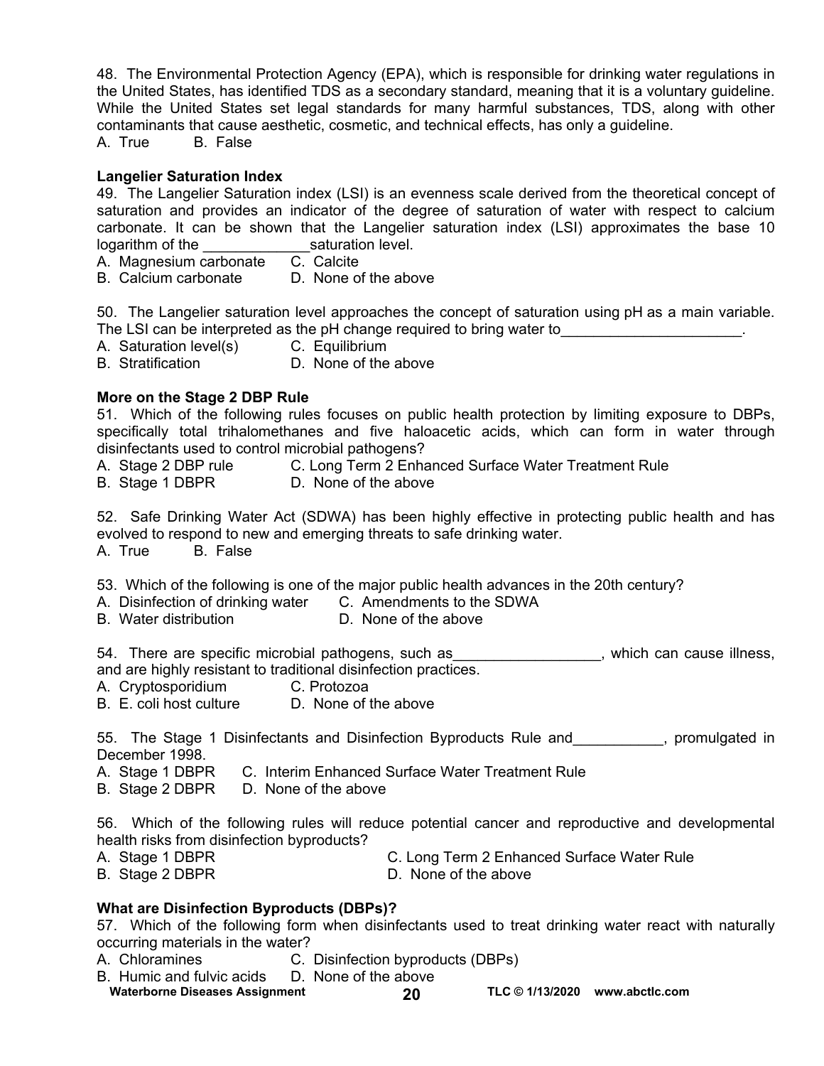48. The Environmental Protection Agency (EPA), which is responsible for drinking water regulations in the United States, has identified TDS as a secondary standard, meaning that it is a voluntary guideline. While the United States set legal standards for many harmful substances, TDS, along with other contaminants that cause aesthetic, cosmetic, and technical effects, has only a guideline.
A. True B. False

**Langelier Saturation Index**

49. The Langelier Saturation index (LSI) is an evenness scale derived from the theoretical concept of saturation and provides an indicator of the degree of saturation of water with respect to calcium carbonate. It can be shown that the Langelier saturation index (LSI) approximates the base 10 logarithm of the _____________saturation level.
A. Magnesium carbonate C. Calcite
B. Calcium carbonate D. None of the above

50. The Langelier saturation level approaches the concept of saturation using pH as a main variable. The LSI can be interpreted as the pH change required to bring water to______________________.
A. Saturation level(s) C. Equilibrium
B. Stratification D. None of the above

**More on the Stage 2 DBP Rule**

51. Which of the following rules focuses on public health protection by limiting exposure to DBPs, specifically total trihalomethanes and five haloacetic acids, which can form in water through disinfectants used to control microbial pathogens?
A. Stage 2 DBP rule C. Long Term 2 Enhanced Surface Water Treatment Rule
B. Stage 1 DBPR D. None of the above

52. Safe Drinking Water Act (SDWA) has been highly effective in protecting public health and has evolved to respond to new and emerging threats to safe drinking water.
A. True B. False

53. Which of the following is one of the major public health advances in the 20th century?
A. Disinfection of drinking water C. Amendments to the SDWA
B. Water distribution D. None of the above

54. There are specific microbial pathogens, such as_________________, which can cause illness, and are highly resistant to traditional disinfection practices.
A. Cryptosporidium C. Protozoa
B. E. coli host culture D. None of the above

55. The Stage 1 Disinfectants and Disinfection Byproducts Rule and___________, promulgated in December 1998.
A. Stage 1 DBPR C. Interim Enhanced Surface Water Treatment Rule
B. Stage 2 DBPR D. None of the above

56. Which of the following rules will reduce potential cancer and reproductive and developmental health risks from disinfection byproducts?
A. Stage 1 DBPR C. Long Term 2 Enhanced Surface Water Rule
B. Stage 2 DBPR D. None of the above

**What are Disinfection Byproducts (DBPs)?**

57. Which of the following form when disinfectants used to treat drinking water react with naturally occurring materials in the water?
A. Chloramines C. Disinfection byproducts (DBPs)
B. Humic and fulvic acids D. None of the above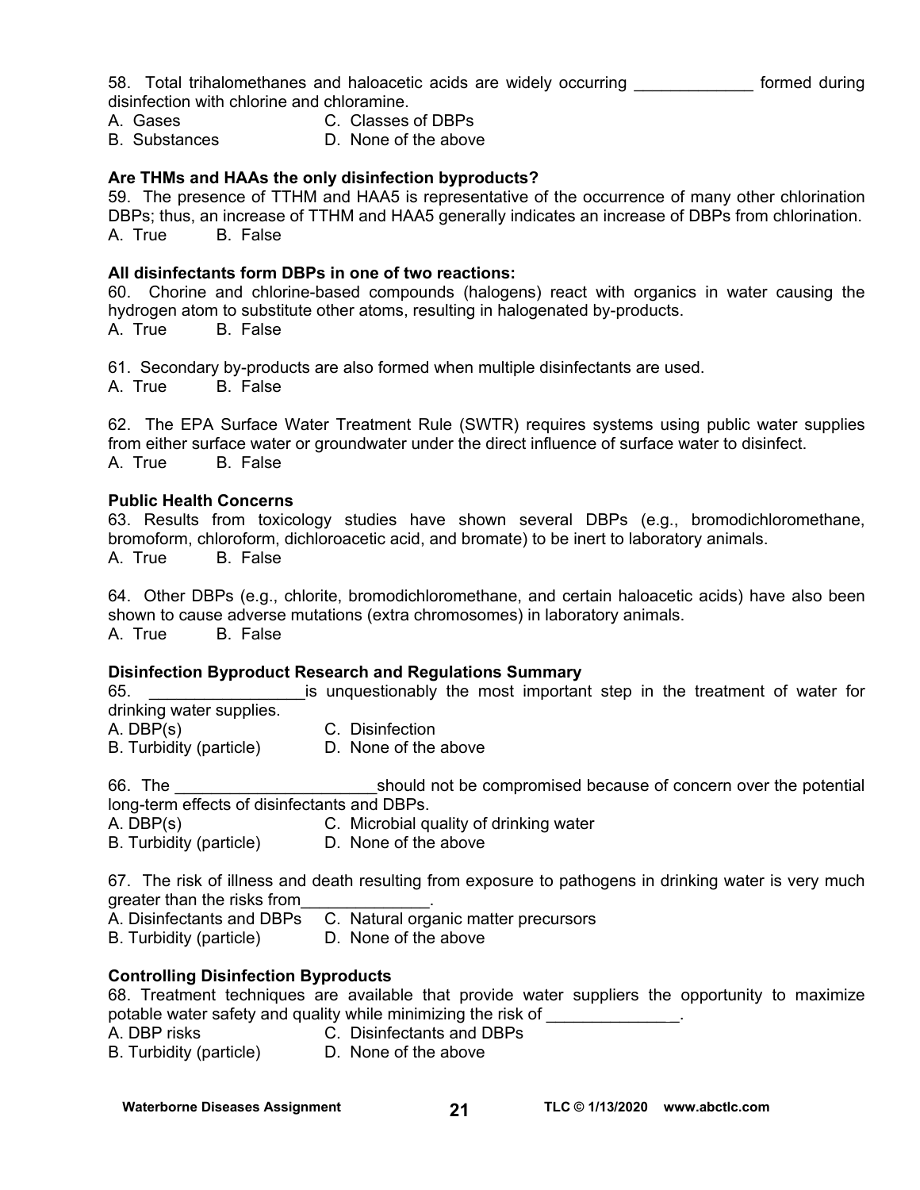58. Total trihalomethanes and haloacetic acids are widely occurring _____________ formed during disinfection with chlorine and chloramine.

A. Gases C. Classes of DBPs
B. Substances D. None of the above

**Are THMs and HAAs the only disinfection byproducts?**

59. The presence of TTHM and HAA5 is representative of the occurrence of many other chlorination DBPs; thus, an increase of TTHM and HAA5 generally indicates an increase of DBPs from chlorination.

A. True B. False

**All disinfectants form DBPs in one of two reactions:**

60. Chorine and chlorine-based compounds (halogens) react with organics in water causing the hydrogen atom to substitute other atoms, resulting in halogenated by-products.

A. True B. False

61. Secondary by-products are also formed when multiple disinfectants are used.

A. True B. False

62. The EPA Surface Water Treatment Rule (SWTR) requires systems using public water supplies from either surface water or groundwater under the direct influence of surface water to disinfect.

A. True B. False

**Public Health Concerns**

63. Results from toxicology studies have shown several DBPs (e.g., bromodichloromethane, bromoform, chloroform, dichloroacetic acid, and bromate) to be inert to laboratory animals.

A. True B. False

64. Other DBPs (e.g., chlorite, bromodichloromethane, and certain haloacetic acids) have also been shown to cause adverse mutations (extra chromosomes) in laboratory animals.

A. True B. False

**Disinfection Byproduct Research and Regulations Summary**

65. ________________is unquestionably the most important step in the treatment of water for drinking water supplies.

A. DBP(s) C. Disinfection
B. Turbidity (particle) D. None of the above

66. The ______________________should not be compromised because of concern over the potential long-term effects of disinfectants and DBPs.

A. DBP(s) C. Microbial quality of drinking water
B. Turbidity (particle) D. None of the above

67. The risk of illness and death resulting from exposure to pathogens in drinking water is very much greater than the risks from______________.

A. Disinfectants and DBPs C. Natural organic matter precursors
B. Turbidity (particle) D. None of the above

**Controlling Disinfection Byproducts**

68. Treatment techniques are available that provide water suppliers the opportunity to maximize potable water safety and quality while minimizing the risk of ______________.

A. DBP risks C. Disinfectants and DBPs
B. Turbidity (particle) D. None of the above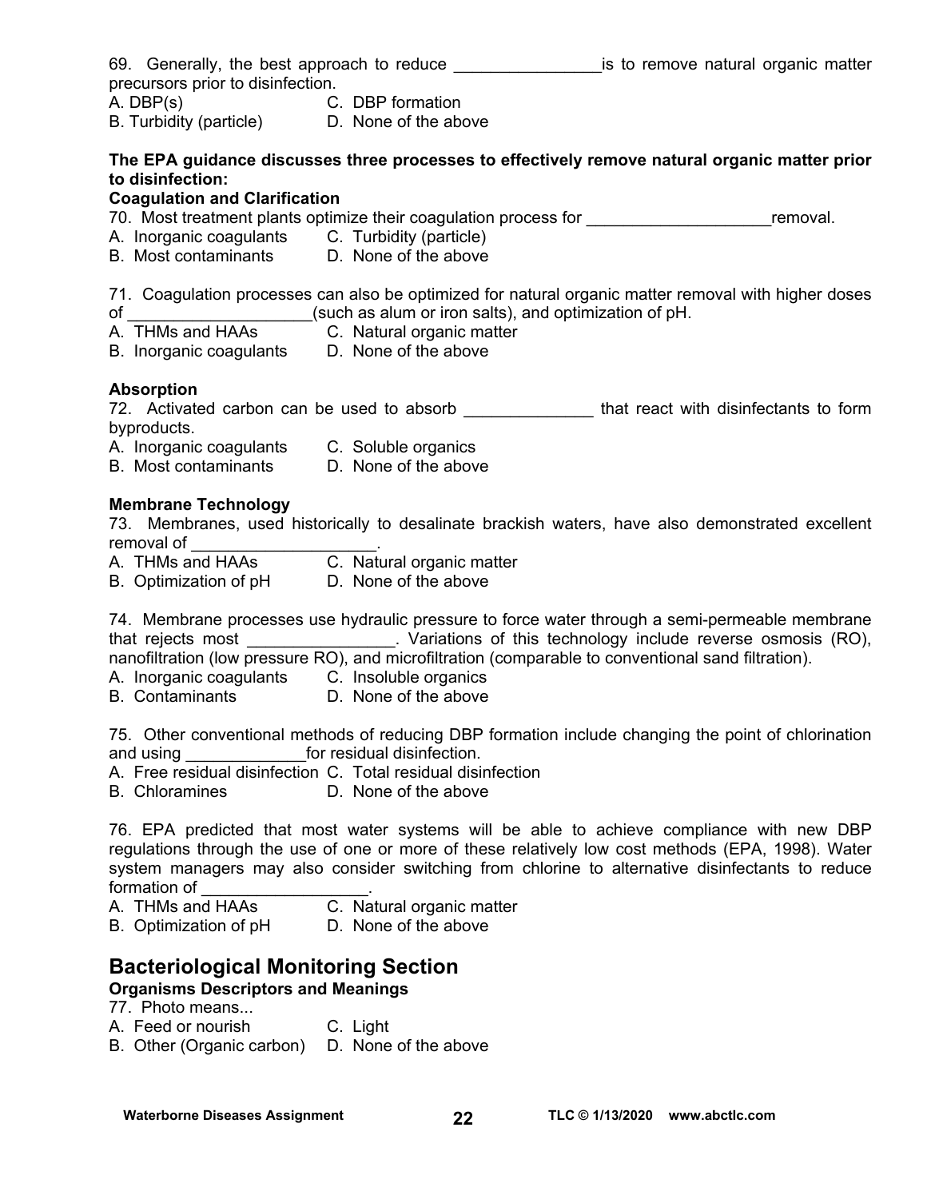69. Generally, the best approach to reduce ________________is to remove natural organic matter precursors prior to disinfection.
A. DBP(s) C. DBP formation
B. Turbidity (particle) D. None of the above

**The EPA guidance discusses three processes to effectively remove natural organic matter prior to disinfection:**

**Coagulation and Clarification**

70. Most treatment plants optimize their coagulation process for ____________________removal.
A. Inorganic coagulants C. Turbidity (particle)
B. Most contaminants D. None of the above

71. Coagulation processes can also be optimized for natural organic matter removal with higher doses of ____________________(such as alum or iron salts), and optimization of pH.
A. THMs and HAAs C. Natural organic matter
B. Inorganic coagulants D. None of the above

**Absorption**

72. Activated carbon can be used to absorb ______________ that react with disinfectants to form byproducts.
A. Inorganic coagulants C. Soluble organics
B. Most contaminants D. None of the above

**Membrane Technology**

73. Membranes, used historically to desalinate brackish waters, have also demonstrated excellent removal of ____________________.
A. THMs and HAAs C. Natural organic matter
B. Optimization of pH D. None of the above

74. Membrane processes use hydraulic pressure to force water through a semi-permeable membrane that rejects most ________________. Variations of this technology include reverse osmosis (RO), nanofiltration (low pressure RO), and microfiltration (comparable to conventional sand filtration).
A. Inorganic coagulants C. Insoluble organics
B. Contaminants D. None of the above

75. Other conventional methods of reducing DBP formation include changing the point of chlorination and using _____________for residual disinfection.
A. Free residual disinfection C. Total residual disinfection
B. Chloramines D. None of the above

76. EPA predicted that most water systems will be able to achieve compliance with new DBP regulations through the use of one or more of these relatively low cost methods (EPA, 1998). Water system managers may also consider switching from chlorine to alternative disinfectants to reduce formation of __________________.
A. THMs and HAAs C. Natural organic matter
B. Optimization of pH D. None of the above

## Bacteriological Monitoring Section

**Organisms Descriptors and Meanings**

77. Photo means...
A. Feed or nourish C. Light
B. Other (Organic carbon) D. None of the above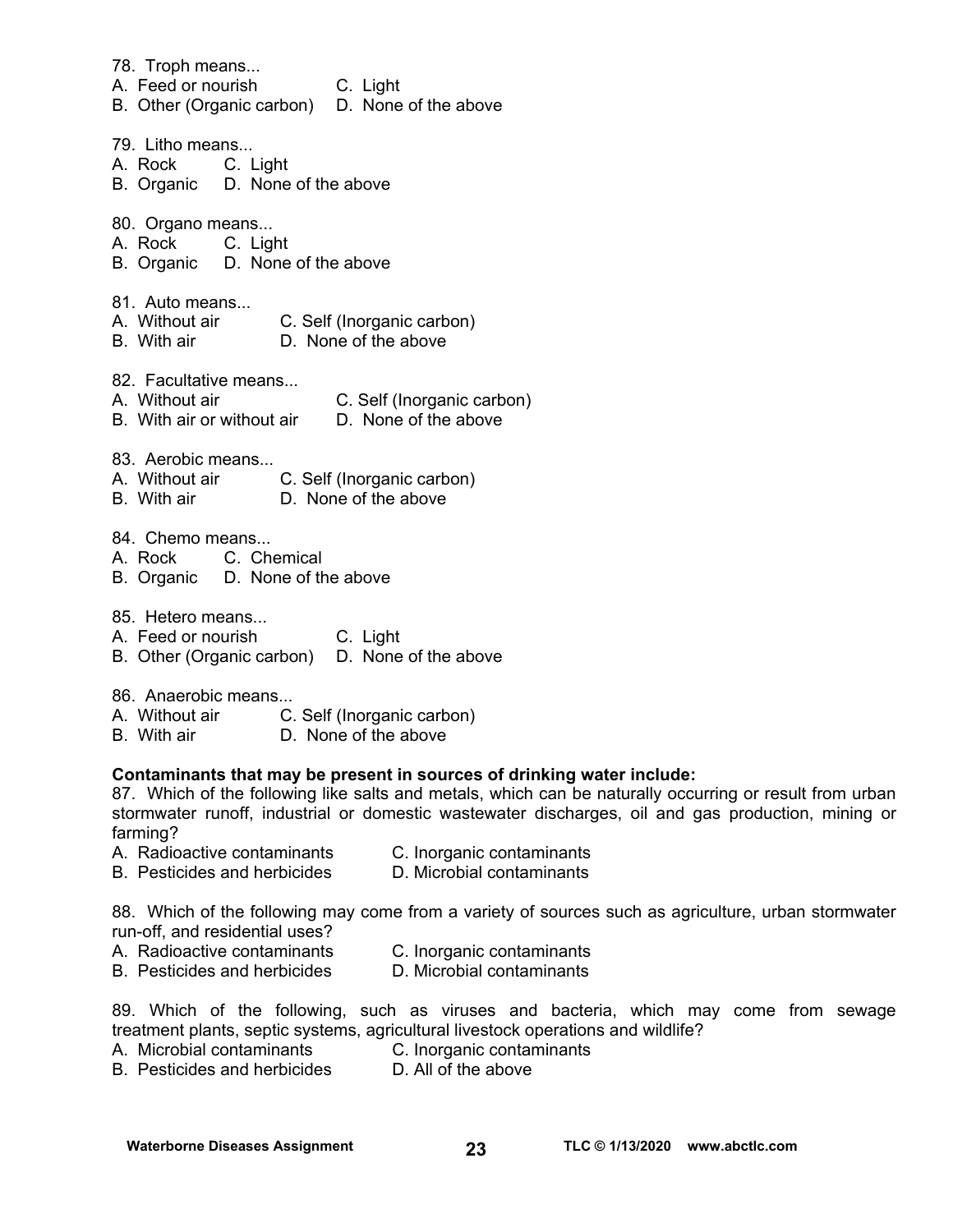78. Troph means...
A. Feed or nourish C. Light
B. Other (Organic carbon) D. None of the above

79. Litho means...
A. Rock C. Light
B. Organic D. None of the above

80. Organo means...
A. Rock C. Light
B. Organic D. None of the above

81. Auto means...
A. Without air C. Self (Inorganic carbon)
B. With air D. None of the above

82. Facultative means...
A. Without air C. Self (Inorganic carbon)
B. With air or without air D. None of the above

83. Aerobic means...
A. Without air C. Self (Inorganic carbon)
B. With air D. None of the above

84. Chemo means...
A. Rock C. Chemical
B. Organic D. None of the above

85. Hetero means...
A. Feed or nourish C. Light
B. Other (Organic carbon) D. None of the above

86. Anaerobic means...
A. Without air C. Self (Inorganic carbon)
B. With air D. None of the above

**Contaminants that may be present in sources of drinking water include:**

87. Which of the following like salts and metals, which can be naturally occurring or result from urban stormwater runoff, industrial or domestic wastewater discharges, oil and gas production, mining or farming?
A. Radioactive contaminants C. Inorganic contaminants
B. Pesticides and herbicides D. Microbial contaminants

88. Which of the following may come from a variety of sources such as agriculture, urban stormwater run-off, and residential uses?
A. Radioactive contaminants C. Inorganic contaminants
B. Pesticides and herbicides D. Microbial contaminants

89. Which of the following, such as viruses and bacteria, which may come from sewage treatment plants, septic systems, agricultural livestock operations and wildlife?
A. Microbial contaminants C. Inorganic contaminants
B. Pesticides and herbicides D. All of the above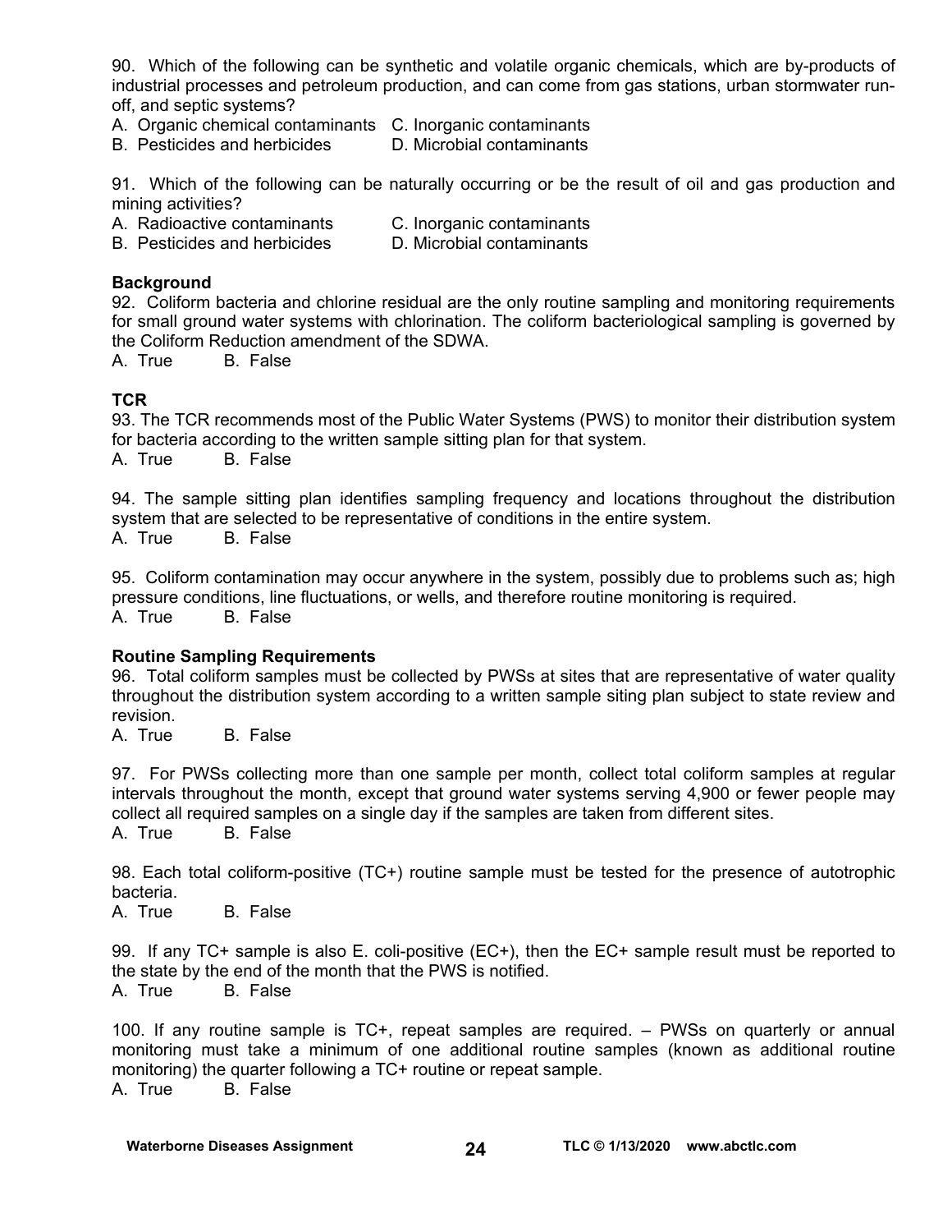90. Which of the following can be synthetic and volatile organic chemicals, which are by-products of industrial processes and petroleum production, and can come from gas stations, urban stormwater run-off, and septic systems?

A. Organic chemical contaminants
B. Pesticides and herbicides
C. Inorganic contaminants
D. Microbial contaminants

91. Which of the following can be naturally occurring or be the result of oil and gas production and mining activities?

A. Radioactive contaminants
B. Pesticides and herbicides
C. Inorganic contaminants
D. Microbial contaminants

**Background**

92. Coliform bacteria and chlorine residual are the only routine sampling and monitoring requirements for small ground water systems with chlorination. The coliform bacteriological sampling is governed by the Coliform Reduction amendment of the SDWA.

A. True B. False

**TCR**

93. The TCR recommends most of the Public Water Systems (PWS) to monitor their distribution system for bacteria according to the written sample sitting plan for that system.

A. True B. False

94. The sample sitting plan identifies sampling frequency and locations throughout the distribution system that are selected to be representative of conditions in the entire system.

A. True B. False

95. Coliform contamination may occur anywhere in the system, possibly due to problems such as; high pressure conditions, line fluctuations, or wells, and therefore routine monitoring is required.

A. True B. False

**Routine Sampling Requirements**

96. Total coliform samples must be collected by PWSs at sites that are representative of water quality throughout the distribution system according to a written sample siting plan subject to state review and revision.

A. True B. False

97. For PWSs collecting more than one sample per month, collect total coliform samples at regular intervals throughout the month, except that ground water systems serving 4,900 or fewer people may collect all required samples on a single day if the samples are taken from different sites.

A. True B. False

98. Each total coliform-positive (TC+) routine sample must be tested for the presence of autotrophic bacteria.

A. True B. False

99. If any TC+ sample is also E. coli-positive (EC+), then the EC+ sample result must be reported to the state by the end of the month that the PWS is notified.

A. True B. False

100. If any routine sample is TC+, repeat samples are required. – PWSs on quarterly or annual monitoring must take a minimum of one additional routine samples (known as additional routine monitoring) the quarter following a TC+ routine or repeat sample.

A. True B. False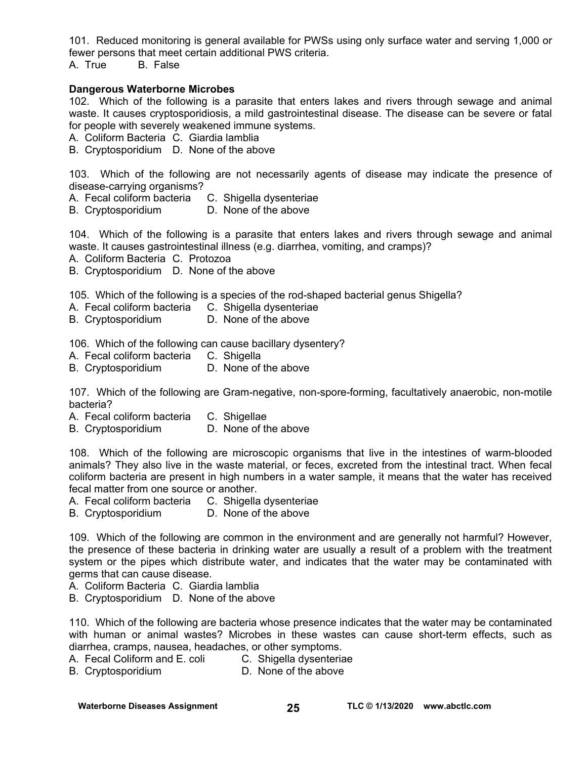101. Reduced monitoring is general available for PWSs using only surface water and serving 1,000 or fewer persons that meet certain additional PWS criteria.
A. True B. False

**Dangerous Waterborne Microbes**

102. Which of the following is a parasite that enters lakes and rivers through sewage and animal waste. It causes cryptosporidiosis, a mild gastrointestinal disease. The disease can be severe or fatal for people with severely weakened immune systems.
A. Coliform Bacteria C. Giardia lamblia
B. Cryptosporidium D. None of the above

103. Which of the following are not necessarily agents of disease may indicate the presence of disease-carrying organisms?
A. Fecal coliform bacteria C. Shigella dysenteriae
B. Cryptosporidium D. None of the above

104. Which of the following is a parasite that enters lakes and rivers through sewage and animal waste. It causes gastrointestinal illness (e.g. diarrhea, vomiting, and cramps)?
A. Coliform Bacteria C. Protozoa
B. Cryptosporidium D. None of the above

105. Which of the following is a species of the rod-shaped bacterial genus Shigella?
A. Fecal coliform bacteria C. Shigella dysenteriae
B. Cryptosporidium D. None of the above

106. Which of the following can cause bacillary dysentery?
A. Fecal coliform bacteria C. Shigella
B. Cryptosporidium D. None of the above

107. Which of the following are Gram-negative, non-spore-forming, facultatively anaerobic, non-motile bacteria?
A. Fecal coliform bacteria C. Shigellae
B. Cryptosporidium D. None of the above

108. Which of the following are microscopic organisms that live in the intestines of warm-blooded animals? They also live in the waste material, or feces, excreted from the intestinal tract. When fecal coliform bacteria are present in high numbers in a water sample, it means that the water has received fecal matter from one source or another.
A. Fecal coliform bacteria C. Shigella dysenteriae
B. Cryptosporidium D. None of the above

109. Which of the following are common in the environment and are generally not harmful? However, the presence of these bacteria in drinking water are usually a result of a problem with the treatment system or the pipes which distribute water, and indicates that the water may be contaminated with germs that can cause disease.
A. Coliform Bacteria C. Giardia lamblia
B. Cryptosporidium D. None of the above

110. Which of the following are bacteria whose presence indicates that the water may be contaminated with human or animal wastes? Microbes in these wastes can cause short-term effects, such as diarrhea, cramps, nausea, headaches, or other symptoms.
A. Fecal Coliform and E. coli C. Shigella dysenteriae
B. Cryptosporidium D. None of the above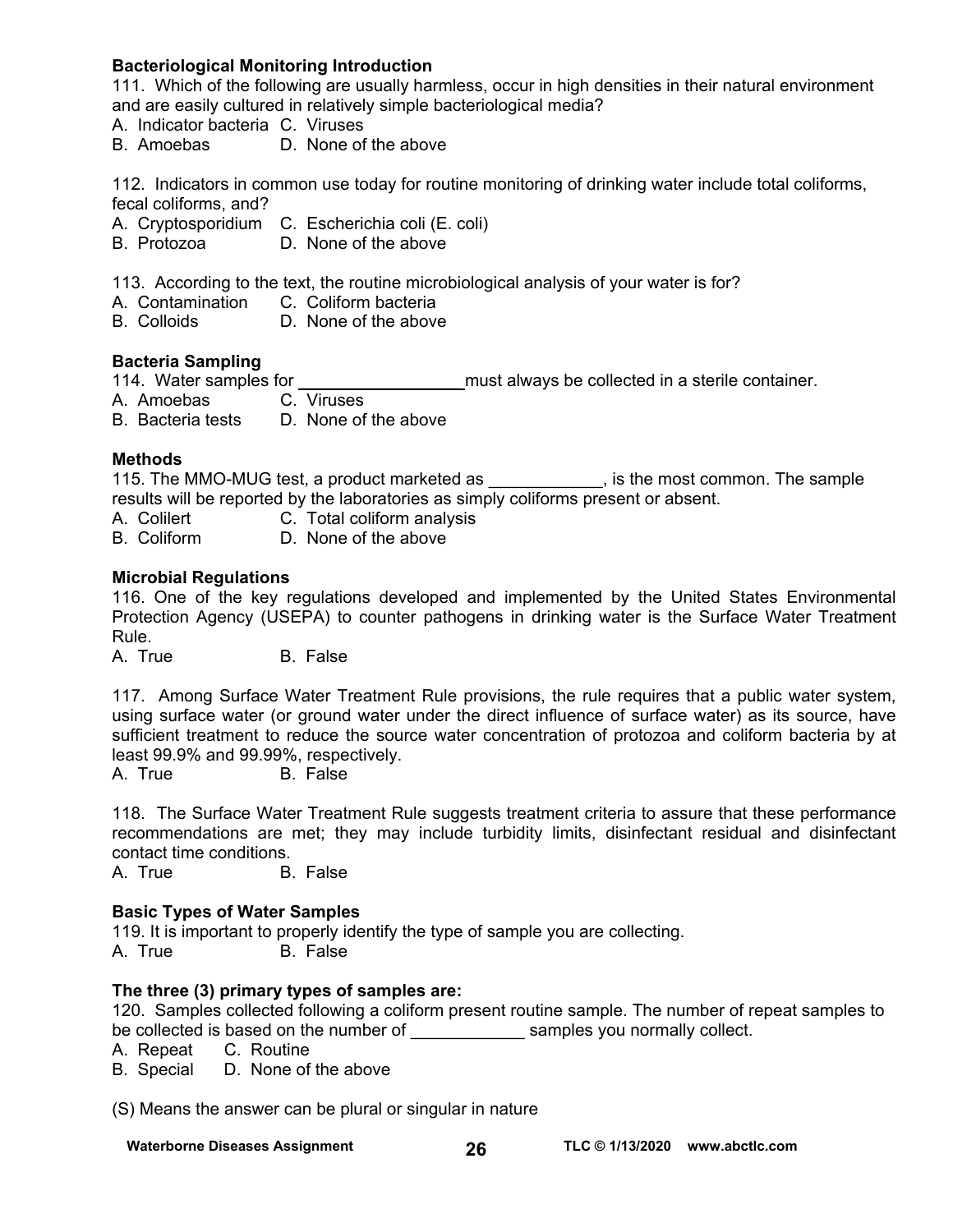**Bacteriological Monitoring Introduction**

111. Which of the following are usually harmless, occur in high densities in their natural environment and are easily cultured in relatively simple bacteriological media?

A. Indicator bacteria C. Viruses
B. Amoebas D. None of the above

112. Indicators in common use today for routine monitoring of drinking water include total coliforms, fecal coliforms, and?

A. Cryptosporidium C. Escherichia coli (E. coli)
B. Protozoa D. None of the above

113. According to the text, the routine microbiological analysis of your water is for?

A. Contamination C. Coliform bacteria
B. Colloids D. None of the above

**Bacteria Sampling**

114. Water samples for _________________ must always be collected in a sterile container.

A. Amoebas C. Viruses
B. Bacteria tests D. None of the above

**Methods**

115. The MMO-MUG test, a product marketed as ____________, is the most common. The sample results will be reported by the laboratories as simply coliforms present or absent.

A. Colilert C. Total coliform analysis
B. Coliform D. None of the above

**Microbial Regulations**

116. One of the key regulations developed and implemented by the United States Environmental Protection Agency (USEPA) to counter pathogens in drinking water is the Surface Water Treatment Rule.

A. True B. False

117. Among Surface Water Treatment Rule provisions, the rule requires that a public water system, using surface water (or ground water under the direct influence of surface water) as its source, have sufficient treatment to reduce the source water concentration of protozoa and coliform bacteria by at least 99.9% and 99.99%, respectively.

A. True B. False

118. The Surface Water Treatment Rule suggests treatment criteria to assure that these performance recommendations are met; they may include turbidity limits, disinfectant residual and disinfectant contact time conditions.

A. True B. False

**Basic Types of Water Samples**

119. It is important to properly identify the type of sample you are collecting.

A. True B. False

**The three (3) primary types of samples are:**

120. Samples collected following a coliform present routine sample. The number of repeat samples to be collected is based on the number of ____________ samples you normally collect.

A. Repeat C. Routine
B. Special D. None of the above

(S) Means the answer can be plural or singular in nature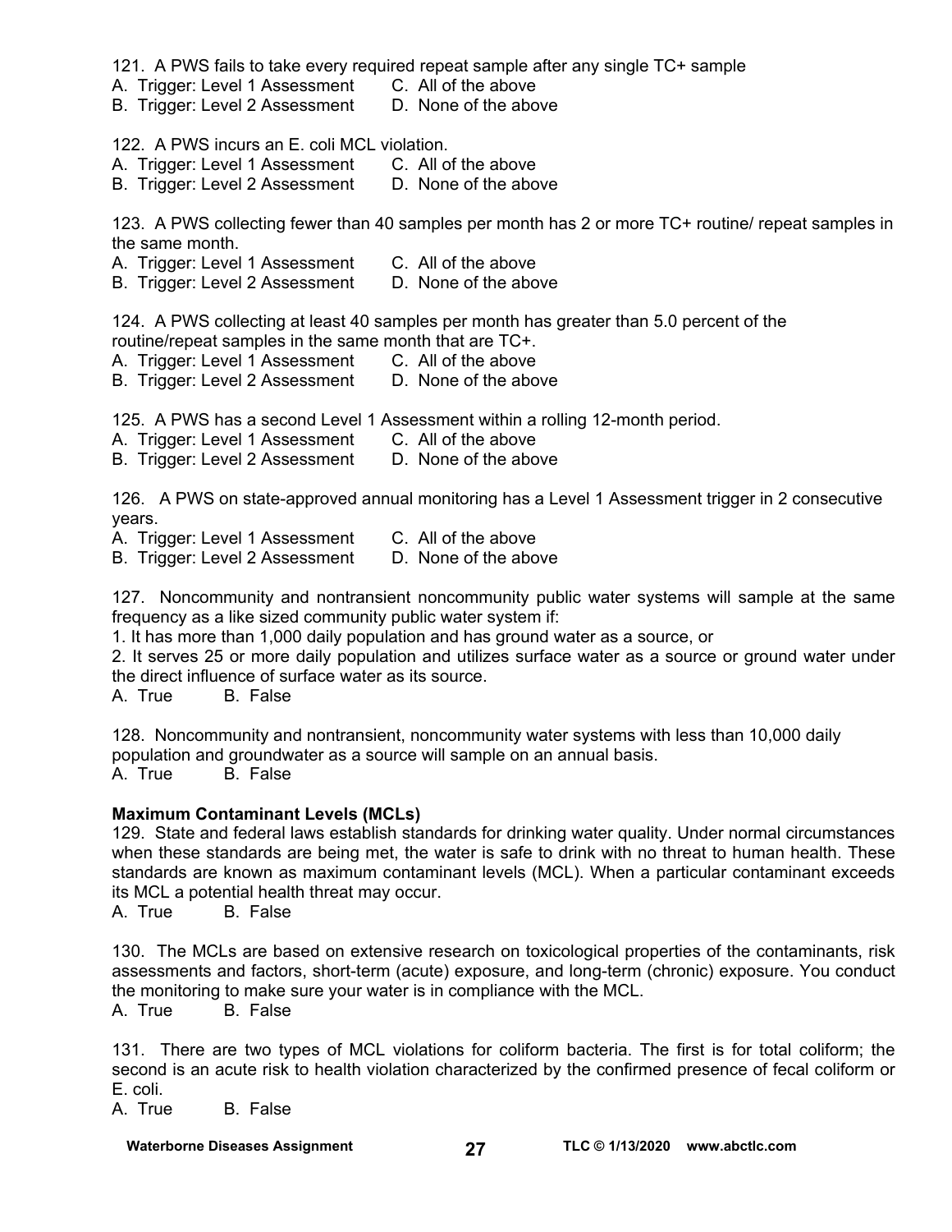121. A PWS fails to take every required repeat sample after any single TC+ sample

A. Trigger: Level 1 Assessment  C. All of the above
B. Trigger: Level 2 Assessment  D. None of the above

122. A PWS incurs an E. coli MCL violation.

A. Trigger: Level 1 Assessment  C. All of the above
B. Trigger: Level 2 Assessment  D. None of the above

123. A PWS collecting fewer than 40 samples per month has 2 or more TC+ routine/ repeat samples in the same month.

A. Trigger: Level 1 Assessment  C. All of the above
B. Trigger: Level 2 Assessment  D. None of the above

124. A PWS collecting at least 40 samples per month has greater than 5.0 percent of the routine/repeat samples in the same month that are TC+.

A. Trigger: Level 1 Assessment  C. All of the above
B. Trigger: Level 2 Assessment  D. None of the above

125. A PWS has a second Level 1 Assessment within a rolling 12-month period.

A. Trigger: Level 1 Assessment  C. All of the above
B. Trigger: Level 2 Assessment  D. None of the above

126. A PWS on state-approved annual monitoring has a Level 1 Assessment trigger in 2 consecutive years.

A. Trigger: Level 1 Assessment  C. All of the above
B. Trigger: Level 2 Assessment  D. None of the above

127. Noncommunity and nontransient noncommunity public water systems will sample at the same frequency as a like sized community public water system if:

1. It has more than 1,000 daily population and has ground water as a source, or
2. It serves 25 or more daily population and utilizes surface water as a source or ground water under the direct influence of surface water as its source.

A. True  B. False

128. Noncommunity and nontransient, noncommunity water systems with less than 10,000 daily population and groundwater as a source will sample on an annual basis.

A. True  B. False

**Maximum Contaminant Levels (MCLs)**

129. State and federal laws establish standards for drinking water quality. Under normal circumstances when these standards are being met, the water is safe to drink with no threat to human health. These standards are known as maximum contaminant levels (MCL). When a particular contaminant exceeds its MCL a potential health threat may occur.

A. True  B. False

130. The MCLs are based on extensive research on toxicological properties of the contaminants, risk assessments and factors, short-term (acute) exposure, and long-term (chronic) exposure. You conduct the monitoring to make sure your water is in compliance with the MCL.

A. True  B. False

131. There are two types of MCL violations for coliform bacteria. The first is for total coliform; the second is an acute risk to health violation characterized by the confirmed presence of fecal coliform or E. coli.

A. True  B. False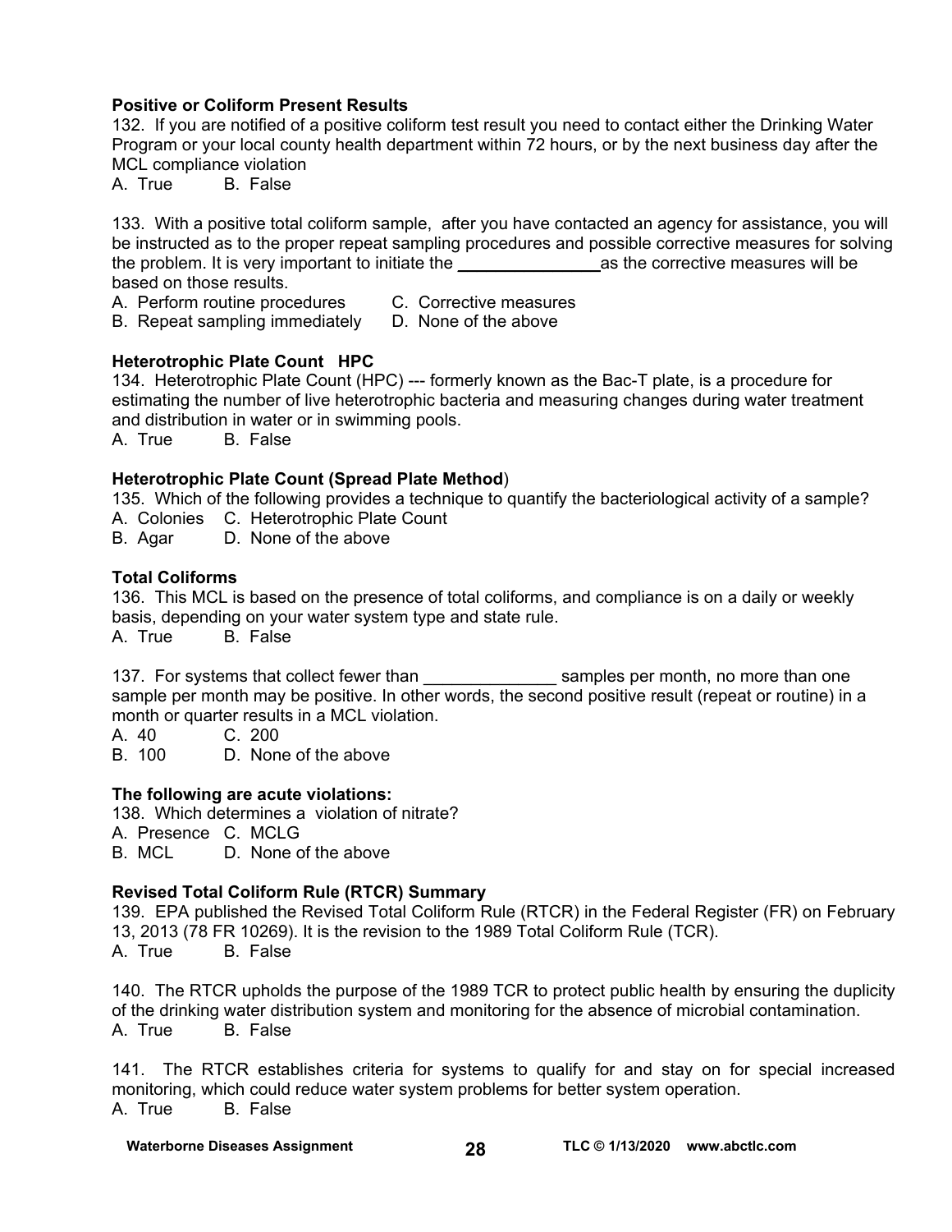**Positive or Coliform Present Results**

132. If you are notified of a positive coliform test result you need to contact either the Drinking Water Program or your local county health department within 72 hours, or by the next business day after the MCL compliance violation

A. True B. False

133. With a positive total coliform sample, after you have contacted an agency for assistance, you will be instructed as to the proper repeat sampling procedures and possible corrective measures for solving the problem. It is very important to initiate the _______________ as the corrective measures will be based on those results.

A. Perform routine procedures
B. Repeat sampling immediately
C. Corrective measures
D. None of the above

**Heterotrophic Plate Count HPC**

134. Heterotrophic Plate Count (HPC) --- formerly known as the Bac-T plate, is a procedure for estimating the number of live heterotrophic bacteria and measuring changes during water treatment and distribution in water or in swimming pools.

A. True B. False

**Heterotrophic Plate Count (Spread Plate Method**)

135. Which of the following provides a technique to quantify the bacteriological activity of a sample?

A. Colonies
B. Agar
C. Heterotrophic Plate Count
D. None of the above

**Total Coliforms**

136. This MCL is based on the presence of total coliforms, and compliance is on a daily or weekly basis, depending on your water system type and state rule.

A. True B. False

137. For systems that collect fewer than ______________ samples per month, no more than one sample per month may be positive. In other words, the second positive result (repeat or routine) in a month or quarter results in a MCL violation.

A. 40
B. 100
C. 200
D. None of the above

**The following are acute violations:**

138. Which determines a violation of nitrate?

A. Presence
B. MCL
C. MCLG
D. None of the above

**Revised Total Coliform Rule (RTCR) Summary**

139. EPA published the Revised Total Coliform Rule (RTCR) in the Federal Register (FR) on February 13, 2013 (78 FR 10269). It is the revision to the 1989 Total Coliform Rule (TCR).

A. True B. False

140. The RTCR upholds the purpose of the 1989 TCR to protect public health by ensuring the duplicity of the drinking water distribution system and monitoring for the absence of microbial contamination.

A. True B. False

141. The RTCR establishes criteria for systems to qualify for and stay on for special increased monitoring, which could reduce water system problems for better system operation.

A. True B. False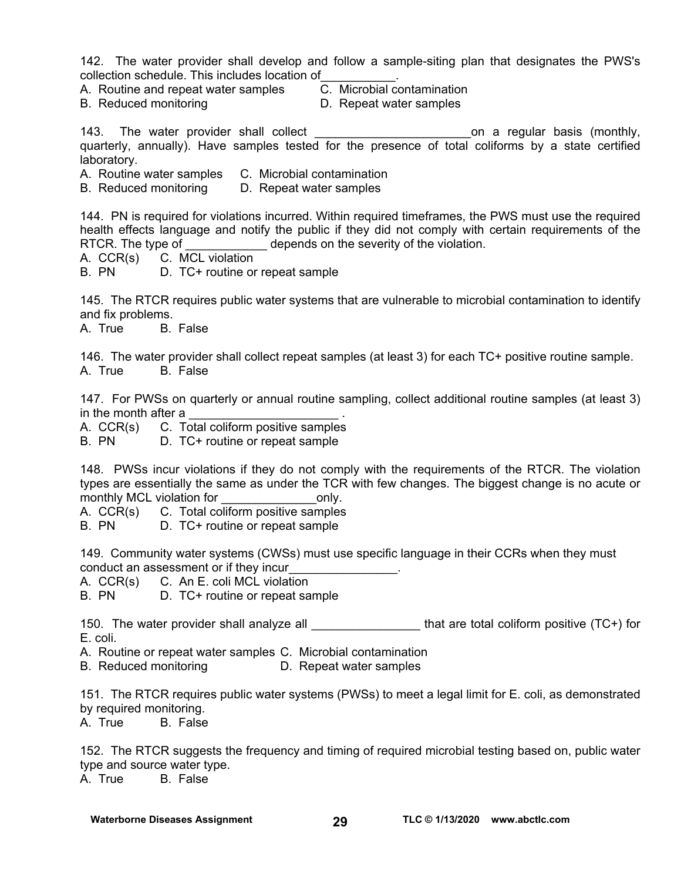142. The water provider shall develop and follow a sample-siting plan that designates the PWS's collection schedule. This includes location of___________.

A. Routine and repeat water samples
B. Reduced monitoring
C. Microbial contamination
D. Repeat water samples

143. The water provider shall collect _______________________on a regular basis (monthly, quarterly, annually). Have samples tested for the presence of total coliforms by a state certified laboratory.

A. Routine water samples
B. Reduced monitoring
C. Microbial contamination
D. Repeat water samples

144. PN is required for violations incurred. Within required timeframes, the PWS must use the required health effects language and notify the public if they did not comply with certain requirements of the RTCR. The type of ____________ depends on the severity of the violation.

A. CCR(s)
B. PN
C. MCL violation
D. TC+ routine or repeat sample

145. The RTCR requires public water systems that are vulnerable to microbial contamination to identify and fix problems.

A. True
B. False

146. The water provider shall collect repeat samples (at least 3) for each TC+ positive routine sample.

A. True
B. False

147. For PWSs on quarterly or annual routine sampling, collect additional routine samples (at least 3) in the month after a ______________________ .

A. CCR(s)
B. PN
C. Total coliform positive samples
D. TC+ routine or repeat sample

148. PWSs incur violations if they do not comply with the requirements of the RTCR. The violation types are essentially the same as under the TCR with few changes. The biggest change is no acute or monthly MCL violation for ______________only.

A. CCR(s)
B. PN
C. Total coliform positive samples
D. TC+ routine or repeat sample

149. Community water systems (CWSs) must use specific language in their CCRs when they must conduct an assessment or if they incur________________.

A. CCR(s)
B. PN
C. An E. coli MCL violation
D. TC+ routine or repeat sample

150. The water provider shall analyze all ________________ that are total coliform positive (TC+) for E. coli.

A. Routine or repeat water samples
B. Reduced monitoring
C. Microbial contamination
D. Repeat water samples

151. The RTCR requires public water systems (PWSs) to meet a legal limit for E. coli, as demonstrated by required monitoring.

A. True
B. False

152. The RTCR suggests the frequency and timing of required microbial testing based on, public water type and source water type.

A. True
B. False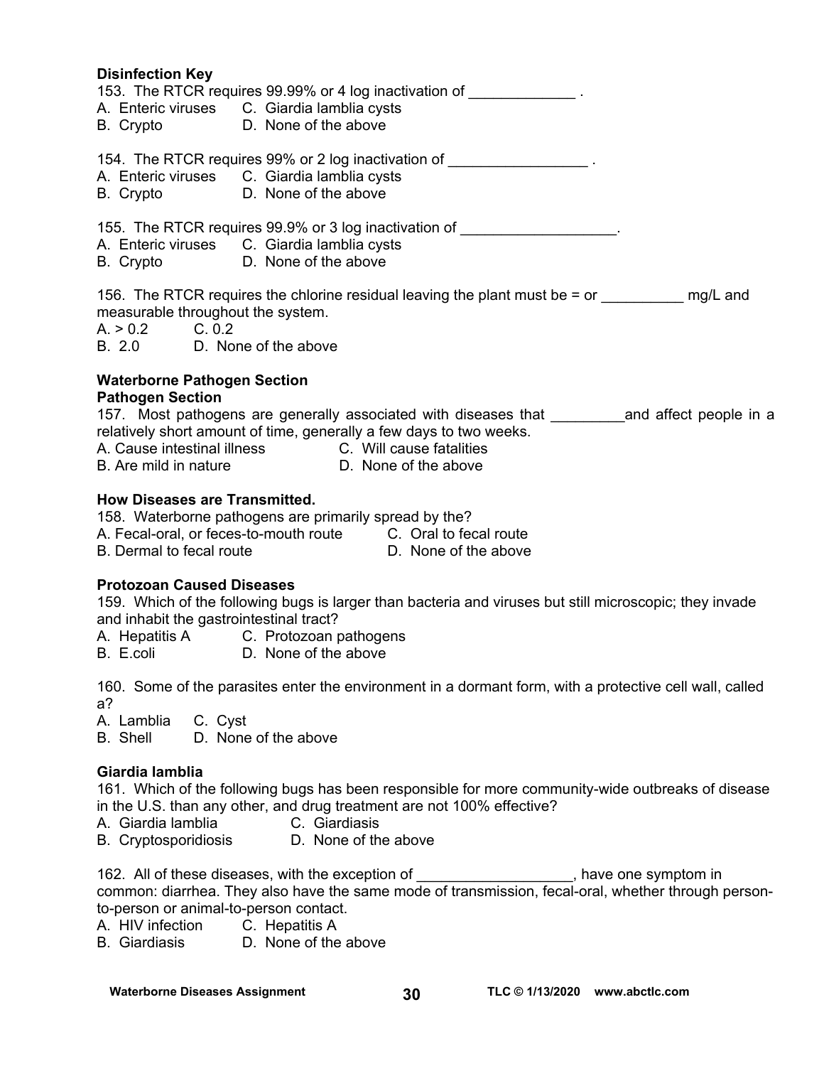**Disinfection Key**

153. The RTCR requires 99.99% or 4 log inactivation of _____________ .
A. Enteric viruses C. Giardia lamblia cysts
B. Crypto D. None of the above

154. The RTCR requires 99% or 2 log inactivation of _________________ .
A. Enteric viruses C. Giardia lamblia cysts
B. Crypto D. None of the above

155. The RTCR requires 99.9% or 3 log inactivation of ___________________.
A. Enteric viruses C. Giardia lamblia cysts
B. Crypto D. None of the above

156. The RTCR requires the chlorine residual leaving the plant must be = or __________ mg/L and measurable throughout the system.
A. > 0.2 C. 0.2
B. 2.0 D. None of the above

**Waterborne Pathogen Section**
**Pathogen Section**

157. Most pathogens are generally associated with diseases that _________and affect people in a relatively short amount of time, generally a few days to two weeks.
A. Cause intestinal illness C. Will cause fatalities
B. Are mild in nature D. None of the above

**How Diseases are Transmitted.**

158. Waterborne pathogens are primarily spread by the?
A. Fecal-oral, or feces-to-mouth route C. Oral to fecal route
B. Dermal to fecal route D. None of the above

**Protozoan Caused Diseases**

159. Which of the following bugs is larger than bacteria and viruses but still microscopic; they invade and inhabit the gastrointestinal tract?
A. Hepatitis A C. Protozoan pathogens
B. E.coli D. None of the above

160. Some of the parasites enter the environment in a dormant form, with a protective cell wall, called a?
A. Lamblia C. Cyst
B. Shell D. None of the above

**Giardia lamblia**

161. Which of the following bugs has been responsible for more community-wide outbreaks of disease in the U.S. than any other, and drug treatment are not 100% effective?
A. Giardia lamblia C. Giardiasis
B. Cryptosporidiosis D. None of the above

162. All of these diseases, with the exception of ___________________, have one symptom in common: diarrhea. They also have the same mode of transmission, fecal-oral, whether through person-to-person or animal-to-person contact.
A. HIV infection C. Hepatitis A
B. Giardiasis D. None of the above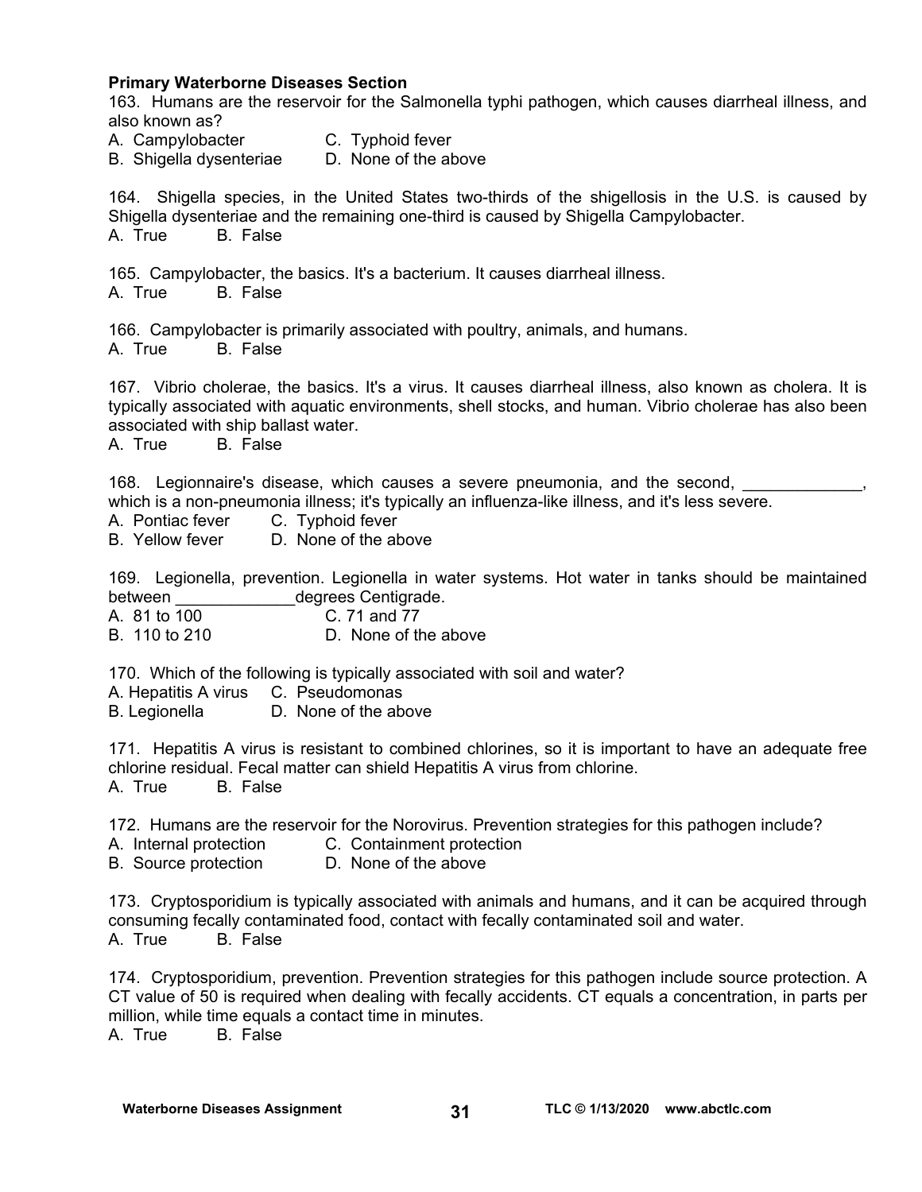**Primary Waterborne Diseases Section**

163. Humans are the reservoir for the Salmonella typhi pathogen, which causes diarrheal illness, and also known as?

A. Campylobacter  C. Typhoid fever
B. Shigella dysenteriae  D. None of the above

164. Shigella species, in the United States two-thirds of the shigellosis in the U.S. is caused by Shigella dysenteriae and the remaining one-third is caused by Shigella Campylobacter.

A. True  B. False

165. Campylobacter, the basics. It's a bacterium. It causes diarrheal illness.

A. True  B. False

166. Campylobacter is primarily associated with poultry, animals, and humans.

A. True  B. False

167. Vibrio cholerae, the basics. It's a virus. It causes diarrheal illness, also known as cholera. It is typically associated with aquatic environments, shell stocks, and human. Vibrio cholerae has also been associated with ship ballast water.

A. True  B. False

168. Legionnaire's disease, which causes a severe pneumonia, and the second, _____________, which is a non-pneumonia illness; it's typically an influenza-like illness, and it's less severe.

A. Pontiac fever  C. Typhoid fever
B. Yellow fever  D. None of the above

169. Legionella, prevention. Legionella in water systems. Hot water in tanks should be maintained between _____________degrees Centigrade.

A. 81 to 100  C. 71 and 77
B. 110 to 210  D. None of the above

170. Which of the following is typically associated with soil and water?

A. Hepatitis A virus  C. Pseudomonas
B. Legionella  D. None of the above

171. Hepatitis A virus is resistant to combined chlorines, so it is important to have an adequate free chlorine residual. Fecal matter can shield Hepatitis A virus from chlorine.

A. True  B. False

172. Humans are the reservoir for the Norovirus. Prevention strategies for this pathogen include?

A. Internal protection  C. Containment protection
B. Source protection  D. None of the above

173. Cryptosporidium is typically associated with animals and humans, and it can be acquired through consuming fecally contaminated food, contact with fecally contaminated soil and water.

A. True  B. False

174. Cryptosporidium, prevention. Prevention strategies for this pathogen include source protection. A CT value of 50 is required when dealing with fecally accidents. CT equals a concentration, in parts per million, while time equals a contact time in minutes.

A. True  B. False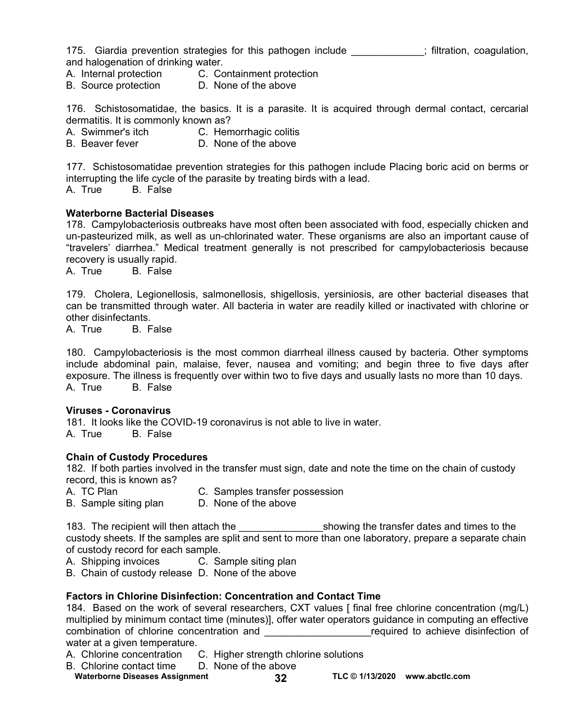175. Giardia prevention strategies for this pathogen include _____________; filtration, coagulation, and halogenation of drinking water.

A. Internal protection  C. Containment protection
B. Source protection  D. None of the above

176. Schistosomatidae, the basics. It is a parasite. It is acquired through dermal contact, cercarial dermatitis. It is commonly known as?

A. Swimmer's itch  C. Hemorrhagic colitis
B. Beaver fever  D. None of the above

177. Schistosomatidae prevention strategies for this pathogen include Placing boric acid on berms or interrupting the life cycle of the parasite by treating birds with a lead.

A. True  B. False

**Waterborne Bacterial Diseases**

178. Campylobacteriosis outbreaks have most often been associated with food, especially chicken and un-pasteurized milk, as well as un-chlorinated water. These organisms are also an important cause of "travelers' diarrhea." Medical treatment generally is not prescribed for campylobacteriosis because recovery is usually rapid.

A. True  B. False

179. Cholera, Legionellosis, salmonellosis, shigellosis, yersiniosis, are other bacterial diseases that can be transmitted through water. All bacteria in water are readily killed or inactivated with chlorine or other disinfectants.

A. True  B. False

180. Campylobacteriosis is the most common diarrheal illness caused by bacteria. Other symptoms include abdominal pain, malaise, fever, nausea and vomiting; and begin three to five days after exposure. The illness is frequently over within two to five days and usually lasts no more than 10 days.

A. True  B. False

**Viruses - Coronavirus**

181. It looks like the COVID-19 coronavirus is not able to live in water.

A. True  B. False

**Chain of Custody Procedures**

182. If both parties involved in the transfer must sign, date and note the time on the chain of custody record, this is known as?

A. TC Plan  C. Samples transfer possession
B. Sample siting plan  D. None of the above

183. The recipient will then attach the _______________showing the transfer dates and times to the custody sheets. If the samples are split and sent to more than one laboratory, prepare a separate chain of custody record for each sample.

A. Shipping invoices  C. Sample siting plan
B. Chain of custody release  D. None of the above

**Factors in Chlorine Disinfection: Concentration and Contact Time**

184. Based on the work of several researchers, CXT values [ final free chlorine concentration (mg/L) multiplied by minimum contact time (minutes)], offer water operators guidance in computing an effective combination of chlorine concentration and ___________________required to achieve disinfection of water at a given temperature.

A. Chlorine concentration  C. Higher strength chlorine solutions
B. Chlorine contact time  D. None of the above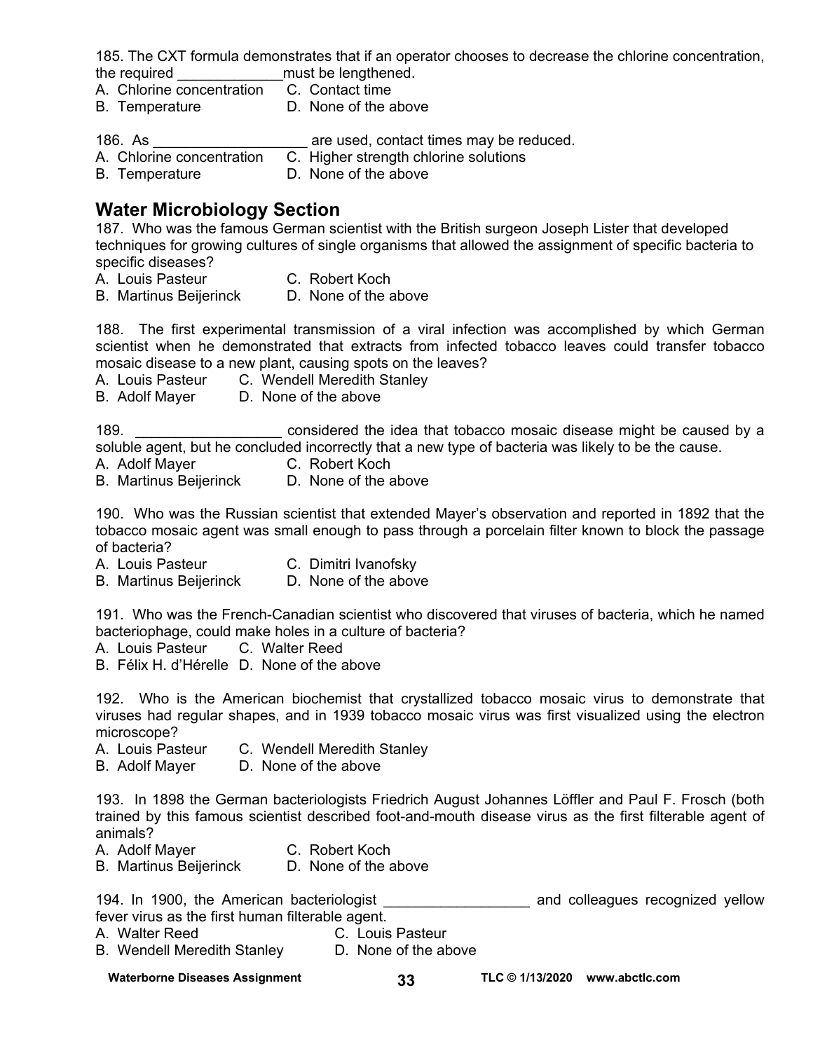185. The CXT formula demonstrates that if an operator chooses to decrease the chlorine concentration, the required _____________must be lengthened.
A. Chlorine concentration C. Contact time
B. Temperature D. None of the above

186. As ___________________ are used, contact times may be reduced.
A. Chlorine concentration C. Higher strength chlorine solutions
B. Temperature D. None of the above

## Water Microbiology Section

187. Who was the famous German scientist with the British surgeon Joseph Lister that developed techniques for growing cultures of single organisms that allowed the assignment of specific bacteria to specific diseases?
A. Louis Pasteur C. Robert Koch
B. Martinus Beijerinck D. None of the above

188. The first experimental transmission of a viral infection was accomplished by which German scientist when he demonstrated that extracts from infected tobacco leaves could transfer tobacco mosaic disease to a new plant, causing spots on the leaves?
A. Louis Pasteur C. Wendell Meredith Stanley
B. Adolf Mayer D. None of the above

189. __________________ considered the idea that tobacco mosaic disease might be caused by a soluble agent, but he concluded incorrectly that a new type of bacteria was likely to be the cause.
A. Adolf Mayer C. Robert Koch
B. Martinus Beijerinck D. None of the above

190. Who was the Russian scientist that extended Mayer's observation and reported in 1892 that the tobacco mosaic agent was small enough to pass through a porcelain filter known to block the passage of bacteria?
A. Louis Pasteur C. Dimitri Ivanofsky
B. Martinus Beijerinck D. None of the above

191. Who was the French-Canadian scientist who discovered that viruses of bacteria, which he named bacteriophage, could make holes in a culture of bacteria?
A. Louis Pasteur C. Walter Reed
B. Félix H. d'Hérelle D. None of the above

192. Who is the American biochemist that crystallized tobacco mosaic virus to demonstrate that viruses had regular shapes, and in 1939 tobacco mosaic virus was first visualized using the electron microscope?
A. Louis Pasteur C. Wendell Meredith Stanley
B. Adolf Mayer D. None of the above

193. In 1898 the German bacteriologists Friedrich August Johannes Löffler and Paul F. Frosch (both trained by this famous scientist described foot-and-mouth disease virus as the first filterable agent of animals?
A. Adolf Mayer C. Robert Koch
B. Martinus Beijerinck D. None of the above

194. In 1900, the American bacteriologist __________________ and colleagues recognized yellow fever virus as the first human filterable agent.
A. Walter Reed C. Louis Pasteur
B. Wendell Meredith Stanley D. None of the above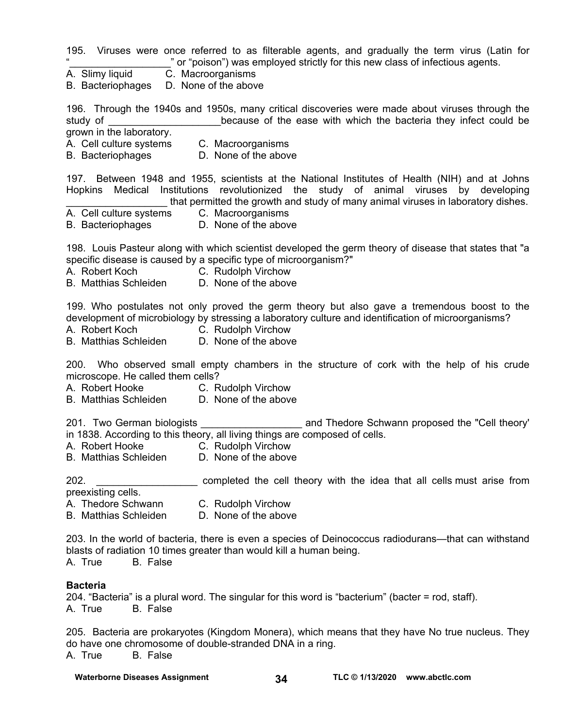195. Viruses were once referred to as filterable agents, and gradually the term virus (Latin for "__________________" or "poison") was employed strictly for this new class of infectious agents.
A. Slimy liquid  C. Macroorganisms
B. Bacteriophages  D. None of the above

196. Through the 1940s and 1950s, many critical discoveries were made about viruses through the study of ____________________because of the ease with which the bacteria they infect could be grown in the laboratory.
A. Cell culture systems  C. Macroorganisms
B. Bacteriophages  D. None of the above

197. Between 1948 and 1955, scientists at the National Institutes of Health (NIH) and at Johns Hopkins Medical Institutions revolutionized the study of animal viruses by developing __________________ that permitted the growth and study of many animal viruses in laboratory dishes.
A. Cell culture systems  C. Macroorganisms
B. Bacteriophages  D. None of the above

198. Louis Pasteur along with which scientist developed the germ theory of disease that states that "a specific disease is caused by a specific type of microorganism?"
A. Robert Koch  C. Rudolph Virchow
B. Matthias Schleiden  D. None of the above

199. Who postulates not only proved the germ theory but also gave a tremendous boost to the development of microbiology by stressing a laboratory culture and identification of microorganisms?
A. Robert Koch  C. Rudolph Virchow
B. Matthias Schleiden  D. None of the above

200. Who observed small empty chambers in the structure of cork with the help of his crude microscope. He called them cells?
A. Robert Hooke  C. Rudolph Virchow
B. Matthias Schleiden  D. None of the above

201. Two German biologists __________________ and Thedore Schwann proposed the "Cell theory' in 1838. According to this theory, all living things are composed of cells.
A. Robert Hooke  C. Rudolph Virchow
B. Matthias Schleiden  D. None of the above

202. __________________ completed the cell theory with the idea that all cells must arise from preexisting cells.
A. Thedore Schwann  C. Rudolph Virchow
B. Matthias Schleiden  D. None of the above

203. In the world of bacteria, there is even a species of Deinococcus radiodurans—that can withstand blasts of radiation 10 times greater than would kill a human being.
A. True  B. False

**Bacteria**

204. "Bacteria" is a plural word. The singular for this word is "bacterium" (bacter = rod, staff).
A. True  B. False

205. Bacteria are prokaryotes (Kingdom Monera), which means that they have No true nucleus. They do have one chromosome of double-stranded DNA in a ring.
A. True  B. False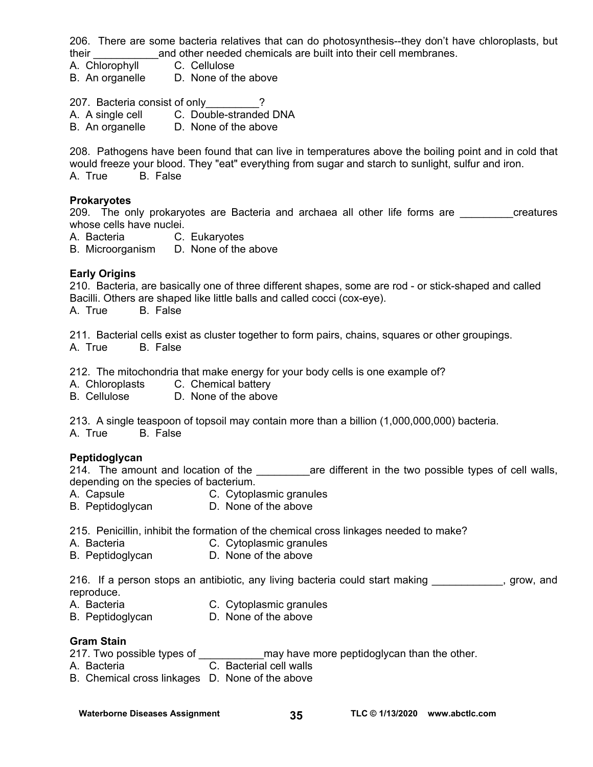206. There are some bacteria relatives that can do photosynthesis--they don't have chloroplasts, but their ___________and other needed chemicals are built into their cell membranes.

A. Chlorophyll
B. An organelle
C. Cellulose
D. None of the above

207. Bacteria consist of only_________?

A. A single cell
B. An organelle
C. Double-stranded DNA
D. None of the above

208. Pathogens have been found that can live in temperatures above the boiling point and in cold that would freeze your blood. They "eat" everything from sugar and starch to sunlight, sulfur and iron.

A. True
B. False

**Prokaryotes**

209. The only prokaryotes are Bacteria and archaea all other life forms are _________creatures whose cells have nuclei.

A. Bacteria
B. Microorganism
C. Eukaryotes
D. None of the above

**Early Origins**

210. Bacteria, are basically one of three different shapes, some are rod - or stick-shaped and called Bacilli. Others are shaped like little balls and called cocci (cox-eye).

A. True
B. False

211. Bacterial cells exist as cluster together to form pairs, chains, squares or other groupings.

A. True
B. False

212. The mitochondria that make energy for your body cells is one example of?

A. Chloroplasts
B. Cellulose
C. Chemical battery
D. None of the above

213. A single teaspoon of topsoil may contain more than a billion (1,000,000,000) bacteria.

A. True
B. False

**Peptidoglycan**

214. The amount and location of the _________are different in the two possible types of cell walls, depending on the species of bacterium.

A. Capsule
B. Peptidoglycan
C. Cytoplasmic granules
D. None of the above

215. Penicillin, inhibit the formation of the chemical cross linkages needed to make?

A. Bacteria
B. Peptidoglycan
C. Cytoplasmic granules
D. None of the above

216. If a person stops an antibiotic, any living bacteria could start making ____________, grow, and reproduce.

A. Bacteria
B. Peptidoglycan
C. Cytoplasmic granules
D. None of the above

**Gram Stain**

217. Two possible types of ___________may have more peptidoglycan than the other.

A. Bacteria
B. Chemical cross linkages
C. Bacterial cell walls
D. None of the above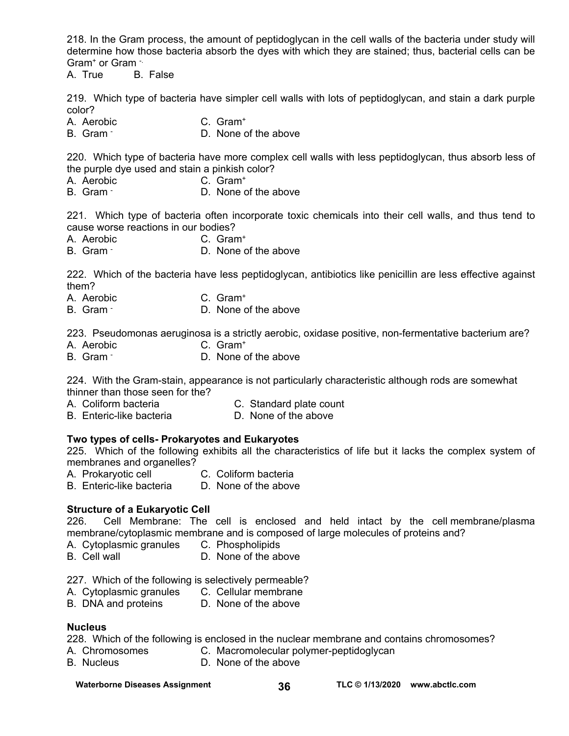218. In the Gram process, the amount of peptidoglycan in the cell walls of the bacteria under study will determine how those bacteria absorb the dyes with which they are stained; thus, bacterial cells can be Gram$^+$ or Gram$^-$.

A. True B. False

219. Which type of bacteria have simpler cell walls with lots of peptidoglycan, and stain a dark purple color?

A. Aerobic C. Gram$^+$
B. Gram$^-$ D. None of the above

220. Which type of bacteria have more complex cell walls with less peptidoglycan, thus absorb less of the purple dye used and stain a pinkish color?

A. Aerobic C. Gram$^+$
B. Gram$^-$ D. None of the above

221. Which type of bacteria often incorporate toxic chemicals into their cell walls, and thus tend to cause worse reactions in our bodies?

A. Aerobic C. Gram$^+$
B. Gram$^-$ D. None of the above

222. Which of the bacteria have less peptidoglycan, antibiotics like penicillin are less effective against them?

A. Aerobic C. Gram$^+$
B. Gram$^-$ D. None of the above

223. Pseudomonas aeruginosa is a strictly aerobic, oxidase positive, non-fermentative bacterium are?

A. Aerobic C. Gram$^+$
B. Gram$^-$ D. None of the above

224. With the Gram-stain, appearance is not particularly characteristic although rods are somewhat thinner than those seen for the?

A. Coliform bacteria C. Standard plate count
B. Enteric-like bacteria D. None of the above

**Two types of cells- Prokaryotes and Eukaryotes**

225. Which of the following exhibits all the characteristics of life but it lacks the complex system of membranes and organelles?

A. Prokaryotic cell C. Coliform bacteria
B. Enteric-like bacteria D. None of the above

**Structure of a Eukaryotic Cell**

226. Cell Membrane: The cell is enclosed and held intact by the cell membrane/plasma membrane/cytoplasmic membrane and is composed of large molecules of proteins and?

A. Cytoplasmic granules C. Phospholipids
B. Cell wall D. None of the above

227. Which of the following is selectively permeable?

A. Cytoplasmic granules C. Cellular membrane
B. DNA and proteins D. None of the above

**Nucleus**

228. Which of the following is enclosed in the nuclear membrane and contains chromosomes?

A. Chromosomes C. Macromolecular polymer-peptidoglycan
B. Nucleus D. None of the above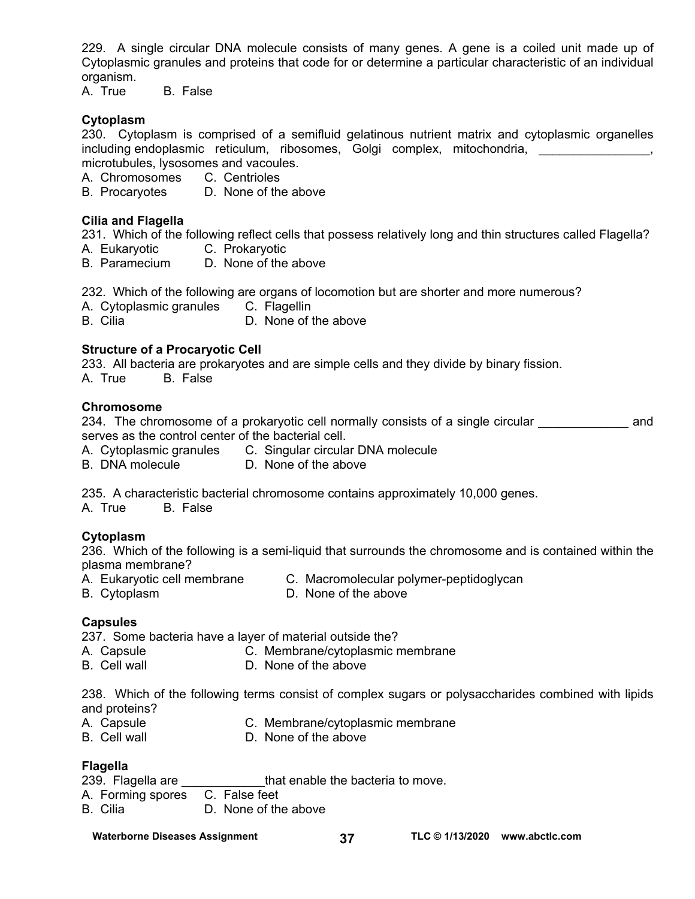229. A single circular DNA molecule consists of many genes. A gene is a coiled unit made up of Cytoplasmic granules and proteins that code for or determine a particular characteristic of an individual organism.
A. True B. False

**Cytoplasm**
230. Cytoplasm is comprised of a semifluid gelatinous nutrient matrix and cytoplasmic organelles including endoplasmic reticulum, ribosomes, Golgi complex, mitochondria, ________________, microtubules, lysosomes and vacoules.
A. Chromosomes C. Centrioles
B. Procaryotes D. None of the above

**Cilia and Flagella**
231. Which of the following reflect cells that possess relatively long and thin structures called Flagella?
A. Eukaryotic C. Prokaryotic
B. Paramecium D. None of the above

232. Which of the following are organs of locomotion but are shorter and more numerous?
A. Cytoplasmic granules C. Flagellin
B. Cilia D. None of the above

**Structure of a Procaryotic Cell**
233. All bacteria are prokaryotes and are simple cells and they divide by binary fission.
A. True B. False

**Chromosome**
234. The chromosome of a prokaryotic cell normally consists of a single circular _____________ and serves as the control center of the bacterial cell.
A. Cytoplasmic granules C. Singular circular DNA molecule
B. DNA molecule D. None of the above

235. A characteristic bacterial chromosome contains approximately 10,000 genes.
A. True B. False

**Cytoplasm**
236. Which of the following is a semi-liquid that surrounds the chromosome and is contained within the plasma membrane?
A. Eukaryotic cell membrane C. Macromolecular polymer-peptidoglycan
B. Cytoplasm D. None of the above

**Capsules**
237. Some bacteria have a layer of material outside the?
A. Capsule C. Membrane/cytoplasmic membrane
B. Cell wall D. None of the above

238. Which of the following terms consist of complex sugars or polysaccharides combined with lipids and proteins?
A. Capsule C. Membrane/cytoplasmic membrane
B. Cell wall D. None of the above

**Flagella**
239. Flagella are ____________that enable the bacteria to move.
A. Forming spores C. False feet
B. Cilia D. None of the above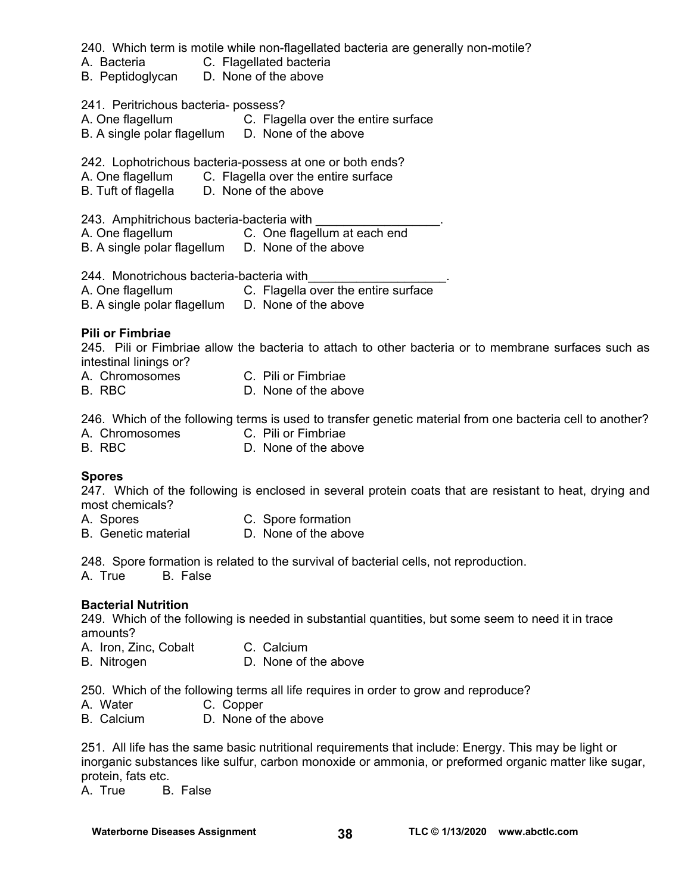240. Which term is motile while non-flagellated bacteria are generally non-motile?
A. Bacteria C. Flagellated bacteria
B. Peptidoglycan D. None of the above

241. Peritrichous bacteria- possess?
A. One flagellum C. Flagella over the entire surface
B. A single polar flagellum D. None of the above

242. Lophotrichous bacteria-possess at one or both ends?
A. One flagellum C. Flagella over the entire surface
B. Tuft of flagella D. None of the above

243. Amphitrichous bacteria-bacteria with __________________.
A. One flagellum C. One flagellum at each end
B. A single polar flagellum D. None of the above

244. Monotrichous bacteria-bacteria with____________________.
A. One flagellum C. Flagella over the entire surface
B. A single polar flagellum D. None of the above

**Pili or Fimbriae**

245. Pili or Fimbriae allow the bacteria to attach to other bacteria or to membrane surfaces such as intestinal linings or?
A. Chromosomes C. Pili or Fimbriae
B. RBC D. None of the above

246. Which of the following terms is used to transfer genetic material from one bacteria cell to another?
A. Chromosomes C. Pili or Fimbriae
B. RBC D. None of the above

**Spores**

247. Which of the following is enclosed in several protein coats that are resistant to heat, drying and most chemicals?
A. Spores C. Spore formation
B. Genetic material D. None of the above

248. Spore formation is related to the survival of bacterial cells, not reproduction.
A. True B. False

**Bacterial Nutrition**

249. Which of the following is needed in substantial quantities, but some seem to need it in trace amounts?
A. Iron, Zinc, Cobalt C. Calcium
B. Nitrogen D. None of the above

250. Which of the following terms all life requires in order to grow and reproduce?
A. Water C. Copper
B. Calcium D. None of the above

251. All life has the same basic nutritional requirements that include: Energy. This may be light or inorganic substances like sulfur, carbon monoxide or ammonia, or preformed organic matter like sugar, protein, fats etc.
A. True B. False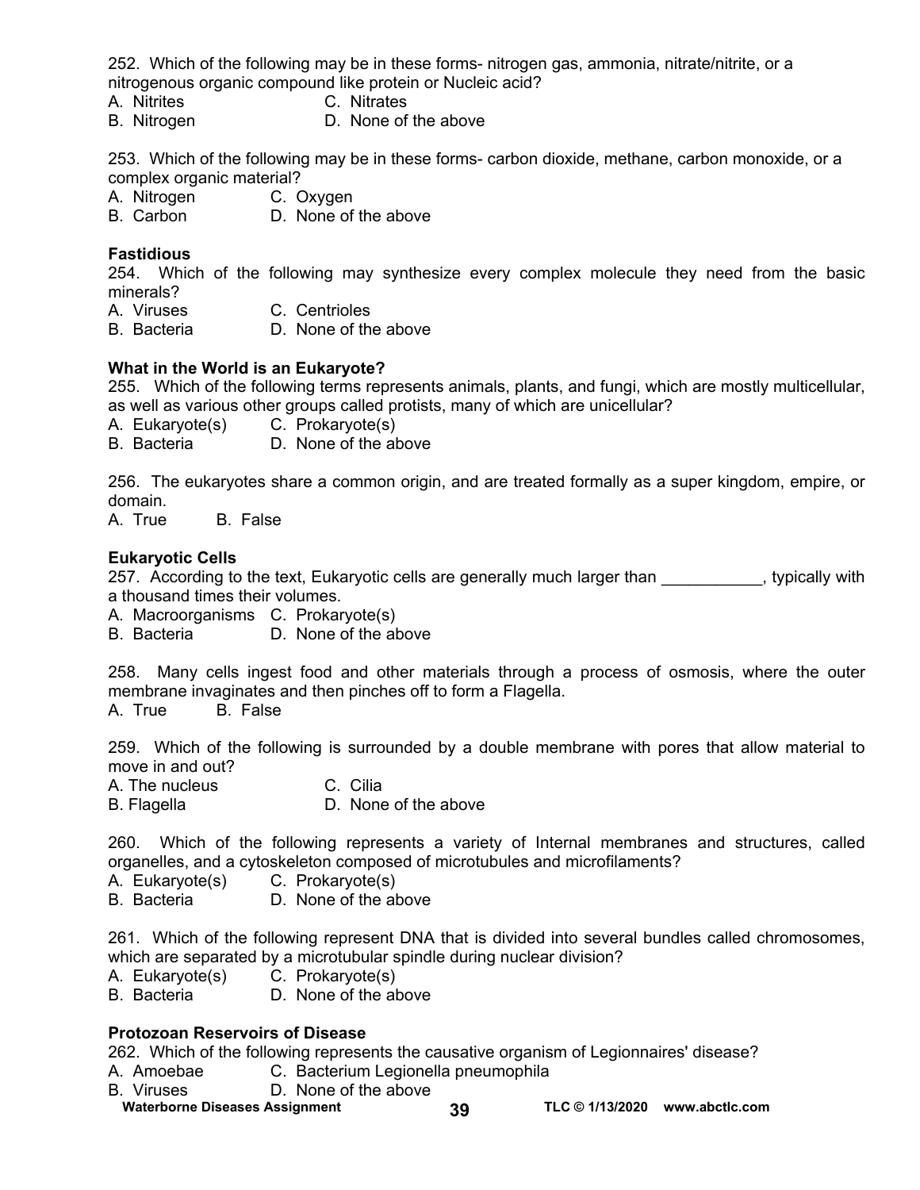252. Which of the following may be in these forms- nitrogen gas, ammonia, nitrate/nitrite, or a nitrogenous organic compound like protein or Nucleic acid?
A. Nitrites C. Nitrates
B. Nitrogen D. None of the above

253. Which of the following may be in these forms- carbon dioxide, methane, carbon monoxide, or a complex organic material?
A. Nitrogen C. Oxygen
B. Carbon D. None of the above

**Fastidious**

254. Which of the following may synthesize every complex molecule they need from the basic minerals?
A. Viruses C. Centrioles
B. Bacteria D. None of the above

**What in the World is an Eukaryote?**

255. Which of the following terms represents animals, plants, and fungi, which are mostly multicellular, as well as various other groups called protists, many of which are unicellular?
A. Eukaryote(s) C. Prokaryote(s)
B. Bacteria D. None of the above

256. The eukaryotes share a common origin, and are treated formally as a super kingdom, empire, or domain.
A. True B. False

**Eukaryotic Cells**

257. According to the text, Eukaryotic cells are generally much larger than ___________, typically with a thousand times their volumes.
A. Macroorganisms C. Prokaryote(s)
B. Bacteria D. None of the above

258. Many cells ingest food and other materials through a process of osmosis, where the outer membrane invaginates and then pinches off to form a Flagella.
A. True B. False

259. Which of the following is surrounded by a double membrane with pores that allow material to move in and out?
A. The nucleus C. Cilia
B. Flagella D. None of the above

260. Which of the following represents a variety of Internal membranes and structures, called organelles, and a cytoskeleton composed of microtubules and microfilaments?
A. Eukaryote(s) C. Prokaryote(s)
B. Bacteria D. None of the above

261. Which of the following represent DNA that is divided into several bundles called chromosomes, which are separated by a microtubular spindle during nuclear division?
A. Eukaryote(s) C. Prokaryote(s)
B. Bacteria D. None of the above

**Protozoan Reservoirs of Disease**

262. Which of the following represents the causative organism of Legionnaires' disease?
A. Amoebae C. Bacterium Legionella pneumophila
B. Viruses D. None of the above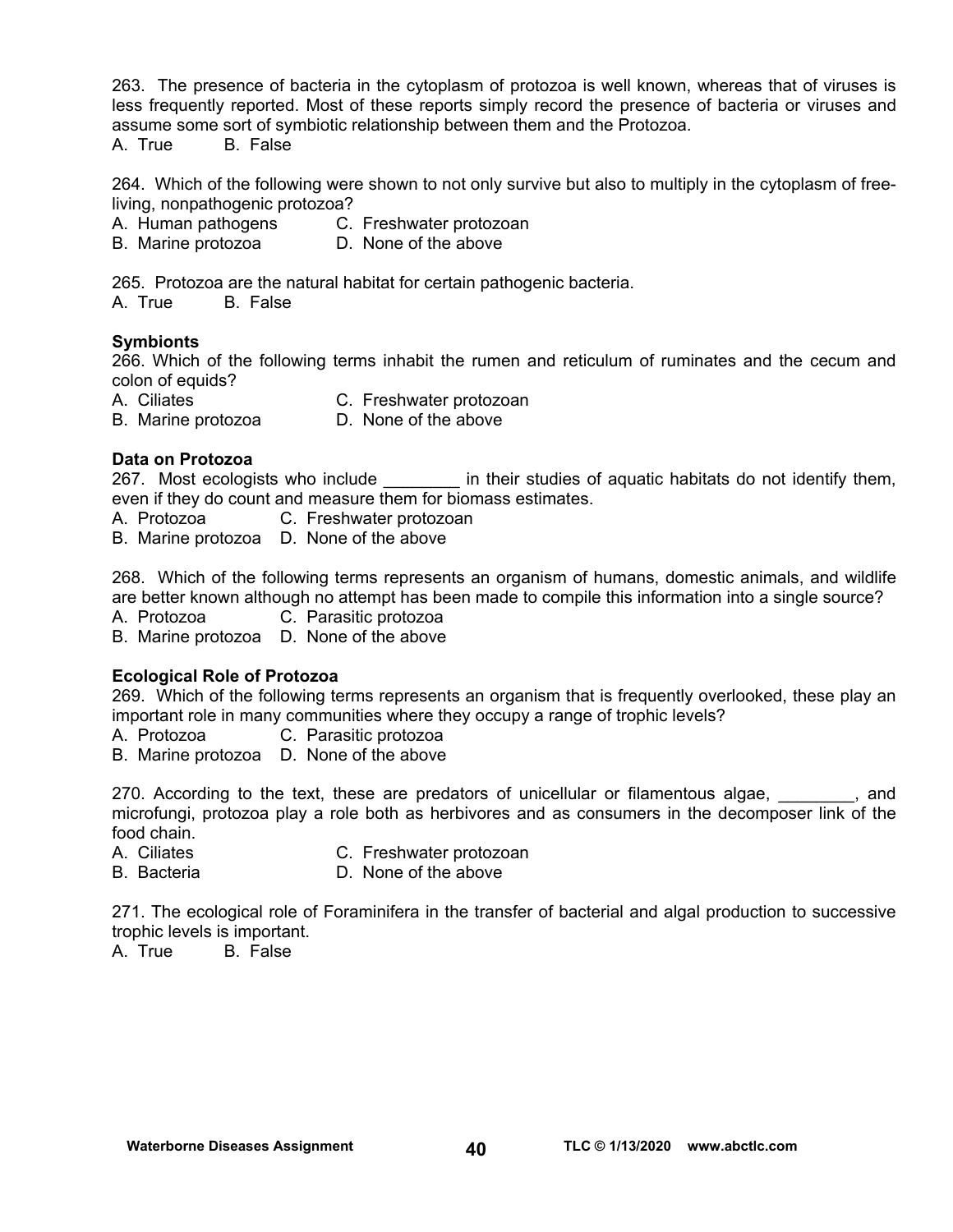263. The presence of bacteria in the cytoplasm of protozoa is well known, whereas that of viruses is less frequently reported. Most of these reports simply record the presence of bacteria or viruses and assume some sort of symbiotic relationship between them and the Protozoa.
A. True B. False

264. Which of the following were shown to not only survive but also to multiply in the cytoplasm of free-living, nonpathogenic protozoa?
A. Human pathogens C. Freshwater protozoan
B. Marine protozoa D. None of the above

265. Protozoa are the natural habitat for certain pathogenic bacteria.
A. True B. False

**Symbionts**

266. Which of the following terms inhabit the rumen and reticulum of ruminates and the cecum and colon of equids?
A. Ciliates C. Freshwater protozoan
B. Marine protozoa D. None of the above

**Data on Protozoa**

267. Most ecologists who include ________ in their studies of aquatic habitats do not identify them, even if they do count and measure them for biomass estimates.
A. Protozoa C. Freshwater protozoan
B. Marine protozoa D. None of the above

268. Which of the following terms represents an organism of humans, domestic animals, and wildlife are better known although no attempt has been made to compile this information into a single source?
A. Protozoa C. Parasitic protozoa
B. Marine protozoa D. None of the above

**Ecological Role of Protozoa**

269. Which of the following terms represents an organism that is frequently overlooked, these play an important role in many communities where they occupy a range of trophic levels?
A. Protozoa C. Parasitic protozoa
B. Marine protozoa D. None of the above

270. According to the text, these are predators of unicellular or filamentous algae, ________, and microfungi, protozoa play a role both as herbivores and as consumers in the decomposer link of the food chain.
A. Ciliates C. Freshwater protozoan
B. Bacteria D. None of the above

271. The ecological role of Foraminifera in the transfer of bacterial and algal production to successive trophic levels is important.
A. True B. False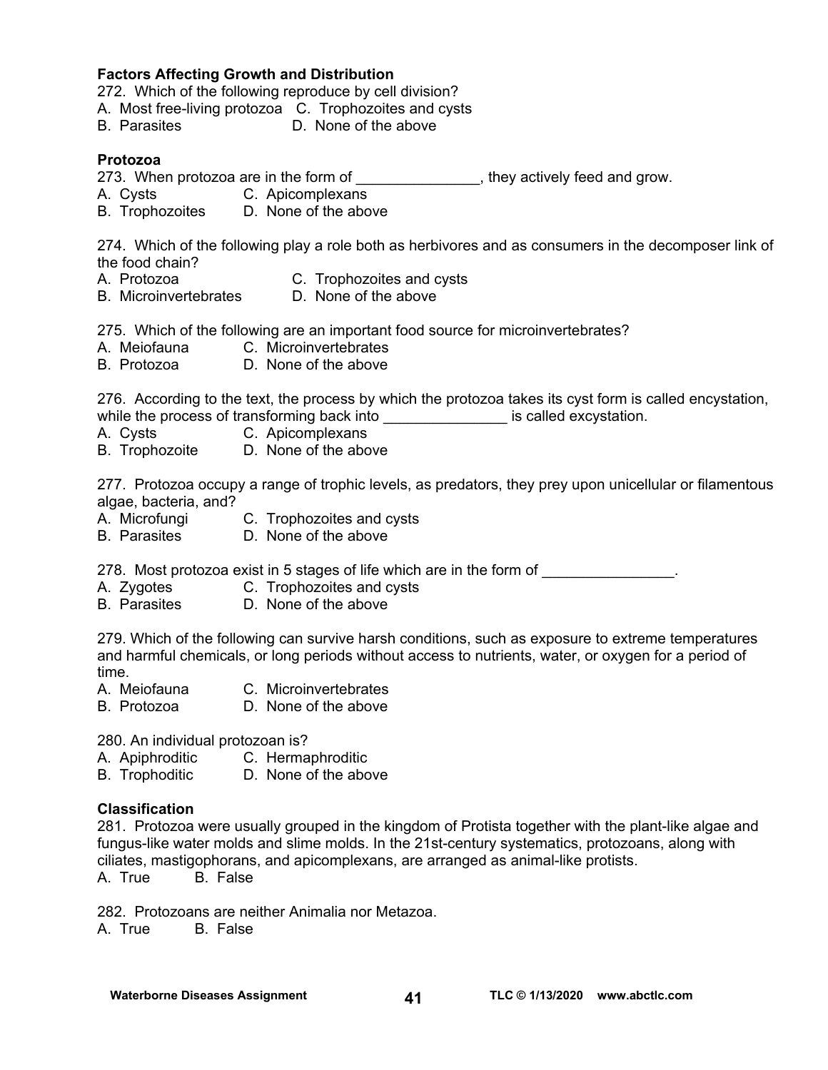**Factors Affecting Growth and Distribution**

272. Which of the following reproduce by cell division?
A. Most free-living protozoa   C. Trophozoites and cysts
B. Parasites   D. None of the above

**Protozoa**

273. When protozoa are in the form of _______________, they actively feed and grow.
A. Cysts   C. Apicomplexans
B. Trophozoites   D. None of the above

274. Which of the following play a role both as herbivores and as consumers in the decomposer link of the food chain?
A. Protozoa   C. Trophozoites and cysts
B. Microinvertebrates   D. None of the above

275. Which of the following are an important food source for microinvertebrates?
A. Meiofauna   C. Microinvertebrates
B. Protozoa   D. None of the above

276. According to the text, the process by which the protozoa takes its cyst form is called encystation, while the process of transforming back into _______________ is called excystation.
A. Cysts   C. Apicomplexans
B. Trophozoite   D. None of the above

277. Protozoa occupy a range of trophic levels, as predators, they prey upon unicellular or filamentous algae, bacteria, and?
A. Microfungi   C. Trophozoites and cysts
B. Parasites   D. None of the above

278. Most protozoa exist in 5 stages of life which are in the form of ________________.
A. Zygotes   C. Trophozoites and cysts
B. Parasites   D. None of the above

279. Which of the following can survive harsh conditions, such as exposure to extreme temperatures and harmful chemicals, or long periods without access to nutrients, water, or oxygen for a period of time.
A. Meiofauna   C. Microinvertebrates
B. Protozoa   D. None of the above

280. An individual protozoan is?
A. Apiphroditic   C. Hermaphroditic
B. Trophoditic   D. None of the above

**Classification**

281. Protozoa were usually grouped in the kingdom of Protista together with the plant-like algae and fungus-like water molds and slime molds. In the 21st-century systematics, protozoans, along with ciliates, mastigophorans, and apicomplexans, are arranged as animal-like protists.
A. True   B. False

282. Protozoans are neither Animalia nor Metazoa.
A. True   B. False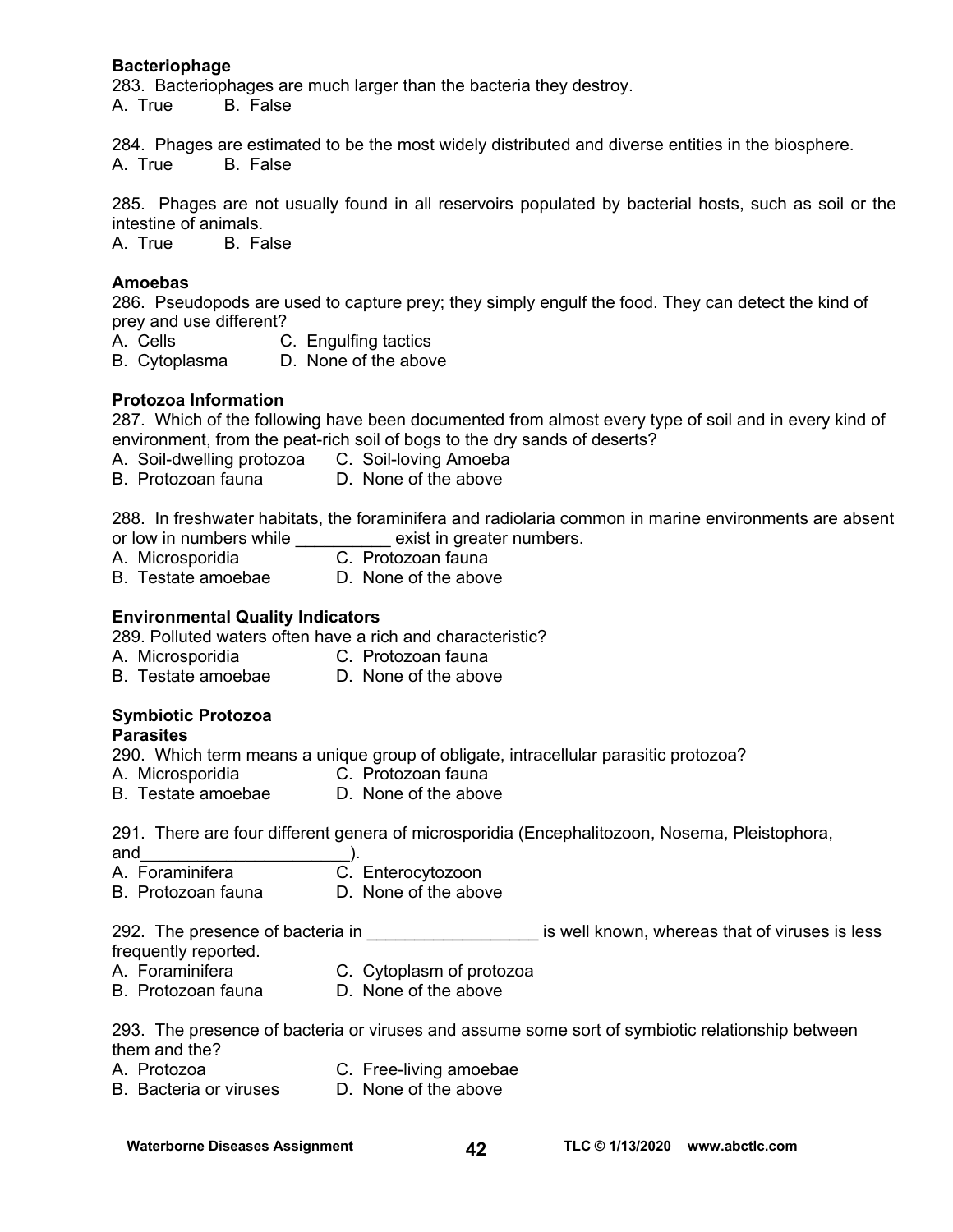**Bacteriophage**

283. Bacteriophages are much larger than the bacteria they destroy.
A. True B. False

284. Phages are estimated to be the most widely distributed and diverse entities in the biosphere.
A. True B. False

285. Phages are not usually found in all reservoirs populated by bacterial hosts, such as soil or the intestine of animals.
A. True B. False

**Amoebas**

286. Pseudopods are used to capture prey; they simply engulf the food. They can detect the kind of prey and use different?
A. Cells C. Engulfing tactics
B. Cytoplasma D. None of the above

**Protozoa Information**

287. Which of the following have been documented from almost every type of soil and in every kind of environment, from the peat-rich soil of bogs to the dry sands of deserts?
A. Soil-dwelling protozoa C. Soil-loving Amoeba
B. Protozoan fauna D. None of the above

288. In freshwater habitats, the foraminifera and radiolaria common in marine environments are absent or low in numbers while __________ exist in greater numbers.
A. Microsporidia C. Protozoan fauna
B. Testate amoebae D. None of the above

**Environmental Quality Indicators**

289. Polluted waters often have a rich and characteristic?
A. Microsporidia C. Protozoan fauna
B. Testate amoebae D. None of the above

**Symbiotic Protozoa**

**Parasites**

290. Which term means a unique group of obligate, intracellular parasitic protozoa?
A. Microsporidia C. Protozoan fauna
B. Testate amoebae D. None of the above

291. There are four different genera of microsporidia (Encephalitozoon, Nosema, Pleistophora, and______________________).
A. Foraminifera C. Enterocytozoon
B. Protozoan fauna D. None of the above

292. The presence of bacteria in __________________ is well known, whereas that of viruses is less frequently reported.
A. Foraminifera C. Cytoplasm of protozoa
B. Protozoan fauna D. None of the above

293. The presence of bacteria or viruses and assume some sort of symbiotic relationship between them and the?
A. Protozoa C. Free-living amoebae
B. Bacteria or viruses D. None of the above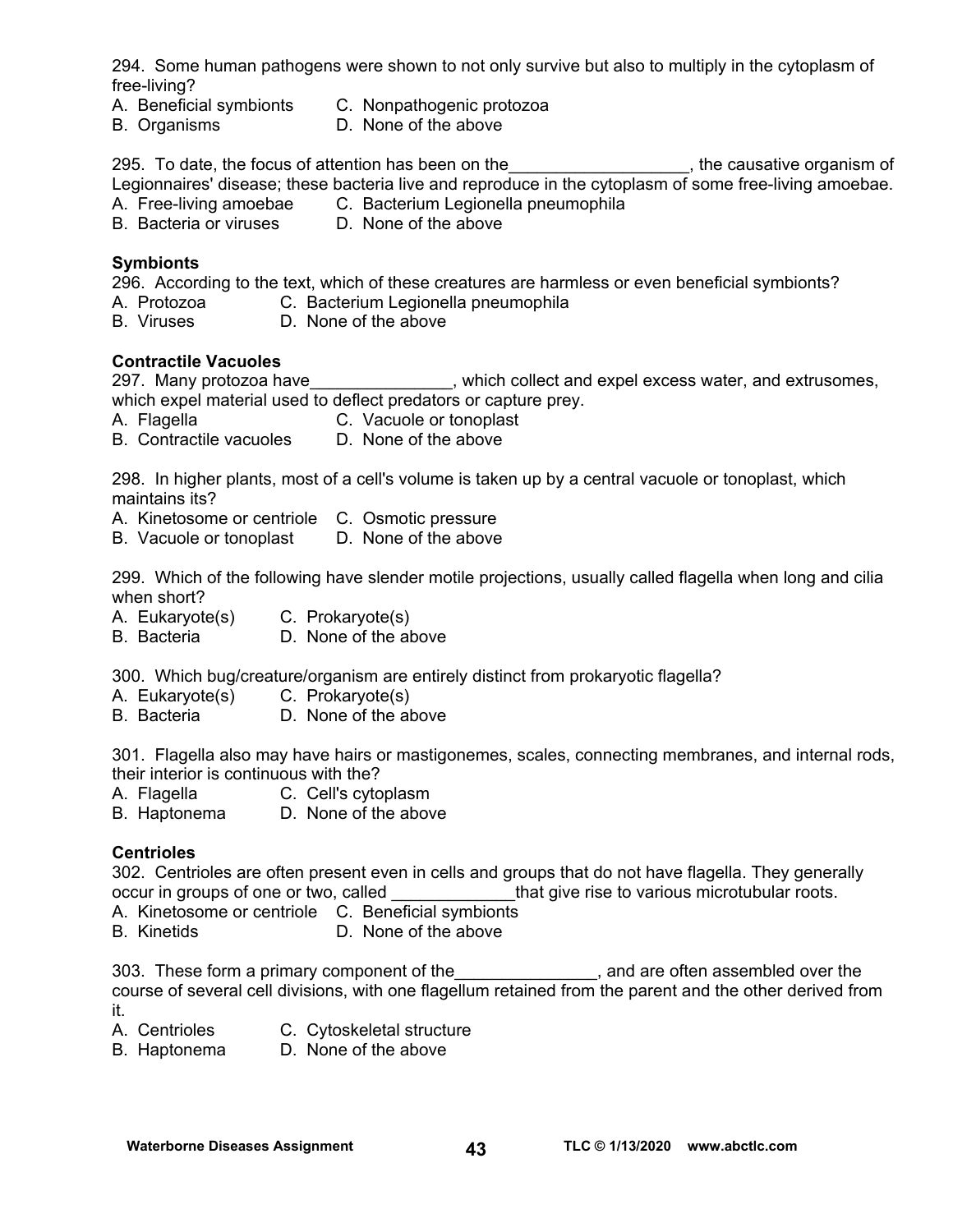294. Some human pathogens were shown to not only survive but also to multiply in the cytoplasm of free-living?
A. Beneficial symbionts
B. Organisms
C. Nonpathogenic protozoa
D. None of the above

295. To date, the focus of attention has been on the___________________, the causative organism of Legionnaires' disease; these bacteria live and reproduce in the cytoplasm of some free-living amoebae.
A. Free-living amoebae
B. Bacteria or viruses
C. Bacterium Legionella pneumophila
D. None of the above

**Symbionts**

296. According to the text, which of these creatures are harmless or even beneficial symbionts?
A. Protozoa
B. Viruses
C. Bacterium Legionella pneumophila
D. None of the above

**Contractile Vacuoles**

297. Many protozoa have_______________, which collect and expel excess water, and extrusomes, which expel material used to deflect predators or capture prey.
A. Flagella
B. Contractile vacuoles
C. Vacuole or tonoplast
D. None of the above

298. In higher plants, most of a cell's volume is taken up by a central vacuole or tonoplast, which maintains its?
A. Kinetosome or centriole
B. Vacuole or tonoplast
C. Osmotic pressure
D. None of the above

299. Which of the following have slender motile projections, usually called flagella when long and cilia when short?
A. Eukaryote(s)
B. Bacteria
C. Prokaryote(s)
D. None of the above

300. Which bug/creature/organism are entirely distinct from prokaryotic flagella?
A. Eukaryote(s)
B. Bacteria
C. Prokaryote(s)
D. None of the above

301. Flagella also may have hairs or mastigonemes, scales, connecting membranes, and internal rods, their interior is continuous with the?
A. Flagella
B. Haptonema
C. Cell's cytoplasm
D. None of the above

**Centrioles**

302. Centrioles are often present even in cells and groups that do not have flagella. They generally occur in groups of one or two, called _____________that give rise to various microtubular roots.
A. Kinetosome or centriole
B. Kinetids
C. Beneficial symbionts
D. None of the above

303. These form a primary component of the_______________, and are often assembled over the course of several cell divisions, with one flagellum retained from the parent and the other derived from it.
A. Centrioles
B. Haptonema
C. Cytoskeletal structure
D. None of the above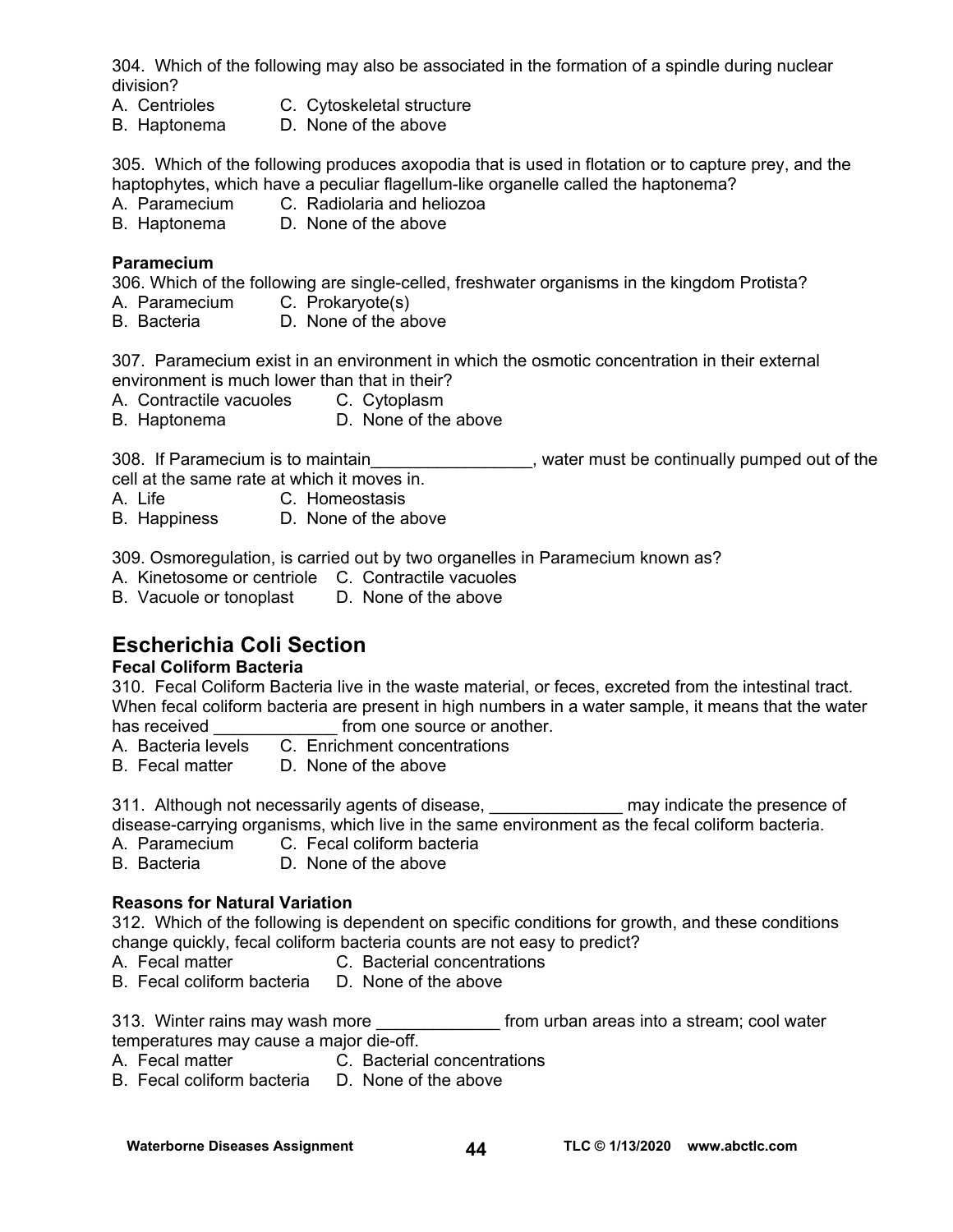304. Which of the following may also be associated in the formation of a spindle during nuclear division?

A. Centrioles  C. Cytoskeletal structure
B. Haptonema  D. None of the above

305. Which of the following produces axopodia that is used in flotation or to capture prey, and the haptophytes, which have a peculiar flagellum-like organelle called the haptonema?

A. Paramecium  C. Radiolaria and heliozoa
B. Haptonema  D. None of the above

**Paramecium**

306. Which of the following are single-celled, freshwater organisms in the kingdom Protista?

A. Paramecium  C. Prokaryote(s)
B. Bacteria  D. None of the above

307. Paramecium exist in an environment in which the osmotic concentration in their external environment is much lower than that in their?

A. Contractile vacuoles  C. Cytoplasm
B. Haptonema  D. None of the above

308. If Paramecium is to maintain_________________, water must be continually pumped out of the cell at the same rate at which it moves in.

A. Life  C. Homeostasis
B. Happiness  D. None of the above

309. Osmoregulation, is carried out by two organelles in Paramecium known as?

A. Kinetosome or centriole  C. Contractile vacuoles
B. Vacuole or tonoplast  D. None of the above

## Escherichia Coli Section

**Fecal Coliform Bacteria**

310. Fecal Coliform Bacteria live in the waste material, or feces, excreted from the intestinal tract. When fecal coliform bacteria are present in high numbers in a water sample, it means that the water has received _____________ from one source or another.

A. Bacteria levels  C. Enrichment concentrations
B. Fecal matter  D. None of the above

311. Although not necessarily agents of disease, ______________ may indicate the presence of disease-carrying organisms, which live in the same environment as the fecal coliform bacteria.

A. Paramecium  C. Fecal coliform bacteria
B. Bacteria  D. None of the above

**Reasons for Natural Variation**

312. Which of the following is dependent on specific conditions for growth, and these conditions change quickly, fecal coliform bacteria counts are not easy to predict?

A. Fecal matter  C. Bacterial concentrations
B. Fecal coliform bacteria  D. None of the above

313. Winter rains may wash more _____________ from urban areas into a stream; cool water temperatures may cause a major die-off.

A. Fecal matter  C. Bacterial concentrations
B. Fecal coliform bacteria  D. None of the above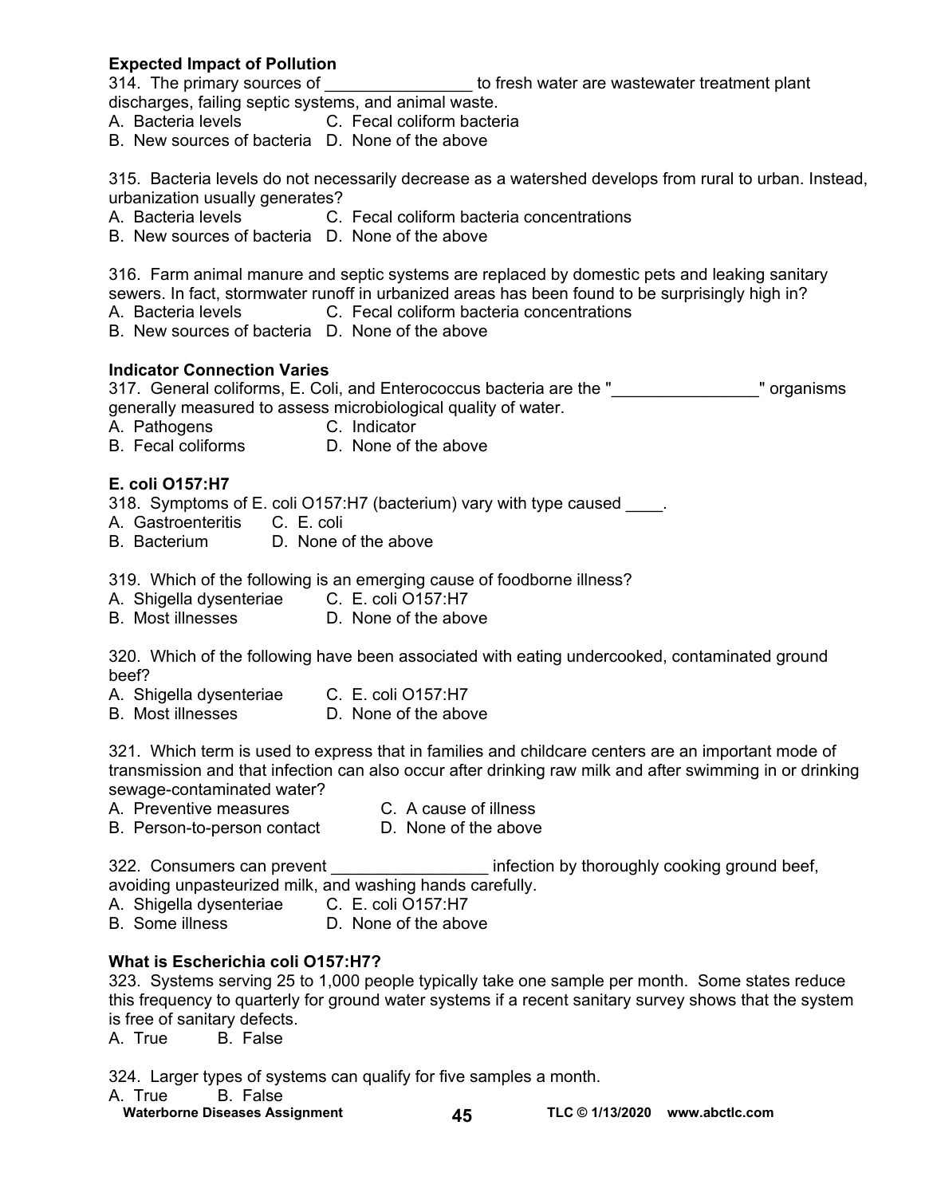**Expected Impact of Pollution**

314. The primary sources of ________________ to fresh water are wastewater treatment plant discharges, failing septic systems, and animal waste.

A. Bacteria levels C. Fecal coliform bacteria
B. New sources of bacteria D. None of the above

315. Bacteria levels do not necessarily decrease as a watershed develops from rural to urban. Instead, urbanization usually generates?

A. Bacteria levels C. Fecal coliform bacteria concentrations
B. New sources of bacteria D. None of the above

316. Farm animal manure and septic systems are replaced by domestic pets and leaking sanitary sewers. In fact, stormwater runoff in urbanized areas has been found to be surprisingly high in?

A. Bacteria levels C. Fecal coliform bacteria concentrations
B. New sources of bacteria D. None of the above

**Indicator Connection Varies**

317. General coliforms, E. Coli, and Enterococcus bacteria are the "________________" organisms generally measured to assess microbiological quality of water.

A. Pathogens C. Indicator
B. Fecal coliforms D. None of the above

**E. coli O157:H7**

318. Symptoms of E. coli O157:H7 (bacterium) vary with type caused ____.

A. Gastroenteritis C. E. coli
B. Bacterium D. None of the above

319. Which of the following is an emerging cause of foodborne illness?

A. Shigella dysenteriae C. E. coli O157:H7
B. Most illnesses D. None of the above

320. Which of the following have been associated with eating undercooked, contaminated ground beef?

A. Shigella dysenteriae C. E. coli O157:H7
B. Most illnesses D. None of the above

321. Which term is used to express that in families and childcare centers are an important mode of transmission and that infection can also occur after drinking raw milk and after swimming in or drinking sewage-contaminated water?

A. Preventive measures C. A cause of illness
B. Person-to-person contact D. None of the above

322. Consumers can prevent _________________ infection by thoroughly cooking ground beef, avoiding unpasteurized milk, and washing hands carefully.

A. Shigella dysenteriae C. E. coli O157:H7
B. Some illness D. None of the above

**What is Escherichia coli O157:H7?**

323. Systems serving 25 to 1,000 people typically take one sample per month. Some states reduce this frequency to quarterly for ground water systems if a recent sanitary survey shows that the system is free of sanitary defects.

A. True B. False

324. Larger types of systems can qualify for five samples a month.

A. True B. False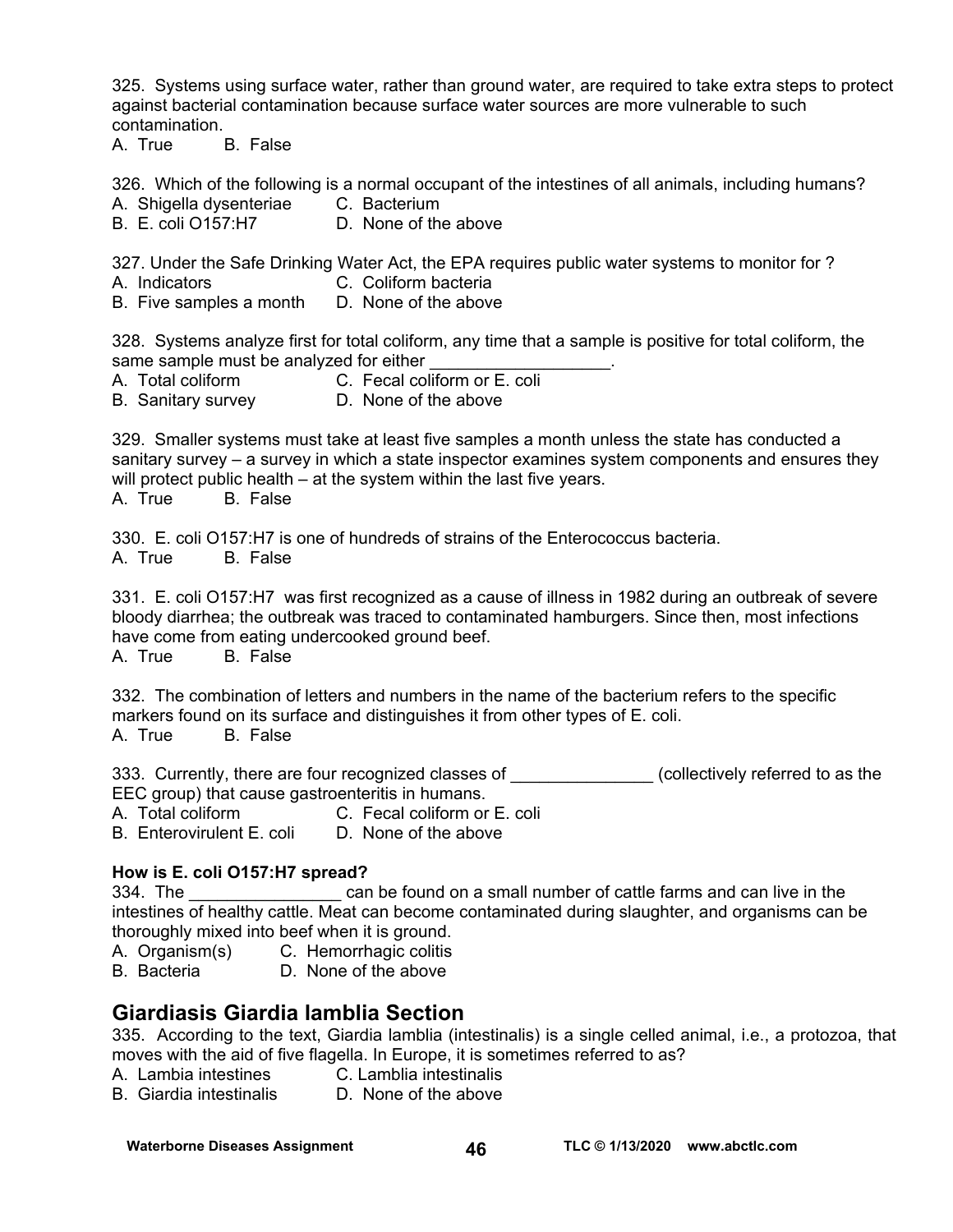325. Systems using surface water, rather than ground water, are required to take extra steps to protect against bacterial contamination because surface water sources are more vulnerable to such contamination.
A. True B. False

326. Which of the following is a normal occupant of the intestines of all animals, including humans?
A. Shigella dysenteriae C. Bacterium
B. E. coli O157:H7 D. None of the above

327. Under the Safe Drinking Water Act, the EPA requires public water systems to monitor for ?
A. Indicators C. Coliform bacteria
B. Five samples a month D. None of the above

328. Systems analyze first for total coliform, any time that a sample is positive for total coliform, the same sample must be analyzed for either ___________________.
A. Total coliform C. Fecal coliform or E. coli
B. Sanitary survey D. None of the above

329. Smaller systems must take at least five samples a month unless the state has conducted a sanitary survey – a survey in which a state inspector examines system components and ensures they will protect public health – at the system within the last five years.
A. True B. False

330. E. coli O157:H7 is one of hundreds of strains of the Enterococcus bacteria.
A. True B. False

331. E. coli O157:H7 was first recognized as a cause of illness in 1982 during an outbreak of severe bloody diarrhea; the outbreak was traced to contaminated hamburgers. Since then, most infections have come from eating undercooked ground beef.
A. True B. False

332. The combination of letters and numbers in the name of the bacterium refers to the specific markers found on its surface and distinguishes it from other types of E. coli.
A. True B. False

333. Currently, there are four recognized classes of _______________ (collectively referred to as the EEC group) that cause gastroenteritis in humans.
A. Total coliform C. Fecal coliform or E. coli
B. Enterovirulent E. coli D. None of the above

**How is E. coli O157:H7 spread?**

334. The ________________ can be found on a small number of cattle farms and can live in the intestines of healthy cattle. Meat can become contaminated during slaughter, and organisms can be thoroughly mixed into beef when it is ground.
A. Organism(s) C. Hemorrhagic colitis
B. Bacteria D. None of the above

## Giardiasis Giardia lamblia Section

335. According to the text, Giardia lamblia (intestinalis) is a single celled animal, i.e., a protozoa, that moves with the aid of five flagella. In Europe, it is sometimes referred to as?
A. Lambia intestines C. Lamblia intestinalis
B. Giardia intestinalis D. None of the above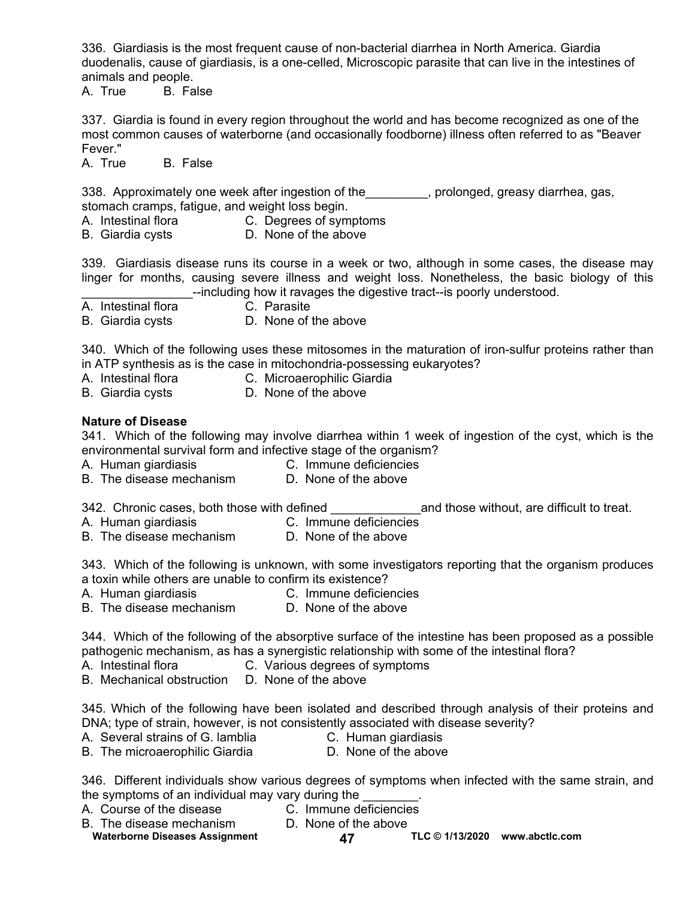336. Giardiasis is the most frequent cause of non-bacterial diarrhea in North America. Giardia duodenalis, cause of giardiasis, is a one-celled, Microscopic parasite that can live in the intestines of animals and people.
A. True B. False

337. Giardia is found in every region throughout the world and has become recognized as one of the most common causes of waterborne (and occasionally foodborne) illness often referred to as "Beaver Fever."
A. True B. False

338. Approximately one week after ingestion of the_________, prolonged, greasy diarrhea, gas, stomach cramps, fatigue, and weight loss begin.
A. Intestinal flora C. Degrees of symptoms
B. Giardia cysts D. None of the above

339. Giardiasis disease runs its course in a week or two, although in some cases, the disease may linger for months, causing severe illness and weight loss. Nonetheless, the basic biology of this ________________--including how it ravages the digestive tract--is poorly understood.
A. Intestinal flora C. Parasite
B. Giardia cysts D. None of the above

340. Which of the following uses these mitosomes in the maturation of iron-sulfur proteins rather than in ATP synthesis as is the case in mitochondria-possessing eukaryotes?
A. Intestinal flora C. Microaerophilic Giardia
B. Giardia cysts D. None of the above

**Nature of Disease**

341. Which of the following may involve diarrhea within 1 week of ingestion of the cyst, which is the environmental survival form and infective stage of the organism?
A. Human giardiasis C. Immune deficiencies
B. The disease mechanism D. None of the above

342. Chronic cases, both those with defined _____________and those without, are difficult to treat.
A. Human giardiasis C. Immune deficiencies
B. The disease mechanism D. None of the above

343. Which of the following is unknown, with some investigators reporting that the organism produces a toxin while others are unable to confirm its existence?
A. Human giardiasis C. Immune deficiencies
B. The disease mechanism D. None of the above

344. Which of the following of the absorptive surface of the intestine has been proposed as a possible pathogenic mechanism, as has a synergistic relationship with some of the intestinal flora?
A. Intestinal flora C. Various degrees of symptoms
B. Mechanical obstruction D. None of the above

345. Which of the following have been isolated and described through analysis of their proteins and DNA; type of strain, however, is not consistently associated with disease severity?
A. Several strains of G. lamblia C. Human giardiasis
B. The microaerophilic Giardia D. None of the above

346. Different individuals show various degrees of symptoms when infected with the same strain, and the symptoms of an individual may vary during the ________.
A. Course of the disease C. Immune deficiencies
B. The disease mechanism D. None of the above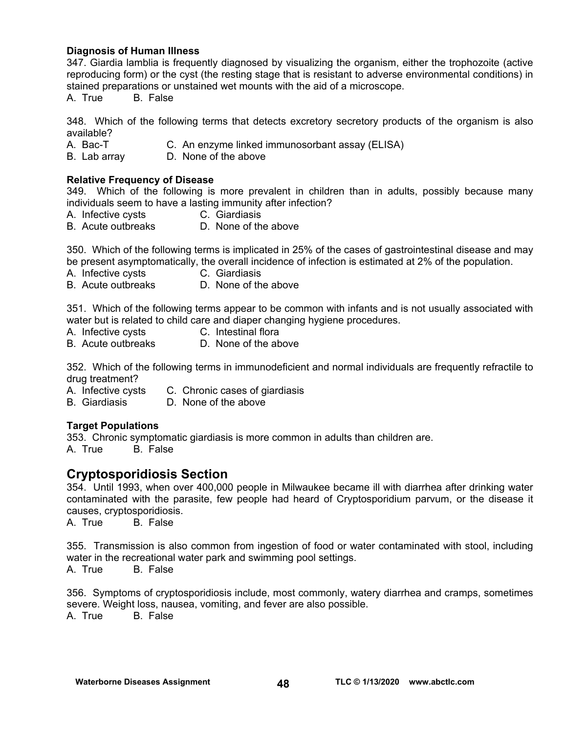**Diagnosis of Human Illness**

347. Giardia lamblia is frequently diagnosed by visualizing the organism, either the trophozoite (active reproducing form) or the cyst (the resting stage that is resistant to adverse environmental conditions) in stained preparations or unstained wet mounts with the aid of a microscope.

A. True B. False

348. Which of the following terms that detects excretory secretory products of the organism is also available?

A. Bac-T C. An enzyme linked immunosorbant assay (ELISA)
B. Lab array D. None of the above

**Relative Frequency of Disease**

349. Which of the following is more prevalent in children than in adults, possibly because many individuals seem to have a lasting immunity after infection?

A. Infective cysts C. Giardiasis
B. Acute outbreaks D. None of the above

350. Which of the following terms is implicated in 25% of the cases of gastrointestinal disease and may be present asymptomatically, the overall incidence of infection is estimated at 2% of the population.

A. Infective cysts C. Giardiasis
B. Acute outbreaks D. None of the above

351. Which of the following terms appear to be common with infants and is not usually associated with water but is related to child care and diaper changing hygiene procedures.

A. Infective cysts C. Intestinal flora
B. Acute outbreaks D. None of the above

352. Which of the following terms in immunodeficient and normal individuals are frequently refractile to drug treatment?

A. Infective cysts C. Chronic cases of giardiasis
B. Giardiasis D. None of the above

**Target Populations**

353. Chronic symptomatic giardiasis is more common in adults than children are.

A. True B. False

## Cryptosporidiosis Section

354. Until 1993, when over 400,000 people in Milwaukee became ill with diarrhea after drinking water contaminated with the parasite, few people had heard of Cryptosporidium parvum, or the disease it causes, cryptosporidiosis.

A. True B. False

355. Transmission is also common from ingestion of food or water contaminated with stool, including water in the recreational water park and swimming pool settings.

A. True B. False

356. Symptoms of cryptosporidiosis include, most commonly, watery diarrhea and cramps, sometimes severe. Weight loss, nausea, vomiting, and fever are also possible.

A. True B. False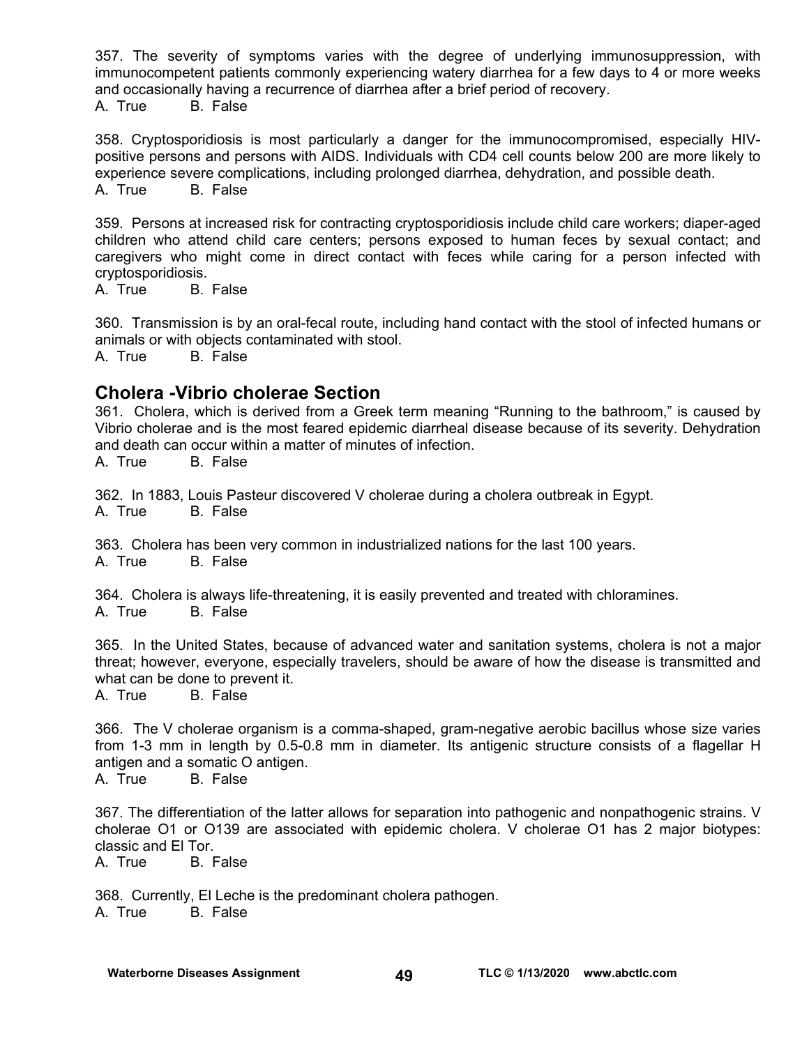357. The severity of symptoms varies with the degree of underlying immunosuppression, with immunocompetent patients commonly experiencing watery diarrhea for a few days to 4 or more weeks and occasionally having a recurrence of diarrhea after a brief period of recovery.
A. True B. False

358. Cryptosporidiosis is most particularly a danger for the immunocompromised, especially HIV-positive persons and persons with AIDS. Individuals with CD4 cell counts below 200 are more likely to experience severe complications, including prolonged diarrhea, dehydration, and possible death.
A. True B. False

359. Persons at increased risk for contracting cryptosporidiosis include child care workers; diaper-aged children who attend child care centers; persons exposed to human feces by sexual contact; and caregivers who might come in direct contact with feces while caring for a person infected with cryptosporidiosis.
A. True B. False

360. Transmission is by an oral-fecal route, including hand contact with the stool of infected humans or animals or with objects contaminated with stool.
A. True B. False

## Cholera -Vibrio cholerae Section

361. Cholera, which is derived from a Greek term meaning "Running to the bathroom," is caused by Vibrio cholerae and is the most feared epidemic diarrheal disease because of its severity. Dehydration and death can occur within a matter of minutes of infection.
A. True B. False

362. In 1883, Louis Pasteur discovered V cholerae during a cholera outbreak in Egypt.
A. True B. False

363. Cholera has been very common in industrialized nations for the last 100 years.
A. True B. False

364. Cholera is always life-threatening, it is easily prevented and treated with chloramines.
A. True B. False

365. In the United States, because of advanced water and sanitation systems, cholera is not a major threat; however, everyone, especially travelers, should be aware of how the disease is transmitted and what can be done to prevent it.
A. True B. False

366. The V cholerae organism is a comma-shaped, gram-negative aerobic bacillus whose size varies from 1-3 mm in length by 0.5-0.8 mm in diameter. Its antigenic structure consists of a flagellar H antigen and a somatic O antigen.
A. True B. False

367. The differentiation of the latter allows for separation into pathogenic and nonpathogenic strains. V cholerae O1 or O139 are associated with epidemic cholera. V cholerae O1 has 2 major biotypes: classic and El Tor.
A. True B. False

368. Currently, El Leche is the predominant cholera pathogen.
A. True B. False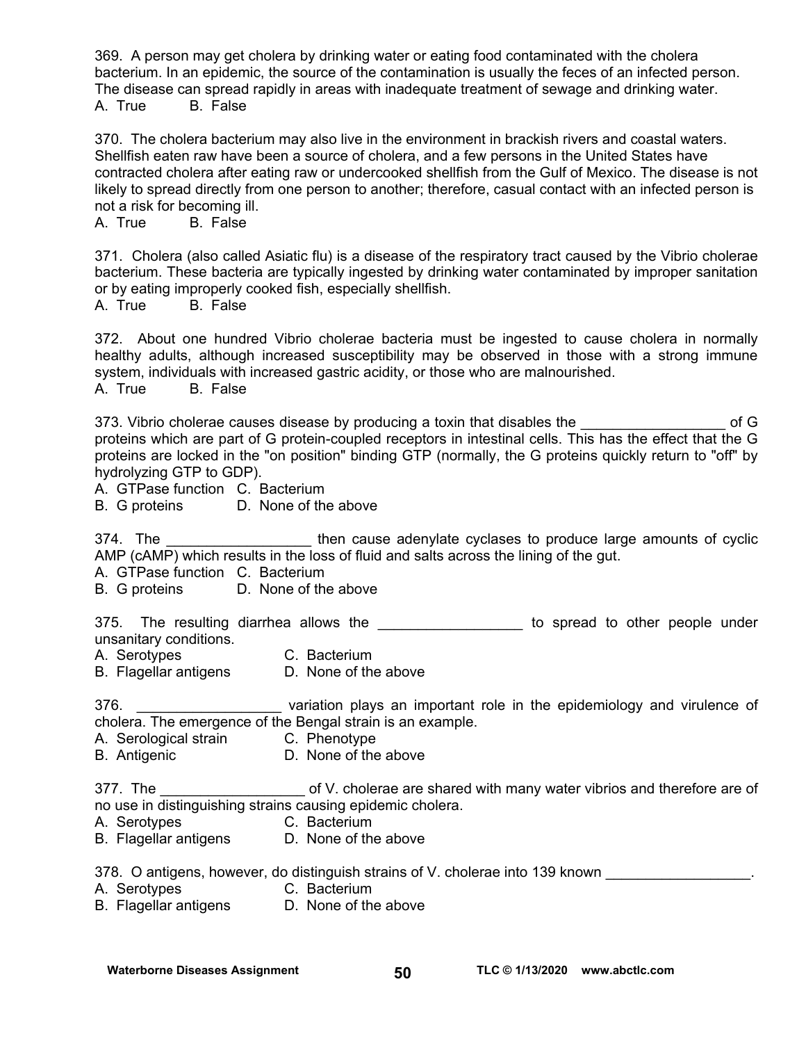369. A person may get cholera by drinking water or eating food contaminated with the cholera bacterium. In an epidemic, the source of the contamination is usually the feces of an infected person. The disease can spread rapidly in areas with inadequate treatment of sewage and drinking water.
A. True B. False

370. The cholera bacterium may also live in the environment in brackish rivers and coastal waters. Shellfish eaten raw have been a source of cholera, and a few persons in the United States have contracted cholera after eating raw or undercooked shellfish from the Gulf of Mexico. The disease is not likely to spread directly from one person to another; therefore, casual contact with an infected person is not a risk for becoming ill.
A. True B. False

371. Cholera (also called Asiatic flu) is a disease of the respiratory tract caused by the Vibrio cholerae bacterium. These bacteria are typically ingested by drinking water contaminated by improper sanitation or by eating improperly cooked fish, especially shellfish.
A. True B. False

372. About one hundred Vibrio cholerae bacteria must be ingested to cause cholera in normally healthy adults, although increased susceptibility may be observed in those with a strong immune system, individuals with increased gastric acidity, or those who are malnourished.
A. True B. False

373. Vibrio cholerae causes disease by producing a toxin that disables the __________________ of G proteins which are part of G protein-coupled receptors in intestinal cells. This has the effect that the G proteins are locked in the "on position" binding GTP (normally, the G proteins quickly return to "off" by hydrolyzing GTP to GDP).
A. GTPase function C. Bacterium
B. G proteins D. None of the above

374. The __________________ then cause adenylate cyclases to produce large amounts of cyclic AMP (cAMP) which results in the loss of fluid and salts across the lining of the gut.
A. GTPase function C. Bacterium
B. G proteins D. None of the above

375. The resulting diarrhea allows the __________________ to spread to other people under unsanitary conditions.
A. Serotypes C. Bacterium
B. Flagellar antigens D. None of the above

376. __________________ variation plays an important role in the epidemiology and virulence of cholera. The emergence of the Bengal strain is an example.
A. Serological strain C. Phenotype
B. Antigenic D. None of the above

377. The __________________ of V. cholerae are shared with many water vibrios and therefore are of no use in distinguishing strains causing epidemic cholera.
A. Serotypes C. Bacterium
B. Flagellar antigens D. None of the above

378. O antigens, however, do distinguish strains of V. cholerae into 139 known __________________.
A. Serotypes C. Bacterium
B. Flagellar antigens D. None of the above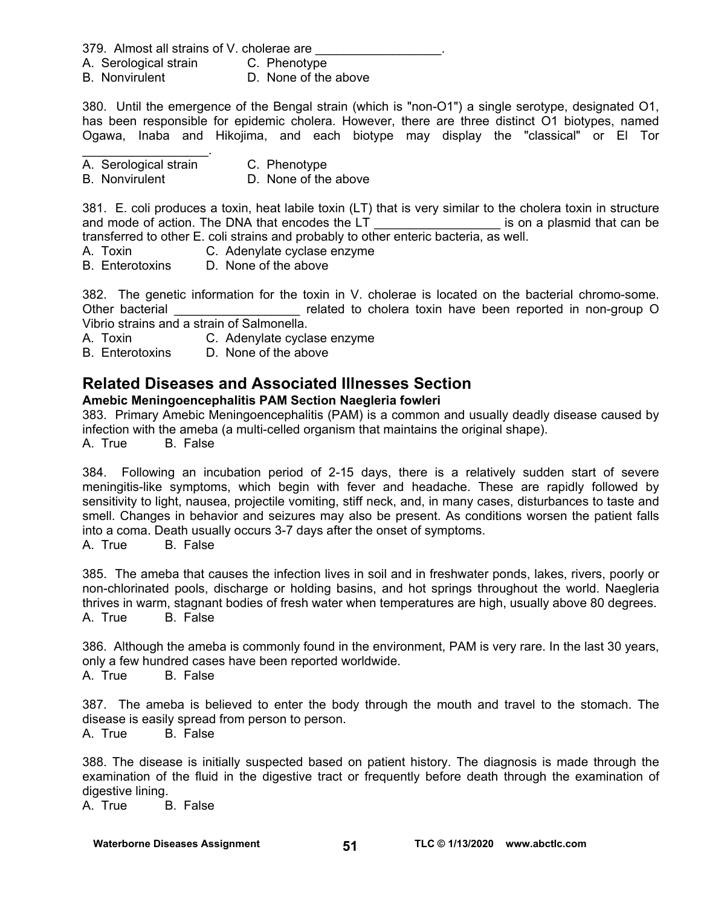379. Almost all strains of V. cholerae are __________________.

A. Serological strain  C. Phenotype
B. Nonvirulent  D. None of the above

380. Until the emergence of the Bengal strain (which is "non-O1") a single serotype, designated O1, has been responsible for epidemic cholera. However, there are three distinct O1 biotypes, named Ogawa, Inaba and Hikojima, and each biotype may display the "classical" or El Tor __________________.

A. Serological strain  C. Phenotype
B. Nonvirulent  D. None of the above

381. E. coli produces a toxin, heat labile toxin (LT) that is very similar to the cholera toxin in structure and mode of action. The DNA that encodes the LT __________________ is on a plasmid that can be transferred to other E. coli strains and probably to other enteric bacteria, as well.

A. Toxin  C. Adenylate cyclase enzyme
B. Enterotoxins  D. None of the above

382. The genetic information for the toxin in V. cholerae is located on the bacterial chromo-some. Other bacterial __________________ related to cholera toxin have been reported in non-group O Vibrio strains and a strain of Salmonella.

A. Toxin  C. Adenylate cyclase enzyme
B. Enterotoxins  D. None of the above

## Related Diseases and Associated Illnesses Section

**Amebic Meningoencephalitis PAM Section Naegleria fowleri**

383. Primary Amebic Meningoencephalitis (PAM) is a common and usually deadly disease caused by infection with the ameba (a multi-celled organism that maintains the original shape).

A. True  B. False

384. Following an incubation period of 2-15 days, there is a relatively sudden start of severe meningitis-like symptoms, which begin with fever and headache. These are rapidly followed by sensitivity to light, nausea, projectile vomiting, stiff neck, and, in many cases, disturbances to taste and smell. Changes in behavior and seizures may also be present. As conditions worsen the patient falls into a coma. Death usually occurs 3-7 days after the onset of symptoms.

A. True  B. False

385. The ameba that causes the infection lives in soil and in freshwater ponds, lakes, rivers, poorly or non-chlorinated pools, discharge or holding basins, and hot springs throughout the world. Naegleria thrives in warm, stagnant bodies of fresh water when temperatures are high, usually above 80 degrees.

A. True  B. False

386. Although the ameba is commonly found in the environment, PAM is very rare. In the last 30 years, only a few hundred cases have been reported worldwide.

A. True  B. False

387. The ameba is believed to enter the body through the mouth and travel to the stomach. The disease is easily spread from person to person.

A. True  B. False

388. The disease is initially suspected based on patient history. The diagnosis is made through the examination of the fluid in the digestive tract or frequently before death through the examination of digestive lining.

A. True  B. False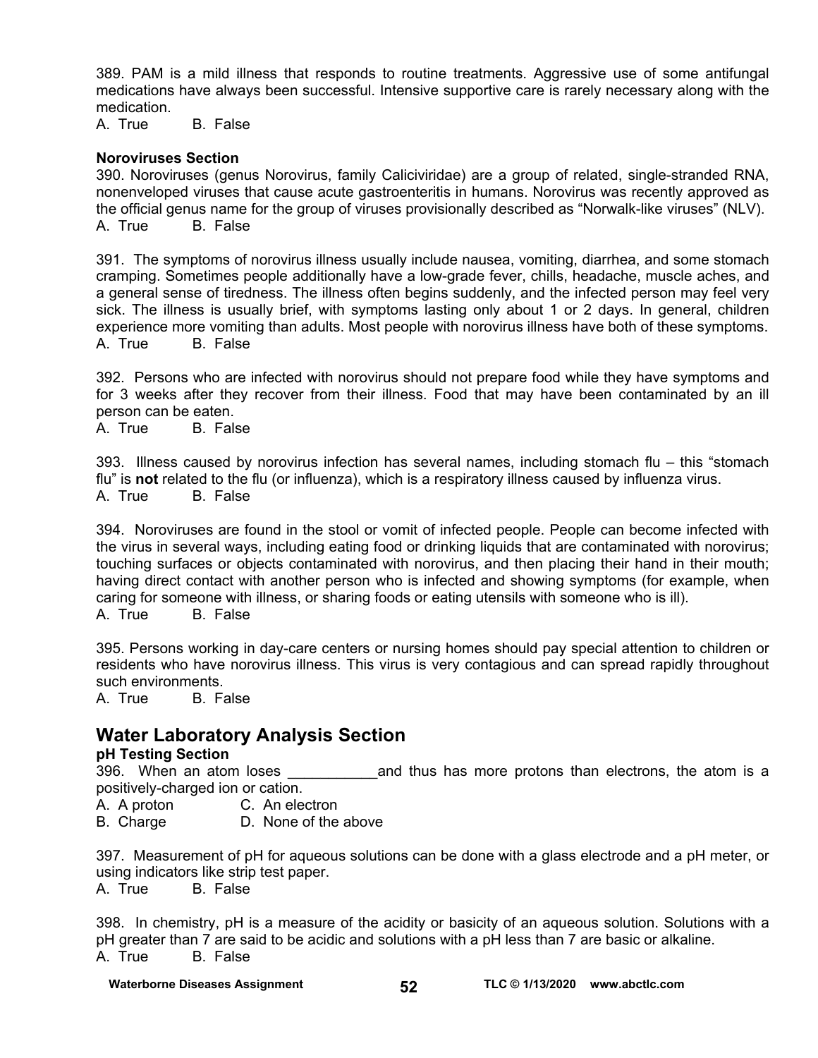389. PAM is a mild illness that responds to routine treatments. Aggressive use of some antifungal medications have always been successful. Intensive supportive care is rarely necessary along with the medication.
A. True B. False

**Noroviruses Section**

390. Noroviruses (genus Norovirus, family Caliciviridae) are a group of related, single-stranded RNA, nonenveloped viruses that cause acute gastroenteritis in humans. Norovirus was recently approved as the official genus name for the group of viruses provisionally described as "Norwalk-like viruses" (NLV).
A. True B. False

391. The symptoms of norovirus illness usually include nausea, vomiting, diarrhea, and some stomach cramping. Sometimes people additionally have a low-grade fever, chills, headache, muscle aches, and a general sense of tiredness. The illness often begins suddenly, and the infected person may feel very sick. The illness is usually brief, with symptoms lasting only about 1 or 2 days. In general, children experience more vomiting than adults. Most people with norovirus illness have both of these symptoms.
A. True B. False

392. Persons who are infected with norovirus should not prepare food while they have symptoms and for 3 weeks after they recover from their illness. Food that may have been contaminated by an ill person can be eaten.
A. True B. False

393. Illness caused by norovirus infection has several names, including stomach flu – this "stomach flu" is **not** related to the flu (or influenza), which is a respiratory illness caused by influenza virus.
A. True B. False

394. Noroviruses are found in the stool or vomit of infected people. People can become infected with the virus in several ways, including eating food or drinking liquids that are contaminated with norovirus; touching surfaces or objects contaminated with norovirus, and then placing their hand in their mouth; having direct contact with another person who is infected and showing symptoms (for example, when caring for someone with illness, or sharing foods or eating utensils with someone who is ill).
A. True B. False

395. Persons working in day-care centers or nursing homes should pay special attention to children or residents who have norovirus illness. This virus is very contagious and can spread rapidly throughout such environments.
A. True B. False

## Water Laboratory Analysis Section

**pH Testing Section**

396. When an atom loses ___________and thus has more protons than electrons, the atom is a positively-charged ion or cation.
A. A proton C. An electron
B. Charge D. None of the above

397. Measurement of pH for aqueous solutions can be done with a glass electrode and a pH meter, or using indicators like strip test paper.
A. True B. False

398. In chemistry, pH is a measure of the acidity or basicity of an aqueous solution. Solutions with a pH greater than 7 are said to be acidic and solutions with a pH less than 7 are basic or alkaline.
A. True B. False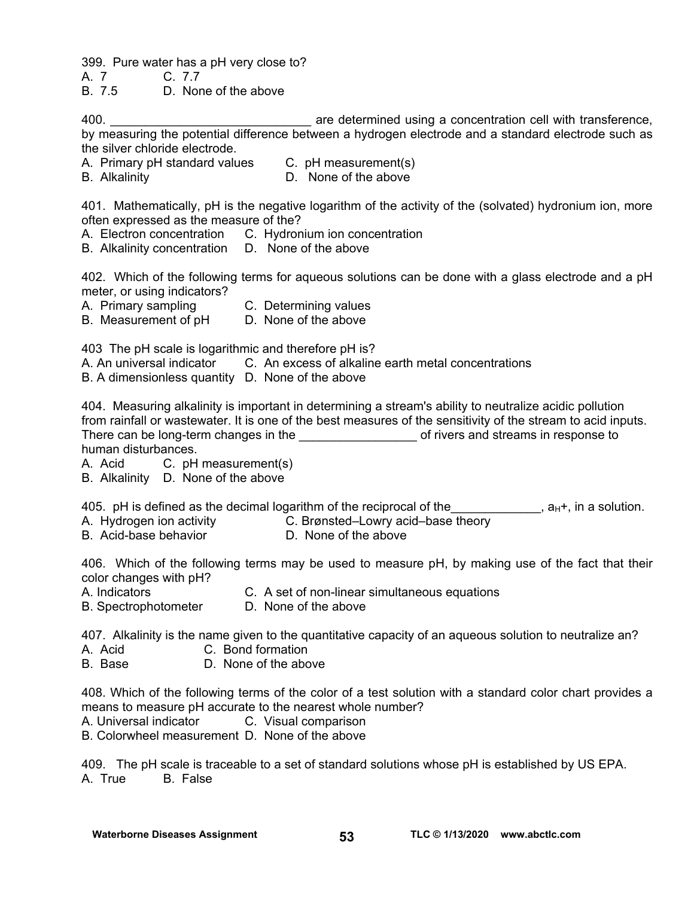399. Pure water has a pH very close to?
A. 7
B. 7.5
C. 7.7
D. None of the above

400. ____________________________ are determined using a concentration cell with transference, by measuring the potential difference between a hydrogen electrode and a standard electrode such as the silver chloride electrode.
A. Primary pH standard values
B. Alkalinity
C. pH measurement(s)
D. None of the above

401. Mathematically, pH is the negative logarithm of the activity of the (solvated) hydronium ion, more often expressed as the measure of the?
A. Electron concentration
B. Alkalinity concentration
C. Hydronium ion concentration
D. None of the above

402. Which of the following terms for aqueous solutions can be done with a glass electrode and a pH meter, or using indicators?
A. Primary sampling
B. Measurement of pH
C. Determining values
D. None of the above

403 The pH scale is logarithmic and therefore pH is?
A. An universal indicator
B. A dimensionless quantity
C. An excess of alkaline earth metal concentrations
D. None of the above

404. Measuring alkalinity is important in determining a stream's ability to neutralize acidic pollution from rainfall or wastewater. It is one of the best measures of the sensitivity of the stream to acid inputs. There can be long-term changes in the ________________ of rivers and streams in response to human disturbances.
A. Acid
B. Alkalinity
C. pH measurement(s)
D. None of the above

405. pH is defined as the decimal logarithm of the reciprocal of the____________, $a_{H}+$, in a solution.
A. Hydrogen ion activity
B. Acid-base behavior
C. Brønsted–Lowry acid–base theory
D. None of the above

406. Which of the following terms may be used to measure pH, by making use of the fact that their color changes with pH?
A. Indicators
B. Spectrophotometer
C. A set of non-linear simultaneous equations
D. None of the above

407. Alkalinity is the name given to the quantitative capacity of an aqueous solution to neutralize an?
A. Acid
B. Base
C. Bond formation
D. None of the above

408. Which of the following terms of the color of a test solution with a standard color chart provides a means to measure pH accurate to the nearest whole number?
A. Universal indicator
B. Colorwheel measurement
C. Visual comparison
D. None of the above

409. The pH scale is traceable to a set of standard solutions whose pH is established by US EPA.
A. True
B. False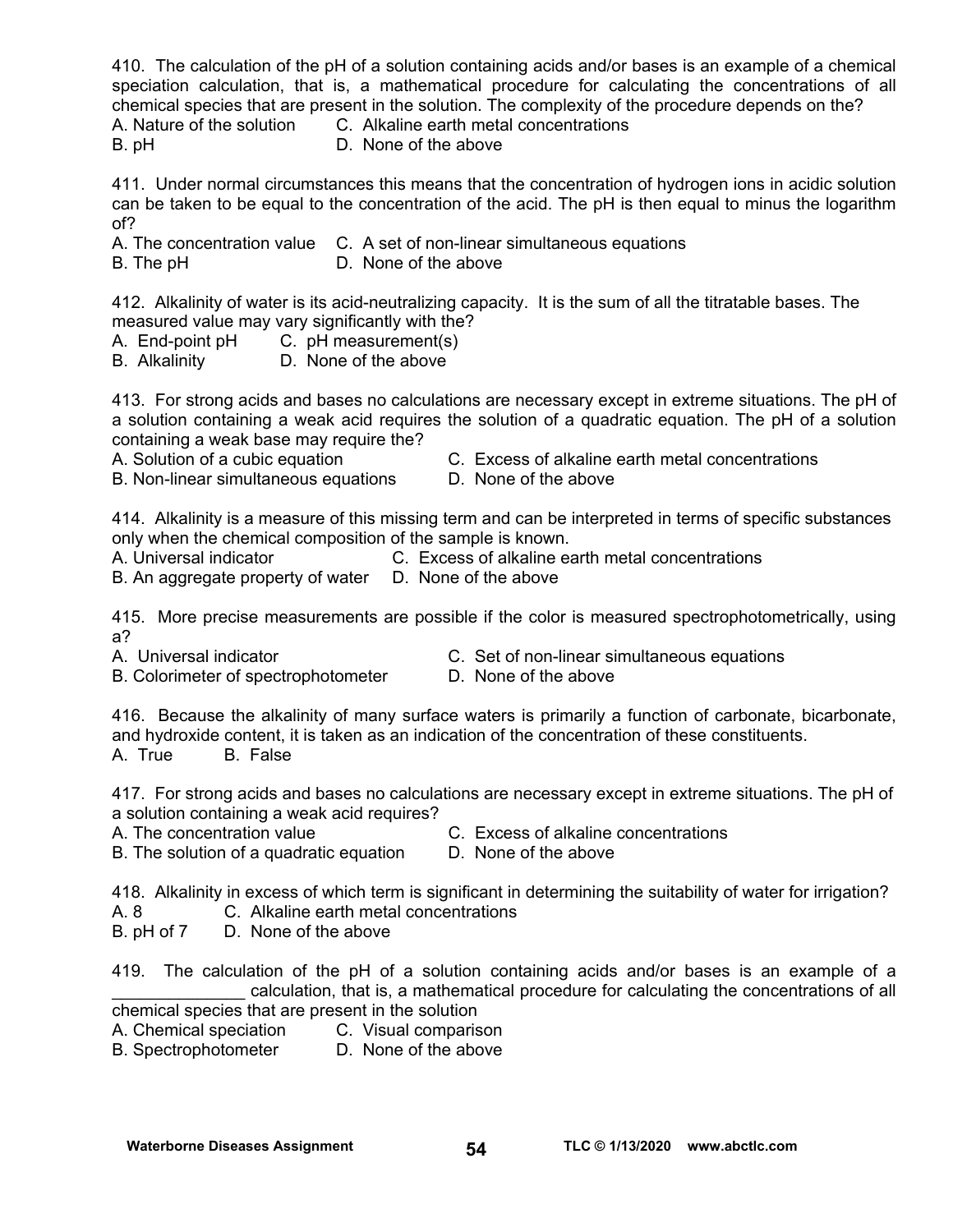410. The calculation of the pH of a solution containing acids and/or bases is an example of a chemical speciation calculation, that is, a mathematical procedure for calculating the concentrations of all chemical species that are present in the solution. The complexity of the procedure depends on the?

A. Nature of the solution  
B. pH  
C. Alkaline earth metal concentrations  
D. None of the above

411. Under normal circumstances this means that the concentration of hydrogen ions in acidic solution can be taken to be equal to the concentration of the acid. The pH is then equal to minus the logarithm of?

A. The concentration value  
B. The pH  
C. A set of non-linear simultaneous equations  
D. None of the above

412. Alkalinity of water is its acid-neutralizing capacity. It is the sum of all the titratable bases. The measured value may vary significantly with the?

A. End-point pH  
B. Alkalinity  
C. pH measurement(s)  
D. None of the above

413. For strong acids and bases no calculations are necessary except in extreme situations. The pH of a solution containing a weak acid requires the solution of a quadratic equation. The pH of a solution containing a weak base may require the?

A. Solution of a cubic equation  
B. Non-linear simultaneous equations  
C. Excess of alkaline earth metal concentrations  
D. None of the above

414. Alkalinity is a measure of this missing term and can be interpreted in terms of specific substances only when the chemical composition of the sample is known.

A. Universal indicator  
B. An aggregate property of water  
C. Excess of alkaline earth metal concentrations  
D. None of the above

415. More precise measurements are possible if the color is measured spectrophotometrically, using a?

A. Universal indicator  
B. Colorimeter of spectrophotometer  
C. Set of non-linear simultaneous equations  
D. None of the above

416. Because the alkalinity of many surface waters is primarily a function of carbonate, bicarbonate, and hydroxide content, it is taken as an indication of the concentration of these constituents.

A. True  
B. False

417. For strong acids and bases no calculations are necessary except in extreme situations. The pH of a solution containing a weak acid requires?

A. The concentration value  
B. The solution of a quadratic equation  
C. Excess of alkaline concentrations  
D. None of the above

418. Alkalinity in excess of which term is significant in determining the suitability of water for irrigation?

A. 8  
B. pH of 7  
C. Alkaline earth metal concentrations  
D. None of the above

419. The calculation of the pH of a solution containing acids and/or bases is an example of a ______________ calculation, that is, a mathematical procedure for calculating the concentrations of all chemical species that are present in the solution

A. Chemical speciation  
B. Spectrophotometer  
C. Visual comparison  
D. None of the above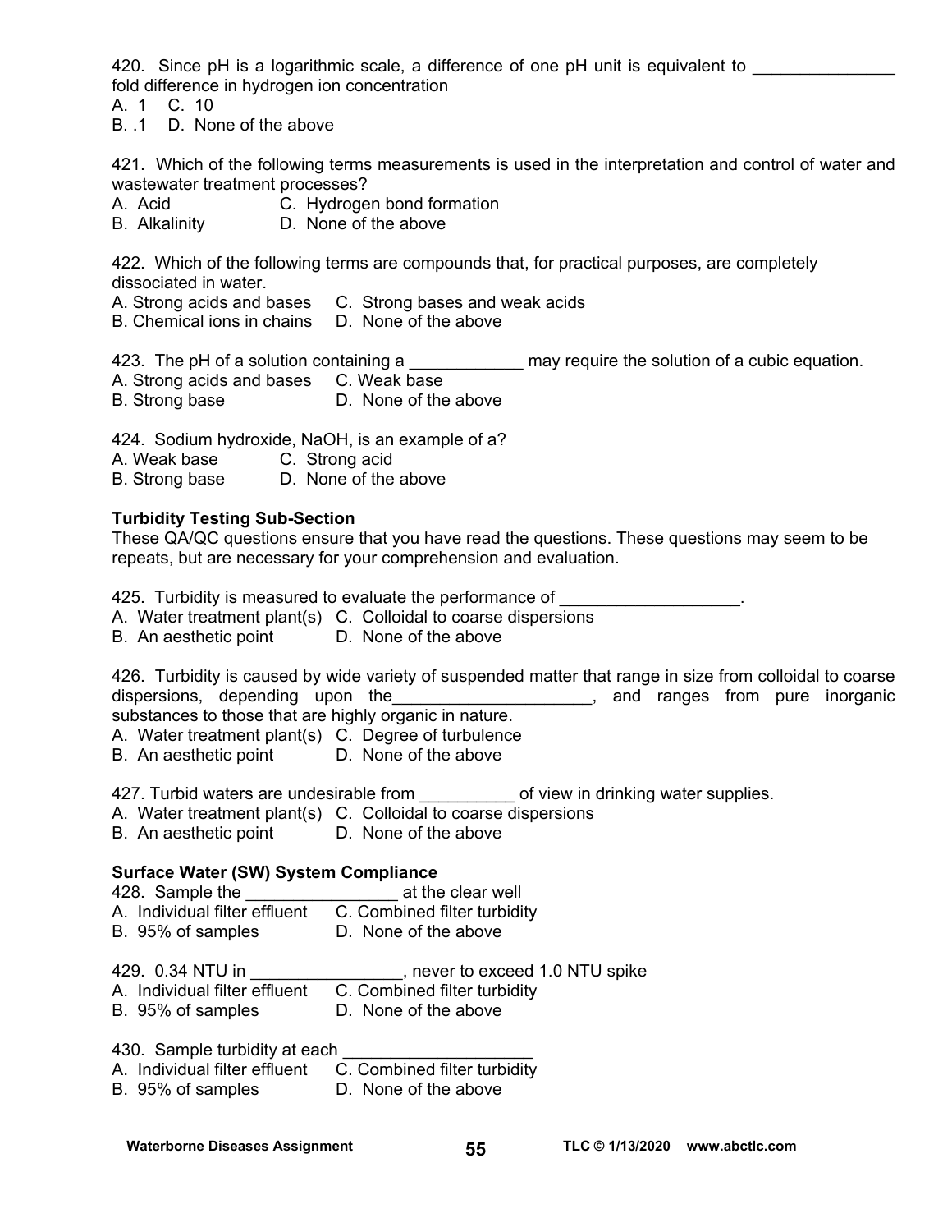420. Since pH is a logarithmic scale, a difference of one pH unit is equivalent to _______________ fold difference in hydrogen ion concentration

A. 1 C. 10
B. .1 D. None of the above

421. Which of the following terms measurements is used in the interpretation and control of water and wastewater treatment processes?

A. Acid C. Hydrogen bond formation
B. Alkalinity D. None of the above

422. Which of the following terms are compounds that, for practical purposes, are completely dissociated in water.

A. Strong acids and bases C. Strong bases and weak acids
B. Chemical ions in chains D. None of the above

423. The pH of a solution containing a ____________ may require the solution of a cubic equation.

A. Strong acids and bases C. Weak base
B. Strong base D. None of the above

424. Sodium hydroxide, NaOH, is an example of a?

A. Weak base C. Strong acid
B. Strong base D. None of the above

**Turbidity Testing Sub-Section**

These QA/QC questions ensure that you have read the questions. These questions may seem to be repeats, but are necessary for your comprehension and evaluation.

425. Turbidity is measured to evaluate the performance of ___________________.

A. Water treatment plant(s) C. Colloidal to coarse dispersions
B. An aesthetic point D. None of the above

426. Turbidity is caused by wide variety of suspended matter that range in size from colloidal to coarse dispersions, depending upon the_____________________, and ranges from pure inorganic substances to those that are highly organic in nature.

A. Water treatment plant(s) C. Degree of turbulence
B. An aesthetic point D. None of the above

427. Turbid waters are undesirable from __________ of view in drinking water supplies.

A. Water treatment plant(s) C. Colloidal to coarse dispersions
B. An aesthetic point D. None of the above

**Surface Water (SW) System Compliance**

428. Sample the ________________ at the clear well

A. Individual filter effluent C. Combined filter turbidity
B. 95% of samples D. None of the above

429. 0.34 NTU in ________________, never to exceed 1.0 NTU spike

A. Individual filter effluent C. Combined filter turbidity
B. 95% of samples D. None of the above

430. Sample turbidity at each ____________________

A. Individual filter effluent C. Combined filter turbidity
B. 95% of samples D. None of the above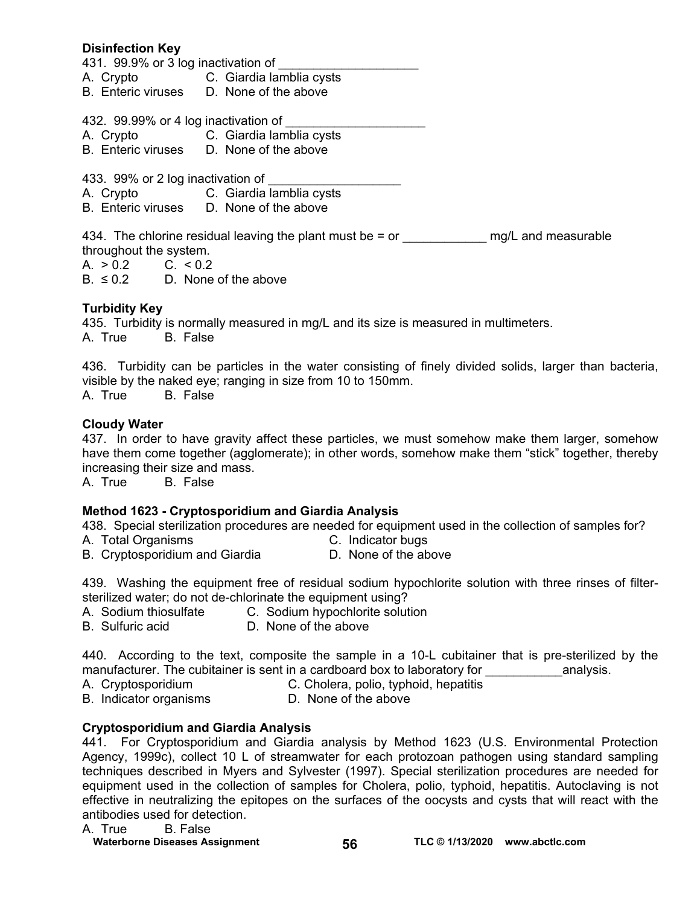**Disinfection Key**

431. 99.9% or 3 log inactivation of ____________________

A. Crypto C. Giardia lamblia cysts
B. Enteric viruses D. None of the above

432. 99.99% or 4 log inactivation of ____________________

A. Crypto C. Giardia lamblia cysts
B. Enteric viruses D. None of the above

433. 99% or 2 log inactivation of ___________________

A. Crypto C. Giardia lamblia cysts
B. Enteric viruses D. None of the above

434. The chlorine residual leaving the plant must be = or ____________ mg/L and measurable throughout the system.

A. > 0.2 C. < 0.2
B. ≤ 0.2 D. None of the above

**Turbidity Key**

435. Turbidity is normally measured in mg/L and its size is measured in multimeters.

A. True B. False

436. Turbidity can be particles in the water consisting of finely divided solids, larger than bacteria, visible by the naked eye; ranging in size from 10 to 150mm.

A. True B. False

**Cloudy Water**

437. In order to have gravity affect these particles, we must somehow make them larger, somehow have them come together (agglomerate); in other words, somehow make them "stick" together, thereby increasing their size and mass.

A. True B. False

**Method 1623 - Cryptosporidium and Giardia Analysis**

438. Special sterilization procedures are needed for equipment used in the collection of samples for?

A. Total Organisms C. Indicator bugs
B. Cryptosporidium and Giardia D. None of the above

439. Washing the equipment free of residual sodium hypochlorite solution with three rinses of filter-sterilized water; do not de-chlorinate the equipment using?

A. Sodium thiosulfate C. Sodium hypochlorite solution
B. Sulfuric acid D. None of the above

440. According to the text, composite the sample in a 10-L cubitainer that is pre-sterilized by the manufacturer. The cubitainer is sent in a cardboard box to laboratory for ___________analysis.

A. Cryptosporidium C. Cholera, polio, typhoid, hepatitis
B. Indicator organisms D. None of the above

**Cryptosporidium and Giardia Analysis**

441. For Cryptosporidium and Giardia analysis by Method 1623 (U.S. Environmental Protection Agency, 1999c), collect 10 L of streamwater for each protozoan pathogen using standard sampling techniques described in Myers and Sylvester (1997). Special sterilization procedures are needed for equipment used in the collection of samples for Cholera, polio, typhoid, hepatitis. Autoclaving is not effective in neutralizing the epitopes on the surfaces of the oocysts and cysts that will react with the antibodies used for detection.

A. True B. False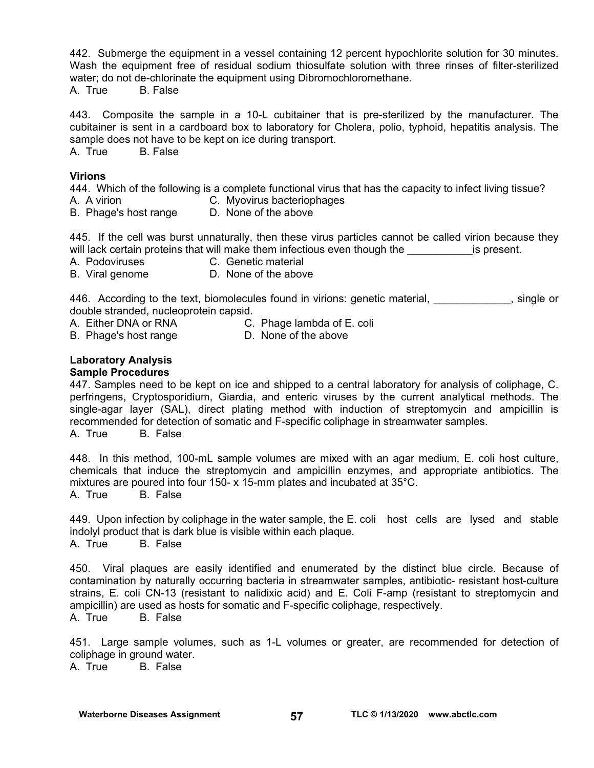442. Submerge the equipment in a vessel containing 12 percent hypochlorite solution for 30 minutes. Wash the equipment free of residual sodium thiosulfate solution with three rinses of filter-sterilized water; do not de-chlorinate the equipment using Dibromochloromethane.
A. True B. False

443. Composite the sample in a 10-L cubitainer that is pre-sterilized by the manufacturer. The cubitainer is sent in a cardboard box to laboratory for Cholera, polio, typhoid, hepatitis analysis. The sample does not have to be kept on ice during transport.
A. True B. False

**Virions**

444. Which of the following is a complete functional virus that has the capacity to infect living tissue?
A. A virion
B. Phage's host range
C. Myovirus bacteriophages
D. None of the above

445. If the cell was burst unnaturally, then these virus particles cannot be called virion because they will lack certain proteins that will make them infectious even though the ___________is present.
A. Podoviruses
B. Viral genome
C. Genetic material
D. None of the above

446. According to the text, biomolecules found in virions: genetic material, _____________, single or double stranded, nucleoprotein capsid.
A. Either DNA or RNA
B. Phage's host range
C. Phage lambda of E. coli
D. None of the above

**Laboratory Analysis**
**Sample Procedures**

447. Samples need to be kept on ice and shipped to a central laboratory for analysis of coliphage, C. perfringens, Cryptosporidium, Giardia, and enteric viruses by the current analytical methods. The single-agar layer (SAL), direct plating method with induction of streptomycin and ampicillin is recommended for detection of somatic and F-specific coliphage in streamwater samples.
A. True B. False

448. In this method, 100-mL sample volumes are mixed with an agar medium, E. coli host culture, chemicals that induce the streptomycin and ampicillin enzymes, and appropriate antibiotics. The mixtures are poured into four 150- x 15-mm plates and incubated at 35°C.
A. True B. False

449. Upon infection by coliphage in the water sample, the E. coli host cells are lysed and stable indolyl product that is dark blue is visible within each plaque.
A. True B. False

450. Viral plaques are easily identified and enumerated by the distinct blue circle. Because of contamination by naturally occurring bacteria in streamwater samples, antibiotic- resistant host-culture strains, E. coli CN-13 (resistant to nalidixic acid) and E. Coli F-amp (resistant to streptomycin and ampicillin) are used as hosts for somatic and F-specific coliphage, respectively.
A. True B. False

451. Large sample volumes, such as 1-L volumes or greater, are recommended for detection of coliphage in ground water.
A. True B. False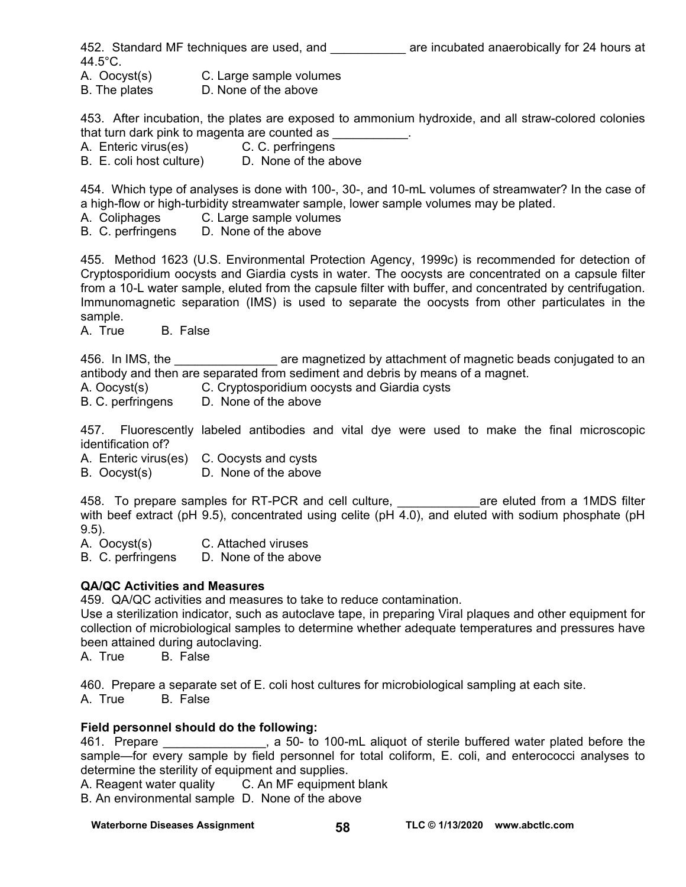452. Standard MF techniques are used, and ___________ are incubated anaerobically for 24 hours at 44.5°C.

A. Oocyst(s) C. Large sample volumes
B. The plates D. None of the above

453. After incubation, the plates are exposed to ammonium hydroxide, and all straw-colored colonies that turn dark pink to magenta are counted as ___________.

A. Enteric virus(es) C. C. perfringens
B. E. coli host culture) D. None of the above

454. Which type of analyses is done with 100-, 30-, and 10-mL volumes of streamwater? In the case of a high-flow or high-turbidity streamwater sample, lower sample volumes may be plated.

A. Coliphages C. Large sample volumes
B. C. perfringens D. None of the above

455. Method 1623 (U.S. Environmental Protection Agency, 1999c) is recommended for detection of Cryptosporidium oocysts and Giardia cysts in water. The oocysts are concentrated on a capsule filter from a 10-L water sample, eluted from the capsule filter with buffer, and concentrated by centrifugation. Immunomagnetic separation (IMS) is used to separate the oocysts from other particulates in the sample.

A. True B. False

456. In IMS, the _______________ are magnetized by attachment of magnetic beads conjugated to an antibody and then are separated from sediment and debris by means of a magnet.

A. Oocyst(s) C. Cryptosporidium oocysts and Giardia cysts
B. C. perfringens D. None of the above

457. Fluorescently labeled antibodies and vital dye were used to make the final microscopic identification of?

A. Enteric virus(es) C. Oocysts and cysts
B. Oocyst(s) D. None of the above

458. To prepare samples for RT-PCR and cell culture, ____________are eluted from a 1MDS filter with beef extract (pH 9.5), concentrated using celite (pH 4.0), and eluted with sodium phosphate (pH 9.5).

A. Oocyst(s) C. Attached viruses
B. C. perfringens D. None of the above

**QA/QC Activities and Measures**

459. QA/QC activities and measures to take to reduce contamination.
Use a sterilization indicator, such as autoclave tape, in preparing Viral plaques and other equipment for collection of microbiological samples to determine whether adequate temperatures and pressures have been attained during autoclaving.

A. True B. False

460. Prepare a separate set of E. coli host cultures for microbiological sampling at each site.

A. True B. False

**Field personnel should do the following:**

461. Prepare _______________, a 50- to 100-mL aliquot of sterile buffered water plated before the sample—for every sample by field personnel for total coliform, E. coli, and enterococci analyses to determine the sterility of equipment and supplies.

A. Reagent water quality C. An MF equipment blank
B. An environmental sample D. None of the above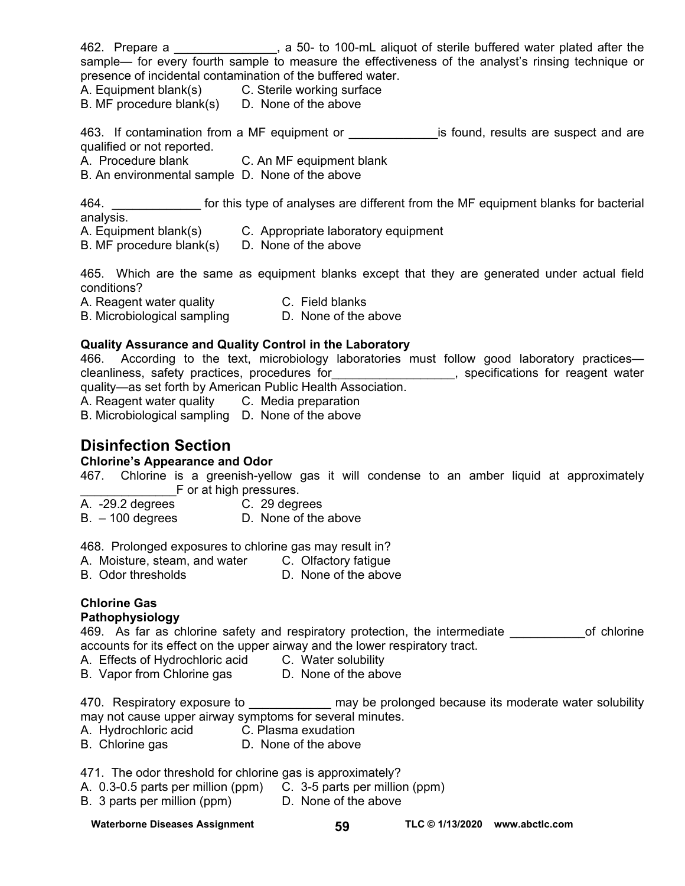462. Prepare a _______________, a 50- to 100-mL aliquot of sterile buffered water plated after the sample— for every fourth sample to measure the effectiveness of the analyst's rinsing technique or presence of incidental contamination of the buffered water.

A. Equipment blank(s)  C. Sterile working surface
B. MF procedure blank(s)  D. None of the above

463. If contamination from a MF equipment or _____________is found, results are suspect and are qualified or not reported.

A. Procedure blank  C. An MF equipment blank
B. An environmental sample  D. None of the above

464. _____________ for this type of analyses are different from the MF equipment blanks for bacterial analysis.

A. Equipment blank(s)  C. Appropriate laboratory equipment
B. MF procedure blank(s)  D. None of the above

465. Which are the same as equipment blanks except that they are generated under actual field conditions?

A. Reagent water quality  C. Field blanks
B. Microbiological sampling  D. None of the above

**Quality Assurance and Quality Control in the Laboratory**

466. According to the text, microbiology laboratories must follow good laboratory practices—cleanliness, safety practices, procedures for__________________, specifications for reagent water quality—as set forth by American Public Health Association.

A. Reagent water quality  C. Media preparation
B. Microbiological sampling  D. None of the above

## Disinfection Section

**Chlorine's Appearance and Odor**

467. Chlorine is a greenish-yellow gas it will condense to an amber liquid at approximately _____________F or at high pressures.

A. -29.2 degrees  C. 29 degrees
B. – 100 degrees  D. None of the above

468. Prolonged exposures to chlorine gas may result in?

A. Moisture, steam, and water  C. Olfactory fatigue
B. Odor thresholds  D. None of the above

**Chlorine Gas**

**Pathophysiology**

469. As far as chlorine safety and respiratory protection, the intermediate ___________of chlorine accounts for its effect on the upper airway and the lower respiratory tract.

A. Effects of Hydrochloric acid  C. Water solubility
B. Vapor from Chlorine gas  D. None of the above

470. Respiratory exposure to ____________ may be prolonged because its moderate water solubility may not cause upper airway symptoms for several minutes.

A. Hydrochloric acid  C. Plasma exudation
B. Chlorine gas  D. None of the above

471. The odor threshold for chlorine gas is approximately?

A. 0.3-0.5 parts per million (ppm)  C. 3-5 parts per million (ppm)
B. 3 parts per million (ppm)  D. None of the above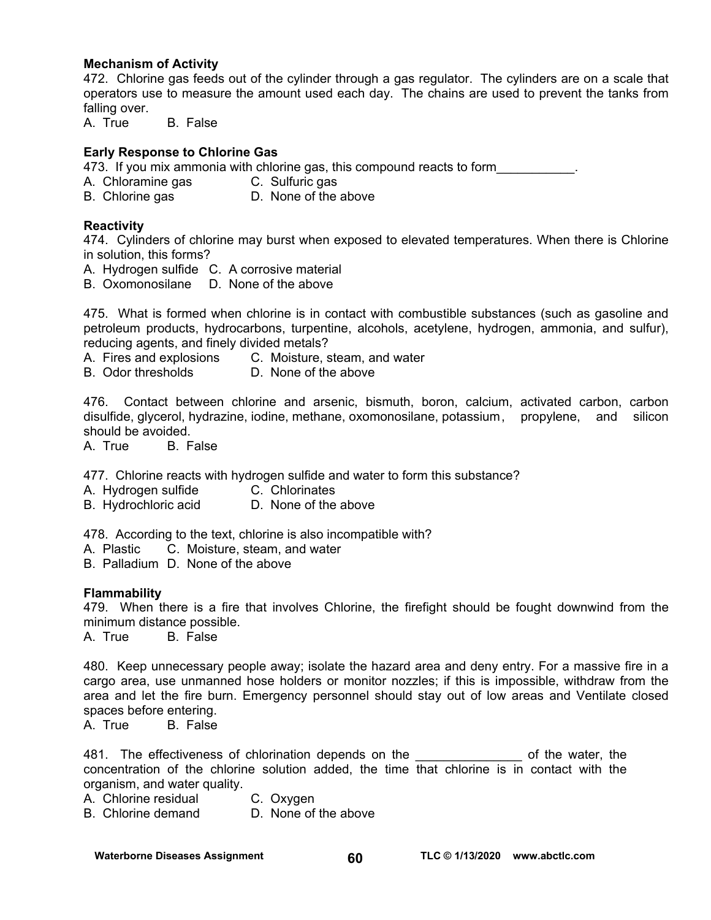**Mechanism of Activity**

472. Chlorine gas feeds out of the cylinder through a gas regulator. The cylinders are on a scale that operators use to measure the amount used each day. The chains are used to prevent the tanks from falling over.

A. True B. False

**Early Response to Chlorine Gas**

473. If you mix ammonia with chlorine gas, this compound reacts to form___________.

A. Chloramine gas C. Sulfuric gas
B. Chlorine gas D. None of the above

**Reactivity**

474. Cylinders of chlorine may burst when exposed to elevated temperatures. When there is Chlorine in solution, this forms?

A. Hydrogen sulfide C. A corrosive material
B. Oxomonosilane D. None of the above

475. What is formed when chlorine is in contact with combustible substances (such as gasoline and petroleum products, hydrocarbons, turpentine, alcohols, acetylene, hydrogen, ammonia, and sulfur), reducing agents, and finely divided metals?

A. Fires and explosions C. Moisture, steam, and water
B. Odor thresholds D. None of the above

476. Contact between chlorine and arsenic, bismuth, boron, calcium, activated carbon, carbon disulfide, glycerol, hydrazine, iodine, methane, oxomonosilane, potassium, propylene, and silicon should be avoided.

A. True B. False

477. Chlorine reacts with hydrogen sulfide and water to form this substance?

A. Hydrogen sulfide C. Chlorinates
B. Hydrochloric acid D. None of the above

478. According to the text, chlorine is also incompatible with?

A. Plastic C. Moisture, steam, and water
B. Palladium D. None of the above

**Flammability**

479. When there is a fire that involves Chlorine, the firefight should be fought downwind from the minimum distance possible.

A. True B. False

480. Keep unnecessary people away; isolate the hazard area and deny entry. For a massive fire in a cargo area, use unmanned hose holders or monitor nozzles; if this is impossible, withdraw from the area and let the fire burn. Emergency personnel should stay out of low areas and Ventilate closed spaces before entering.

A. True B. False

481. The effectiveness of chlorination depends on the _______________ of the water, the concentration of the chlorine solution added, the time that chlorine is in contact with the organism, and water quality.

A. Chlorine residual C. Oxygen
B. Chlorine demand D. None of the above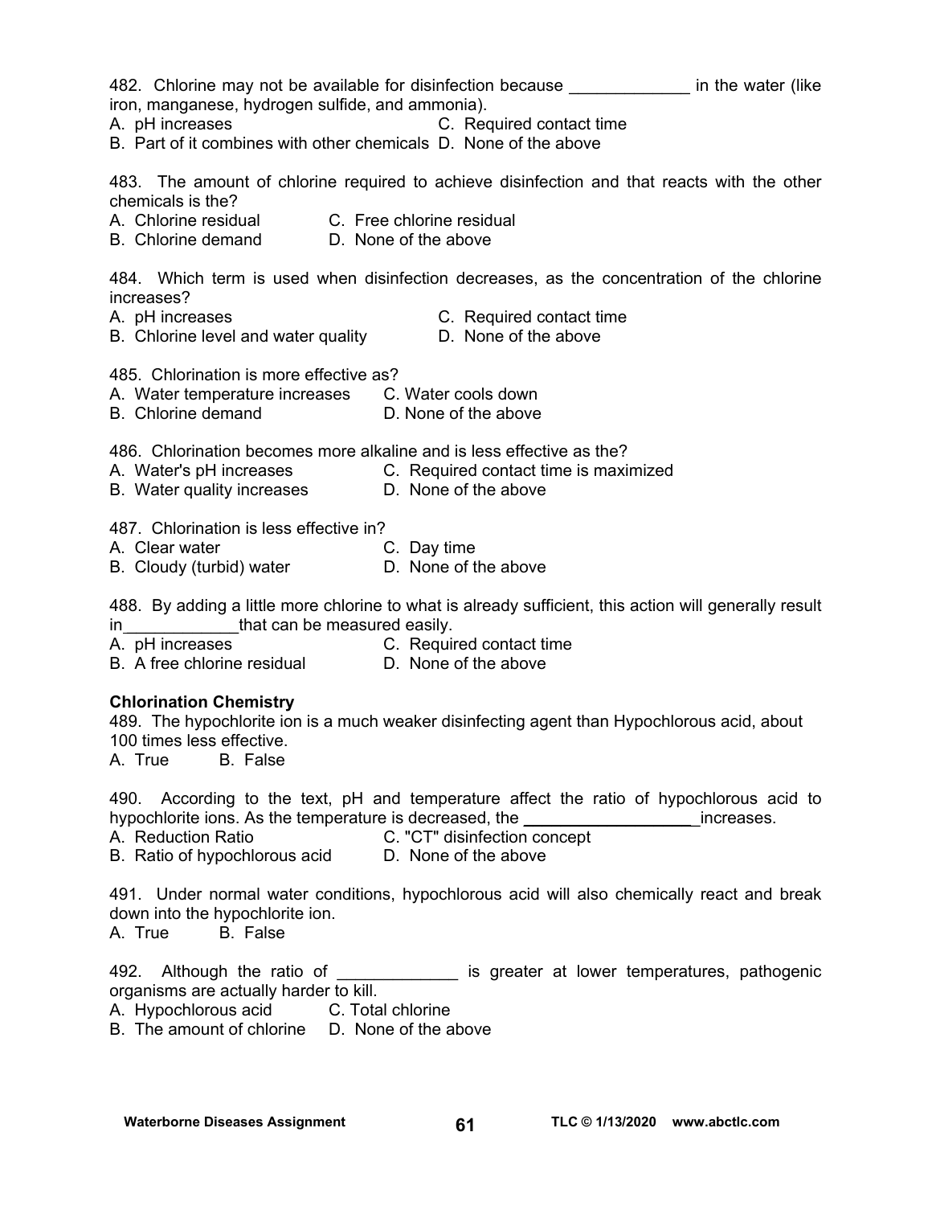482. Chlorine may not be available for disinfection because _____________ in the water (like iron, manganese, hydrogen sulfide, and ammonia).

A. pH increases
B. Part of it combines with other chemicals
C. Required contact time
D. None of the above

483. The amount of chlorine required to achieve disinfection and that reacts with the other chemicals is the?

A. Chlorine residual
B. Chlorine demand
C. Free chlorine residual
D. None of the above

484. Which term is used when disinfection decreases, as the concentration of the chlorine increases?

A. pH increases
B. Chlorine level and water quality
C. Required contact time
D. None of the above

485. Chlorination is more effective as?

A. Water temperature increases
B. Chlorine demand
C. Water cools down
D. None of the above

486. Chlorination becomes more alkaline and is less effective as the?

A. Water's pH increases
B. Water quality increases
C. Required contact time is maximized
D. None of the above

487. Chlorination is less effective in?

A. Clear water
B. Cloudy (turbid) water
C. Day time
D. None of the above

488. By adding a little more chlorine to what is already sufficient, this action will generally result in____________that can be measured easily.

A. pH increases
B. A free chlorine residual
C. Required contact time
D. None of the above

**Chlorination Chemistry**

489. The hypochlorite ion is a much weaker disinfecting agent than Hypochlorous acid, about 100 times less effective.

A. True B. False

490. According to the text, pH and temperature affect the ratio of hypochlorous acid to hypochlorite ions. As the temperature is decreased, the ___________________ increases.

A. Reduction Ratio
B. Ratio of hypochlorous acid
C. "CT" disinfection concept
D. None of the above

491. Under normal water conditions, hypochlorous acid will also chemically react and break down into the hypochlorite ion.

A. True B. False

492. Although the ratio of _____________ is greater at lower temperatures, pathogenic organisms are actually harder to kill.

A. Hypochlorous acid
B. The amount of chlorine
C. Total chlorine
D. None of the above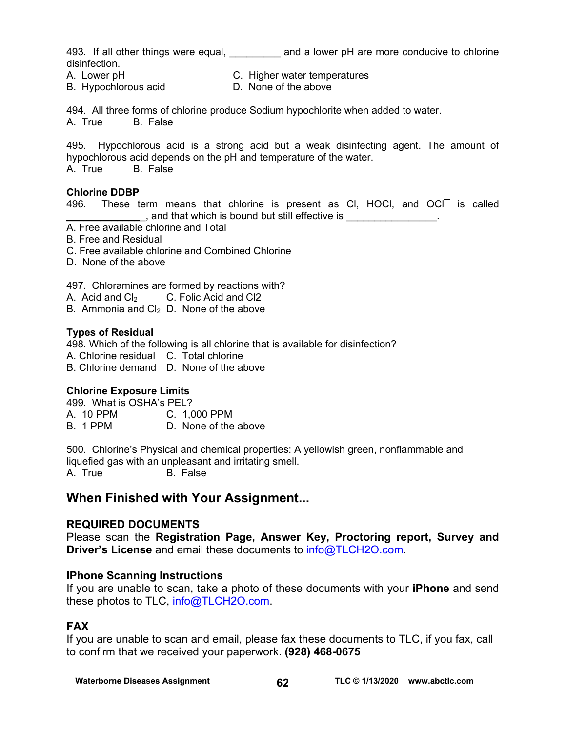493. If all other things were equal, _________ and a lower pH are more conducive to chlorine disinfection.

A. Lower pH
B. Hypochlorous acid
C. Higher water temperatures
D. None of the above

494. All three forms of chlorine produce Sodium hypochlorite when added to water.

A. True B. False

495. Hypochlorous acid is a strong acid but a weak disinfecting agent. The amount of hypochlorous acid depends on the pH and temperature of the water.

A. True B. False

**Chlorine DDBP**

496. These term means that chlorine is present as Cl, HOCl, and $OCl^{-}$ is called _____________, and that which is bound but still effective is _______________.

A. Free available chlorine and Total
B. Free and Residual
C. Free available chlorine and Combined Chlorine
D. None of the above

497. Chloramines are formed by reactions with?

A. Acid and $Cl_2$
B. Ammonia and $Cl_2$
C. Folic Acid and Cl2
D. None of the above

**Types of Residual**

498. Which of the following is all chlorine that is available for disinfection?

A. Chlorine residual
B. Chlorine demand
C. Total chlorine
D. None of the above

**Chlorine Exposure Limits**

499. What is OSHA's PEL?

A. 10 PPM
B. 1 PPM
C. 1,000 PPM
D. None of the above

500. Chlorine's Physical and chemical properties: A yellowish green, nonflammable and liquefied gas with an unpleasant and irritating smell.

A. True B. False

## When Finished with Your Assignment...

**REQUIRED DOCUMENTS**

Please scan the **Registration Page, Answer Key, Proctoring report, Survey and Driver's License** and email these documents to info@TLCH2O.com.

**IPhone Scanning Instructions**

If you are unable to scan, take a photo of these documents with your **iPhone** and send these photos to TLC, info@TLCH2O.com.

**FAX**

If you are unable to scan and email, please fax these documents to TLC, if you fax, call to confirm that we received your paperwork. **(928) 468-0675**